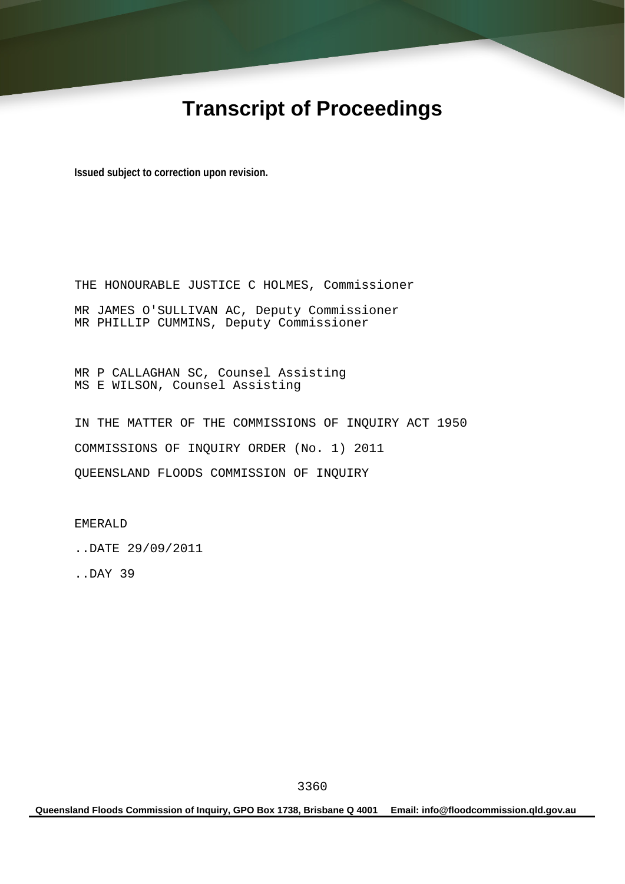# Transcript of Proceedings

**Issued subject to correction upon revision.**

THE HONOURABLE JUSTICE C HOLMES, Commissioner

MR JAMES O'SULLIVAN AC, Deputy Commissioner
MR PHILLIP CUMMINS, Deputy Commissioner

MR P CALLAGHAN SC, Counsel Assisting
MS E WILSON, Counsel Assisting

IN THE MATTER OF THE COMMISSIONS OF INQUIRY ACT 1950

COMMISSIONS OF INQUIRY ORDER (No. 1) 2011

QUEENSLAND FLOODS COMMISSION OF INQUIRY

EMERALD

..DATE 29/09/2011

..DAY 39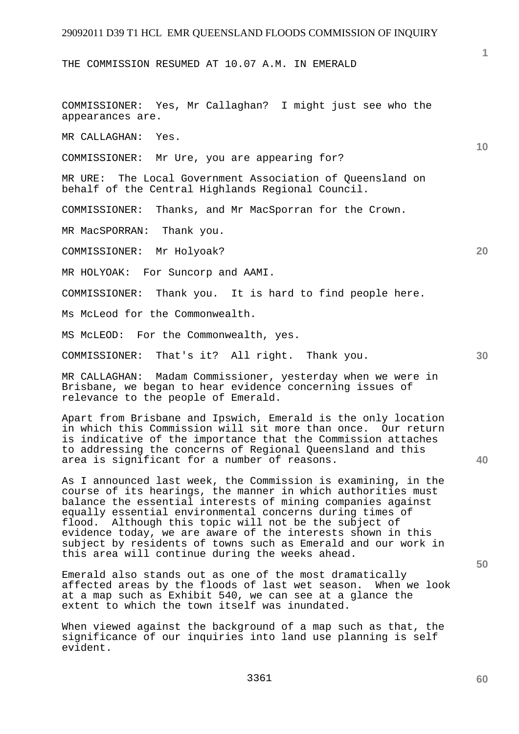THE COMMISSION RESUMED AT 10.07 A.M. IN EMERALD

COMMISSIONER: Yes, Mr Callaghan? I might just see who the appearances are.

MR CALLAGHAN: Yes.

COMMISSIONER: Mr Ure, you are appearing for?

MR URE: The Local Government Association of Queensland on behalf of the Central Highlands Regional Council.

COMMISSIONER: Thanks, and Mr MacSporran for the Crown.

MR MacSPORRAN: Thank you.

COMMISSIONER: Mr Holyoak?

MR HOLYOAK: For Suncorp and AAMI.

COMMISSIONER: Thank you. It is hard to find people here.

Ms McLeod for the Commonwealth.

MS McLEOD: For the Commonwealth, yes.

COMMISSIONER: That's it? All right. Thank you.

MR CALLAGHAN: Madam Commissioner, yesterday when we were in Brisbane, we began to hear evidence concerning issues of relevance to the people of Emerald.

Apart from Brisbane and Ipswich, Emerald is the only location in which this Commission will sit more than once. Our return is indicative of the importance that the Commission attaches to addressing the concerns of Regional Queensland and this area is significant for a number of reasons.

As I announced last week, the Commission is examining, in the course of its hearings, the manner in which authorities must balance the essential interests of mining companies against equally essential environmental concerns during times of flood. Although this topic will not be the subject of evidence today, we are aware of the interests shown in this subject by residents of towns such as Emerald and our work in this area will continue during the weeks ahead.

Emerald also stands out as one of the most dramatically affected areas by the floods of last wet season. When we look at a map such as Exhibit 540, we can see at a glance the extent to which the town itself was inundated.

When viewed against the background of a map such as that, the significance of our inquiries into land use planning is self evident.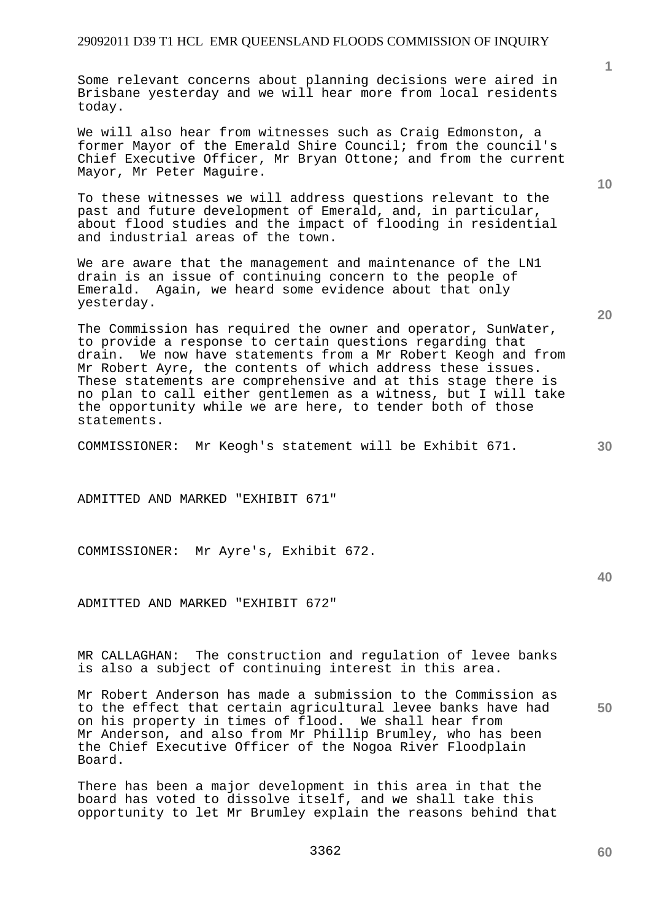Some relevant concerns about planning decisions were aired in Brisbane yesterday and we will hear more from local residents today.

We will also hear from witnesses such as Craig Edmonston, a former Mayor of the Emerald Shire Council; from the council's Chief Executive Officer, Mr Bryan Ottone; and from the current Mayor, Mr Peter Maguire.

To these witnesses we will address questions relevant to the past and future development of Emerald, and, in particular, about flood studies and the impact of flooding in residential and industrial areas of the town.

We are aware that the management and maintenance of the LN1 drain is an issue of continuing concern to the people of Emerald. Again, we heard some evidence about that only yesterday.

The Commission has required the owner and operator, SunWater, to provide a response to certain questions regarding that drain. We now have statements from a Mr Robert Keogh and from Mr Robert Ayre, the contents of which address these issues. These statements are comprehensive and at this stage there is no plan to call either gentlemen as a witness, but I will take the opportunity while we are here, to tender both of those statements.

COMMISSIONER: Mr Keogh's statement will be Exhibit 671.

ADMITTED AND MARKED "EXHIBIT 671"

COMMISSIONER: Mr Ayre's, Exhibit 672.

ADMITTED AND MARKED "EXHIBIT 672"

MR CALLAGHAN: The construction and regulation of levee banks is also a subject of continuing interest in this area.

Mr Robert Anderson has made a submission to the Commission as to the effect that certain agricultural levee banks have had on his property in times of flood. We shall hear from Mr Anderson, and also from Mr Phillip Brumley, who has been the Chief Executive Officer of the Nogoa River Floodplain Board.

There has been a major development in this area in that the board has voted to dissolve itself, and we shall take this opportunity to let Mr Brumley explain the reasons behind that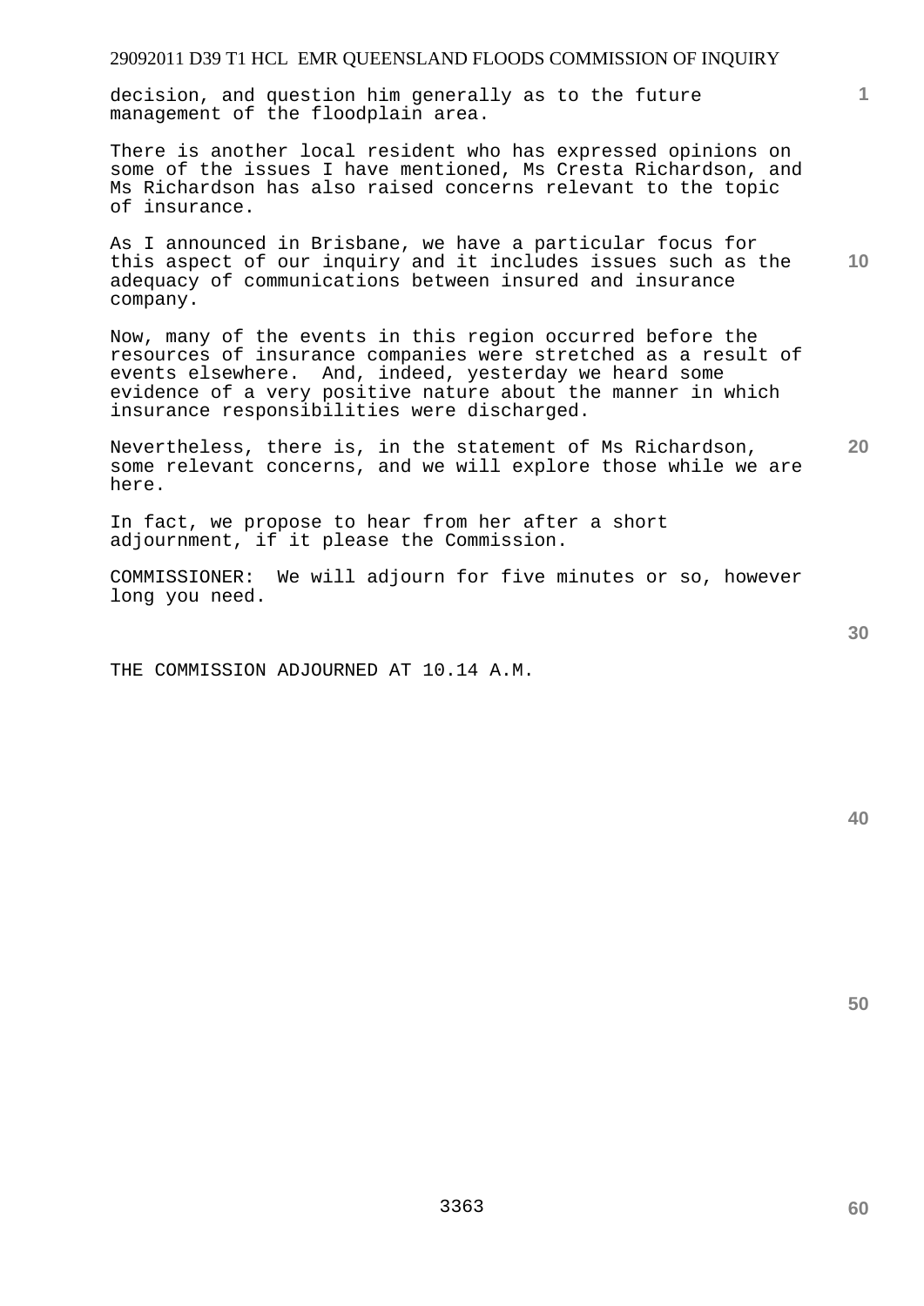decision, and question him generally as to the future management of the floodplain area.

There is another local resident who has expressed opinions on some of the issues I have mentioned, Ms Cresta Richardson, and Ms Richardson has also raised concerns relevant to the topic of insurance.

As I announced in Brisbane, we have a particular focus for this aspect of our inquiry and it includes issues such as the adequacy of communications between insured and insurance company.

Now, many of the events in this region occurred before the resources of insurance companies were stretched as a result of events elsewhere. And, indeed, yesterday we heard some evidence of a very positive nature about the manner in which insurance responsibilities were discharged.

Nevertheless, there is, in the statement of Ms Richardson, some relevant concerns, and we will explore those while we are here.

In fact, we propose to hear from her after a short adjournment, if it please the Commission.

COMMISSIONER: We will adjourn for five minutes or so, however long you need.

THE COMMISSION ADJOURNED AT 10.14 A.M.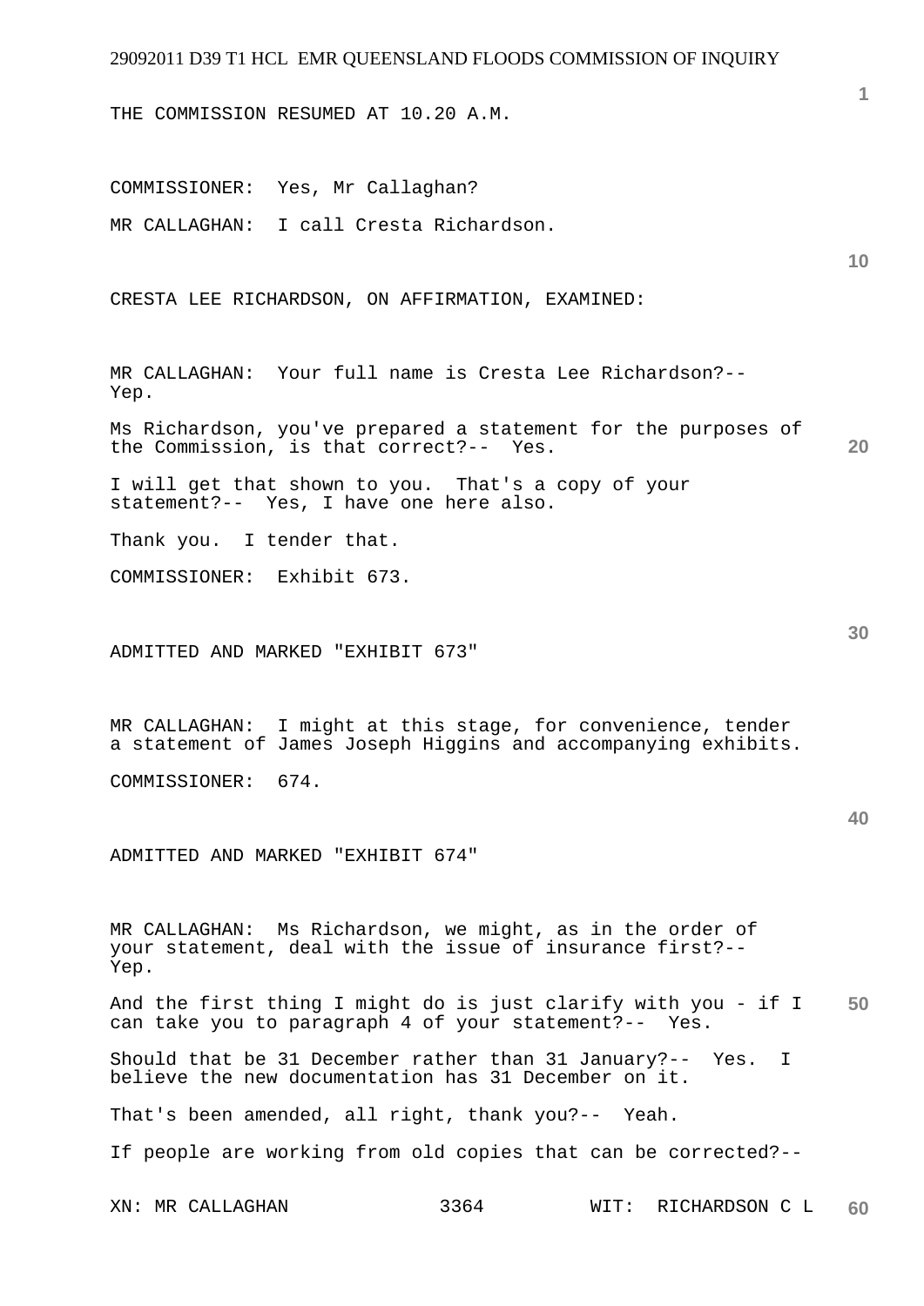THE COMMISSION RESUMED AT 10.20 A.M.

COMMISSIONER: Yes, Mr Callaghan?

MR CALLAGHAN: I call Cresta Richardson.

CRESTA LEE RICHARDSON, ON AFFIRMATION, EXAMINED:

MR CALLAGHAN: Your full name is Cresta Lee Richardson?-- Yep.

Ms Richardson, you've prepared a statement for the purposes of the Commission, is that correct?-- Yes.

I will get that shown to you. That's a copy of your statement?-- Yes, I have one here also.

Thank you. I tender that.

COMMISSIONER: Exhibit 673.

ADMITTED AND MARKED "EXHIBIT 673"

MR CALLAGHAN: I might at this stage, for convenience, tender a statement of James Joseph Higgins and accompanying exhibits.

COMMISSIONER: 674.

ADMITTED AND MARKED "EXHIBIT 674"

MR CALLAGHAN: Ms Richardson, we might, as in the order of your statement, deal with the issue of insurance first?-- Yep.

And the first thing I might do is just clarify with you - if I can take you to paragraph 4 of your statement?-- Yes.

Should that be 31 December rather than 31 January?-- Yes. I believe the new documentation has 31 December on it.

That's been amended, all right, thank you?-- Yeah.

If people are working from old copies that can be corrected?--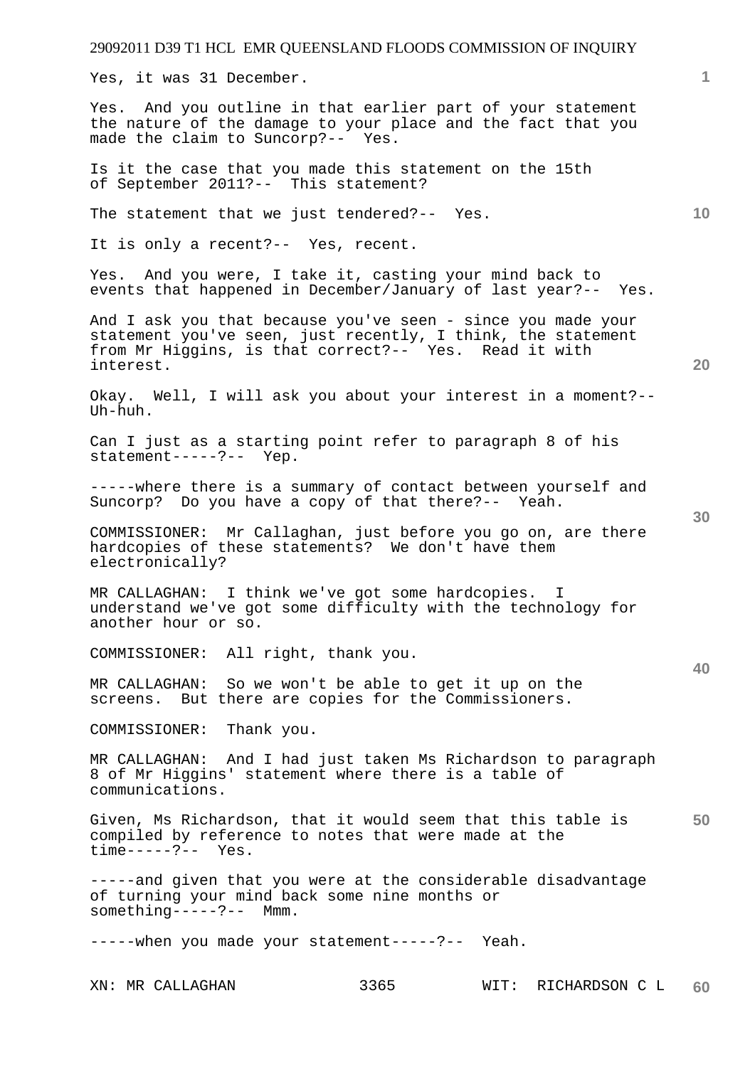Yes, it was 31 December.

Yes. And you outline in that earlier part of your statement the nature of the damage to your place and the fact that you made the claim to Suncorp?-- Yes.

Is it the case that you made this statement on the 15th of September 2011?-- This statement?

The statement that we just tendered?-- Yes.

It is only a recent?-- Yes, recent.

Yes. And you were, I take it, casting your mind back to events that happened in December/January of last year?-- Yes.

And I ask you that because you've seen - since you made your statement you've seen, just recently, I think, the statement from Mr Higgins, is that correct?-- Yes. Read it with interest.

Okay. Well, I will ask you about your interest in a moment?-- Uh-huh.

Can I just as a starting point refer to paragraph 8 of his statement-----?-- Yep.

-----where there is a summary of contact between yourself and Suncorp? Do you have a copy of that there?-- Yeah.

COMMISSIONER: Mr Callaghan, just before you go on, are there hardcopies of these statements? We don't have them electronically?

MR CALLAGHAN: I think we've got some hardcopies. I understand we've got some difficulty with the technology for another hour or so.

COMMISSIONER: All right, thank you.

MR CALLAGHAN: So we won't be able to get it up on the screens. But there are copies for the Commissioners.

COMMISSIONER: Thank you.

MR CALLAGHAN: And I had just taken Ms Richardson to paragraph 8 of Mr Higgins' statement where there is a table of communications.

Given, Ms Richardson, that it would seem that this table is compiled by reference to notes that were made at the time-----?-- Yes.

-----and given that you were at the considerable disadvantage of turning your mind back some nine months or something-----?-- Mmm.

-----when you made your statement-----?-- Yeah.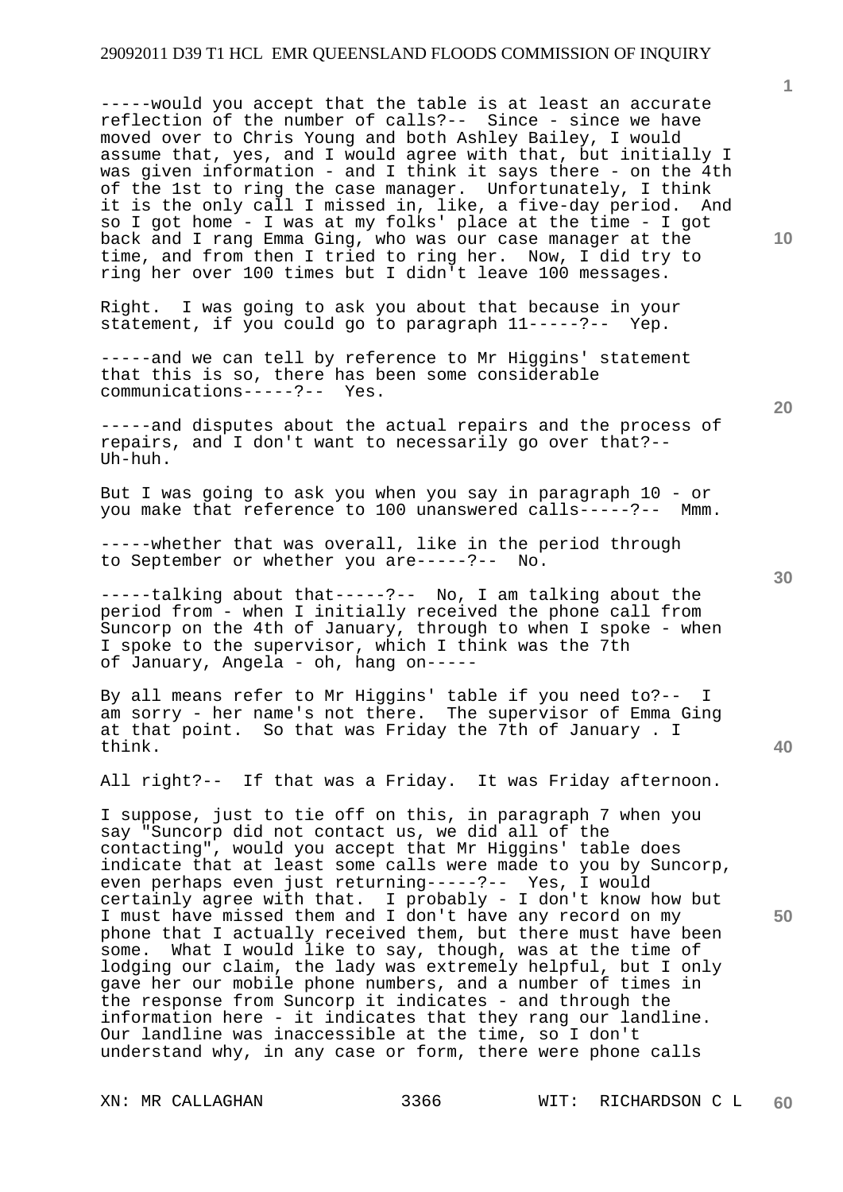-----would you accept that the table is at least an accurate reflection of the number of calls?-- Since - since we have moved over to Chris Young and both Ashley Bailey, I would assume that, yes, and I would agree with that, but initially I was given information - and I think it says there - on the 4th of the 1st to ring the case manager. Unfortunately, I think it is the only call I missed in, like, a five-day period. And so I got home - I was at my folks' place at the time - I got back and I rang Emma Ging, who was our case manager at the time, and from then I tried to ring her. Now, I did try to ring her over 100 times but I didn't leave 100 messages.

Right. I was going to ask you about that because in your statement, if you could go to paragraph 11-----?-- Yep.

-----and we can tell by reference to Mr Higgins' statement that this is so, there has been some considerable communications-----?-- Yes.

-----and disputes about the actual repairs and the process of repairs, and I don't want to necessarily go over that?-- Uh-huh.

But I was going to ask you when you say in paragraph 10 - or you make that reference to 100 unanswered calls-----?-- Mmm.

-----whether that was overall, like in the period through to September or whether you are-----?-- No.

-----talking about that-----?-- No, I am talking about the period from - when I initially received the phone call from Suncorp on the 4th of January, through to when I spoke - when I spoke to the supervisor, which I think was the 7th of January, Angela - oh, hang on-----

By all means refer to Mr Higgins' table if you need to?-- I am sorry - her name's not there. The supervisor of Emma Ging at that point. So that was Friday the 7th of January . I think.

All right?-- If that was a Friday. It was Friday afternoon.

I suppose, just to tie off on this, in paragraph 7 when you say "Suncorp did not contact us, we did all of the contacting", would you accept that Mr Higgins' table does indicate that at least some calls were made to you by Suncorp, even perhaps even just returning-----?-- Yes, I would certainly agree with that. I probably - I don't know how but I must have missed them and I don't have any record on my phone that I actually received them, but there must have been some. What I would like to say, though, was at the time of lodging our claim, the lady was extremely helpful, but I only gave her our mobile phone numbers, and a number of times in the response from Suncorp it indicates - and through the information here - it indicates that they rang our landline. Our landline was inaccessible at the time, so I don't understand why, in any case or form, there were phone calls

XN: MR CALLAGHAN WIT: RICHARDSON C L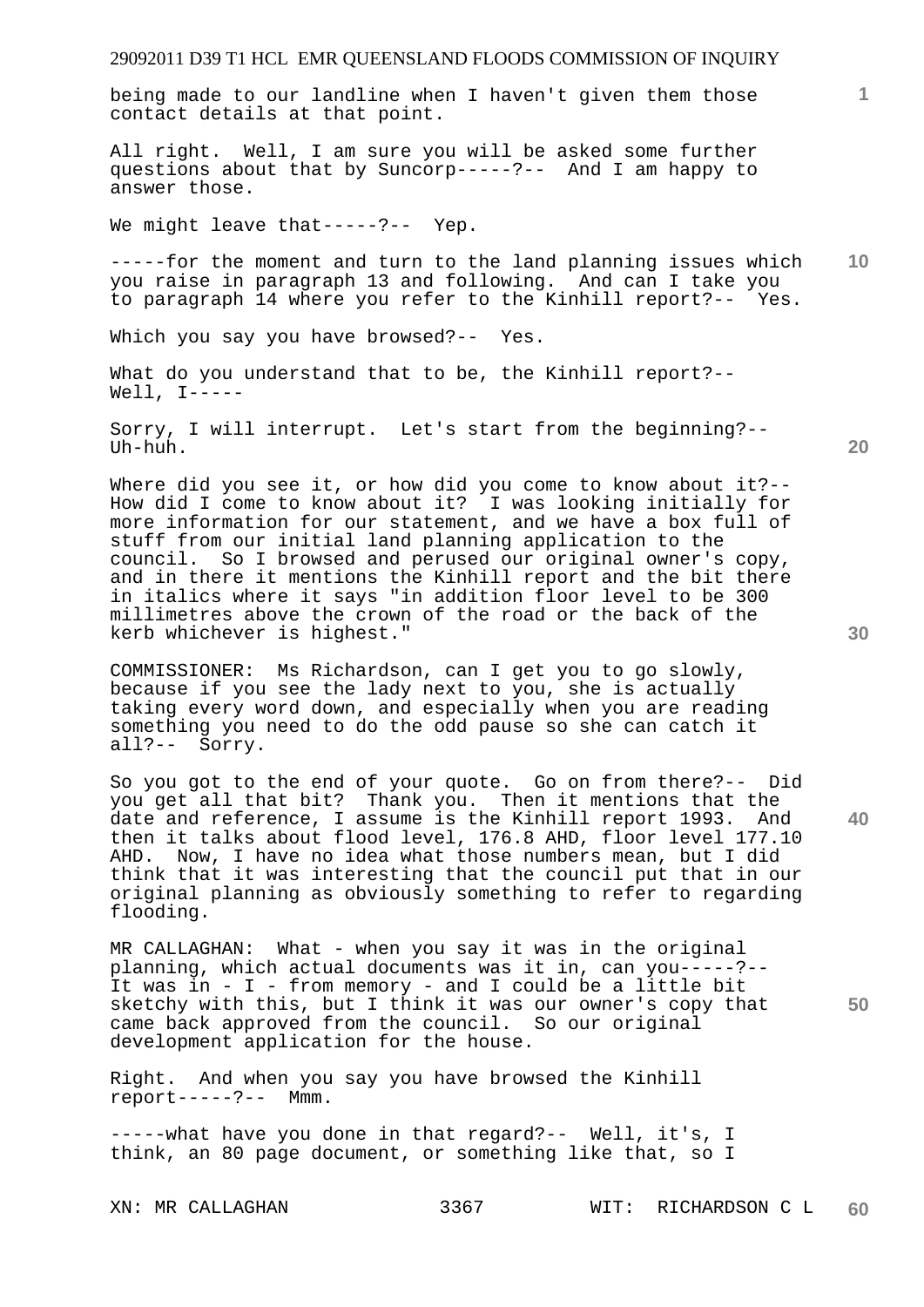being made to our landline when I haven't given them those contact details at that point.

All right. Well, I am sure you will be asked some further questions about that by Suncorp-----?-- And I am happy to answer those.

We might leave that-----?-- Yep.

-----for the moment and turn to the land planning issues which you raise in paragraph 13 and following. And can I take you to paragraph 14 where you refer to the Kinhill report?-- Yes.

Which you say you have browsed?-- Yes.

What do you understand that to be, the Kinhill report?-- Well, I-----

Sorry, I will interrupt. Let's start from the beginning?-- Uh-huh.

Where did you see it, or how did you come to know about it?-- How did I come to know about it? I was looking initially for more information for our statement, and we have a box full of stuff from our initial land planning application to the council. So I browsed and perused our original owner's copy, and in there it mentions the Kinhill report and the bit there in italics where it says "in addition floor level to be 300 millimetres above the crown of the road or the back of the kerb whichever is highest."

COMMISSIONER: Ms Richardson, can I get you to go slowly, because if you see the lady next to you, she is actually taking every word down, and especially when you are reading something you need to do the odd pause so she can catch it all?-- Sorry.

So you got to the end of your quote. Go on from there?-- Did you get all that bit? Thank you. Then it mentions that the date and reference, I assume is the Kinhill report 1993. And then it talks about flood level, 176.8 AHD, floor level 177.10 AHD. Now, I have no idea what those numbers mean, but I did think that it was interesting that the council put that in our original planning as obviously something to refer to regarding flooding.

MR CALLAGHAN: What - when you say it was in the original planning, which actual documents was it in, can you-----?-- It was in - I - from memory - and I could be a little bit sketchy with this, but I think it was our owner's copy that came back approved from the council. So our original development application for the house.

Right. And when you say you have browsed the Kinhill report-----?-- Mmm.

-----what have you done in that regard?-- Well, it's, I think, an 80 page document, or something like that, so I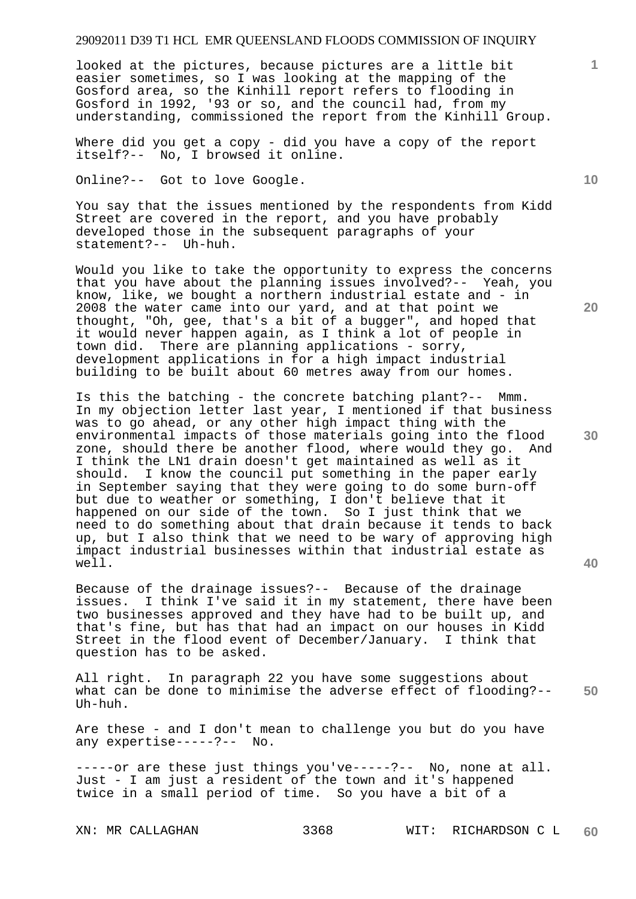looked at the pictures, because pictures are a little bit easier sometimes, so I was looking at the mapping of the Gosford area, so the Kinhill report refers to flooding in Gosford in 1992, '93 or so, and the council had, from my understanding, commissioned the report from the Kinhill Group.

Where did you get a copy - did you have a copy of the report itself?-- No, I browsed it online.

Online?-- Got to love Google.

You say that the issues mentioned by the respondents from Kidd Street are covered in the report, and you have probably developed those in the subsequent paragraphs of your statement?-- Uh-huh.

Would you like to take the opportunity to express the concerns that you have about the planning issues involved?-- Yeah, you know, like, we bought a northern industrial estate and - in 2008 the water came into our yard, and at that point we thought, "Oh, gee, that's a bit of a bugger", and hoped that it would never happen again, as I think a lot of people in town did. There are planning applications - sorry, development applications in for a high impact industrial building to be built about 60 metres away from our homes.

Is this the batching - the concrete batching plant?-- Mmm. In my objection letter last year, I mentioned if that business was to go ahead, or any other high impact thing with the environmental impacts of those materials going into the flood zone, should there be another flood, where would they go. And I think the LN1 drain doesn't get maintained as well as it should. I know the council put something in the paper early in September saying that they were going to do some burn-off but due to weather or something, I don't believe that it happened on our side of the town. So I just think that we need to do something about that drain because it tends to back up, but I also think that we need to be wary of approving high impact industrial businesses within that industrial estate as well.

Because of the drainage issues?-- Because of the drainage issues. I think I've said it in my statement, there have been two businesses approved and they have had to be built up, and that's fine, but has that had an impact on our houses in Kidd Street in the flood event of December/January. I think that question has to be asked.

All right. In paragraph 22 you have some suggestions about what can be done to minimise the adverse effect of flooding?-- Uh-huh.

Are these - and I don't mean to challenge you but do you have any expertise-----?-- No.

-----or are these just things you've-----?-- No, none at all. Just - I am just a resident of the town and it's happened twice in a small period of time. So you have a bit of a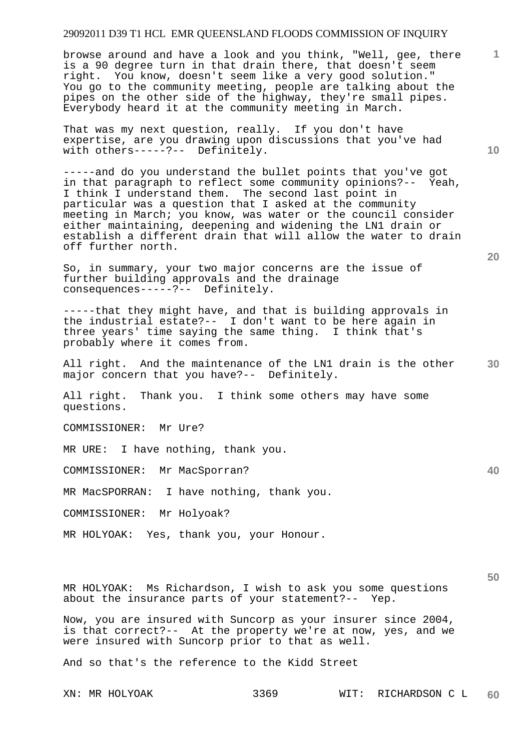browse around and have a look and you think, "Well, gee, there is a 90 degree turn in that drain there, that doesn't seem right. You know, doesn't seem like a very good solution." You go to the community meeting, people are talking about the pipes on the other side of the highway, they're small pipes. Everybody heard it at the community meeting in March.

That was my next question, really. If you don't have expertise, are you drawing upon discussions that you've had with others-----?-- Definitely.

-----and do you understand the bullet points that you've got in that paragraph to reflect some community opinions?-- Yeah, I think I understand them. The second last point in particular was a question that I asked at the community meeting in March; you know, was water or the council consider either maintaining, deepening and widening the LN1 drain or establish a different drain that will allow the water to drain off further north.

So, in summary, your two major concerns are the issue of further building approvals and the drainage consequences-----?-- Definitely.

-----that they might have, and that is building approvals in the industrial estate?-- I don't want to be here again in three years' time saying the same thing. I think that's probably where it comes from.

All right. And the maintenance of the LN1 drain is the other major concern that you have?-- Definitely.

All right. Thank you. I think some others may have some questions.

COMMISSIONER: Mr Ure?

MR URE: I have nothing, thank you.

COMMISSIONER: Mr MacSporran?

MR MacSPORRAN: I have nothing, thank you.

COMMISSIONER: Mr Holyoak?

MR HOLYOAK: Yes, thank you, your Honour.

MR HOLYOAK: Ms Richardson, I wish to ask you some questions about the insurance parts of your statement?-- Yep.

Now, you are insured with Suncorp as your insurer since 2004, is that correct?-- At the property we're at now, yes, and we were insured with Suncorp prior to that as well.

And so that's the reference to the Kidd Street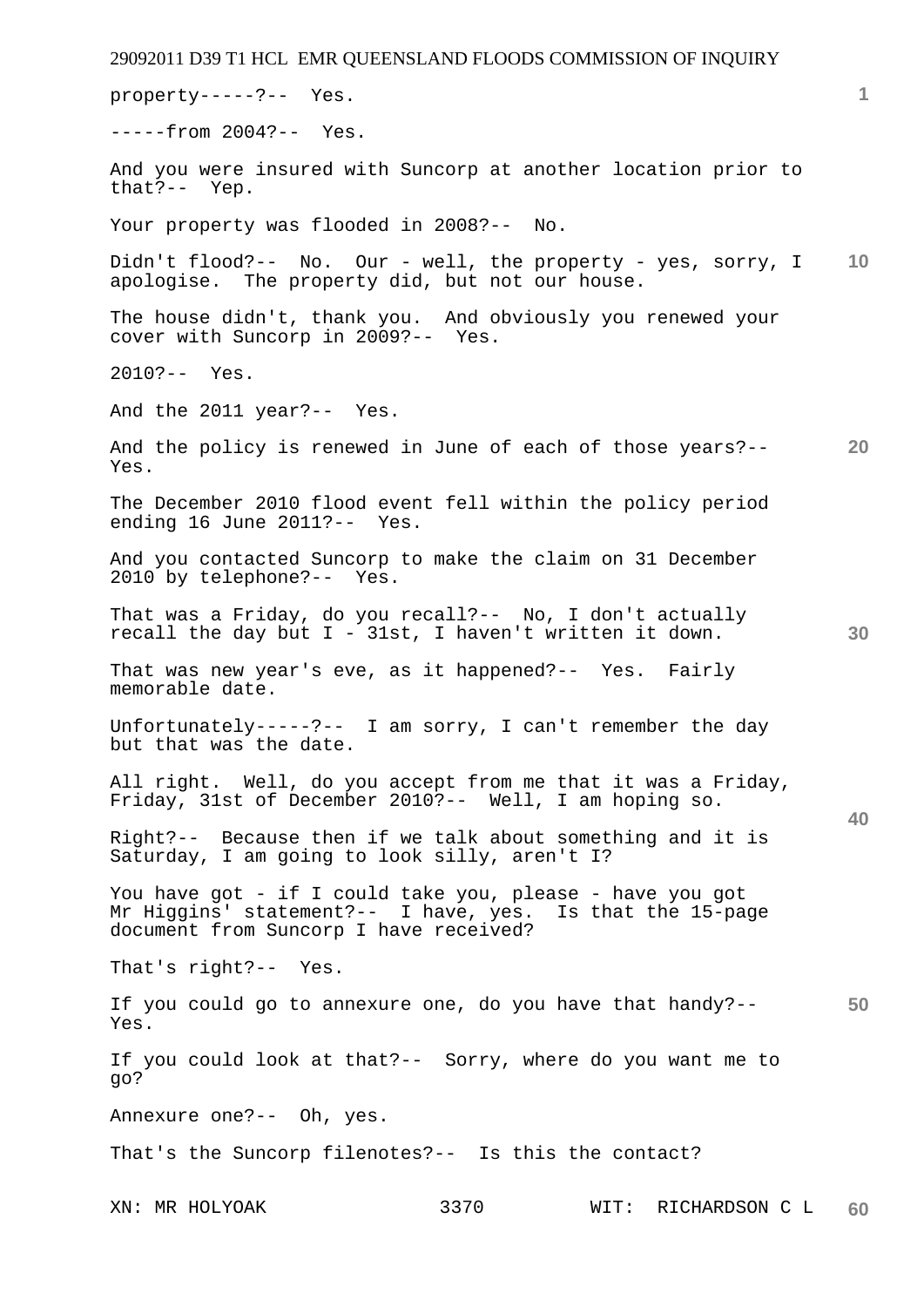property-----?-- Yes.

-----from 2004?-- Yes.

And you were insured with Suncorp at another location prior to that?-- Yep.

Your property was flooded in 2008?-- No.

Didn't flood?-- No. Our - well, the property - yes, sorry, I apologise. The property did, but not our house.

The house didn't, thank you. And obviously you renewed your cover with Suncorp in 2009?-- Yes.

2010?-- Yes.

And the 2011 year?-- Yes.

And the policy is renewed in June of each of those years?-- Yes.

The December 2010 flood event fell within the policy period ending 16 June 2011?-- Yes.

And you contacted Suncorp to make the claim on 31 December 2010 by telephone?-- Yes.

That was a Friday, do you recall?-- No, I don't actually recall the day but I - 31st, I haven't written it down.

That was new year's eve, as it happened?-- Yes. Fairly memorable date.

Unfortunately-----?-- I am sorry, I can't remember the day but that was the date.

All right. Well, do you accept from me that it was a Friday, Friday, 31st of December 2010?-- Well, I am hoping so.

Right?-- Because then if we talk about something and it is Saturday, I am going to look silly, aren't I?

You have got - if I could take you, please - have you got Mr Higgins' statement?-- I have, yes. Is that the 15-page document from Suncorp I have received?

That's right?-- Yes.

If you could go to annexure one, do you have that handy?-- Yes.

If you could look at that?-- Sorry, where do you want me to go?

Annexure one?-- Oh, yes.

That's the Suncorp filenotes?-- Is this the contact?

XN: MR HOLYOAK WIT: RICHARDSON C L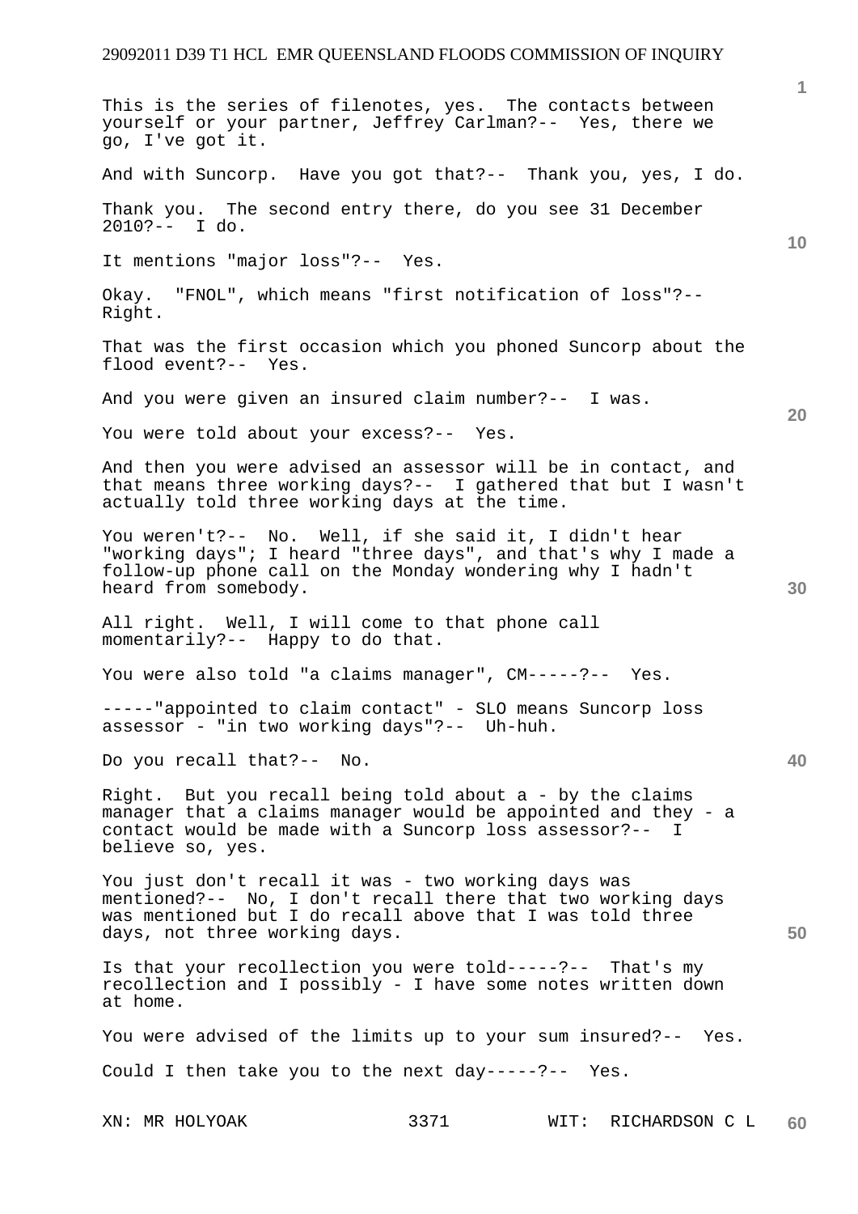This is the series of filenotes, yes. The contacts between yourself or your partner, Jeffrey Carlman?-- Yes, there we go, I've got it.

And with Suncorp. Have you got that?-- Thank you, yes, I do.

Thank you. The second entry there, do you see 31 December 2010?-- I do.

It mentions "major loss"?-- Yes.

Okay. "FNOL", which means "first notification of loss"?-- Right.

That was the first occasion which you phoned Suncorp about the flood event?-- Yes.

And you were given an insured claim number?-- I was.

You were told about your excess?-- Yes.

And then you were advised an assessor will be in contact, and that means three working days?-- I gathered that but I wasn't actually told three working days at the time.

You weren't?-- No. Well, if she said it, I didn't hear "working days"; I heard "three days", and that's why I made a follow-up phone call on the Monday wondering why I hadn't heard from somebody.

All right. Well, I will come to that phone call momentarily?-- Happy to do that.

You were also told "a claims manager", CM-----?-- Yes.

-----"appointed to claim contact" - SLO means Suncorp loss assessor - "in two working days"?-- Uh-huh.

Do you recall that?-- No.

Right. But you recall being told about a - by the claims manager that a claims manager would be appointed and they - a contact would be made with a Suncorp loss assessor?-- I believe so, yes.

You just don't recall it was - two working days was mentioned?-- No, I don't recall there that two working days was mentioned but I do recall above that I was told three days, not three working days.

Is that your recollection you were told-----?-- That's my recollection and I possibly - I have some notes written down at home.

You were advised of the limits up to your sum insured?-- Yes.

Could I then take you to the next day-----?-- Yes.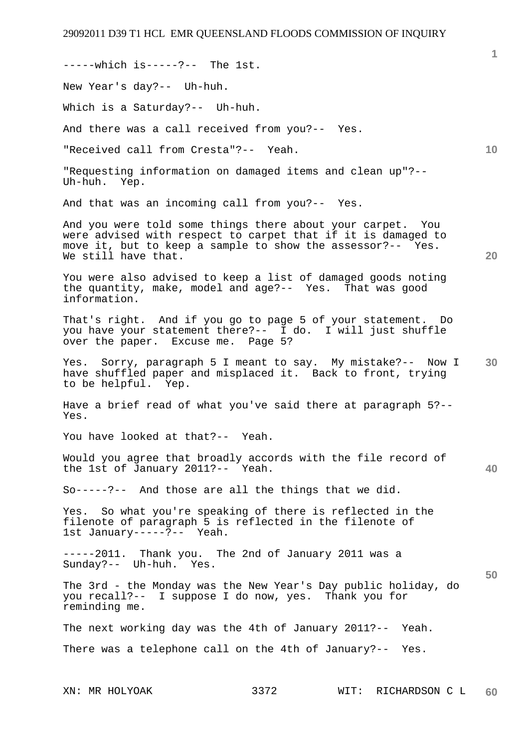-----which is-----?-- The 1st.

New Year's day?-- Uh-huh.

Which is a Saturday?-- Uh-huh.

And there was a call received from you?-- Yes.

"Received call from Cresta"?-- Yeah.

"Requesting information on damaged items and clean up"?-- Uh-huh. Yep.

And that was an incoming call from you?-- Yes.

And you were told some things there about your carpet. You were advised with respect to carpet that if it is damaged to move it, but to keep a sample to show the assessor?-- Yes. We still have that.

You were also advised to keep a list of damaged goods noting the quantity, make, model and age?-- Yes. That was good information.

That's right. And if you go to page 5 of your statement. Do you have your statement there?-- I do. I will just shuffle over the paper. Excuse me. Page 5?

Yes. Sorry, paragraph 5 I meant to say. My mistake?-- Now I have shuffled paper and misplaced it. Back to front, trying to be helpful. Yep.

Have a brief read of what you've said there at paragraph 5?-- Yes.

You have looked at that?-- Yeah.

Would you agree that broadly accords with the file record of the 1st of January 2011?-- Yeah.

So-----?-- And those are all the things that we did.

Yes. So what you're speaking of there is reflected in the filenote of paragraph 5 is reflected in the filenote of 1st January-----?-- Yeah.

-----2011. Thank you. The 2nd of January 2011 was a Sunday?-- Uh-huh. Yes.

The 3rd - the Monday was the New Year's Day public holiday, do you recall?-- I suppose I do now, yes. Thank you for reminding me.

The next working day was the 4th of January 2011?-- Yeah.

There was a telephone call on the 4th of January?-- Yes.

XN: MR HOLYOAK WIT: RICHARDSON C L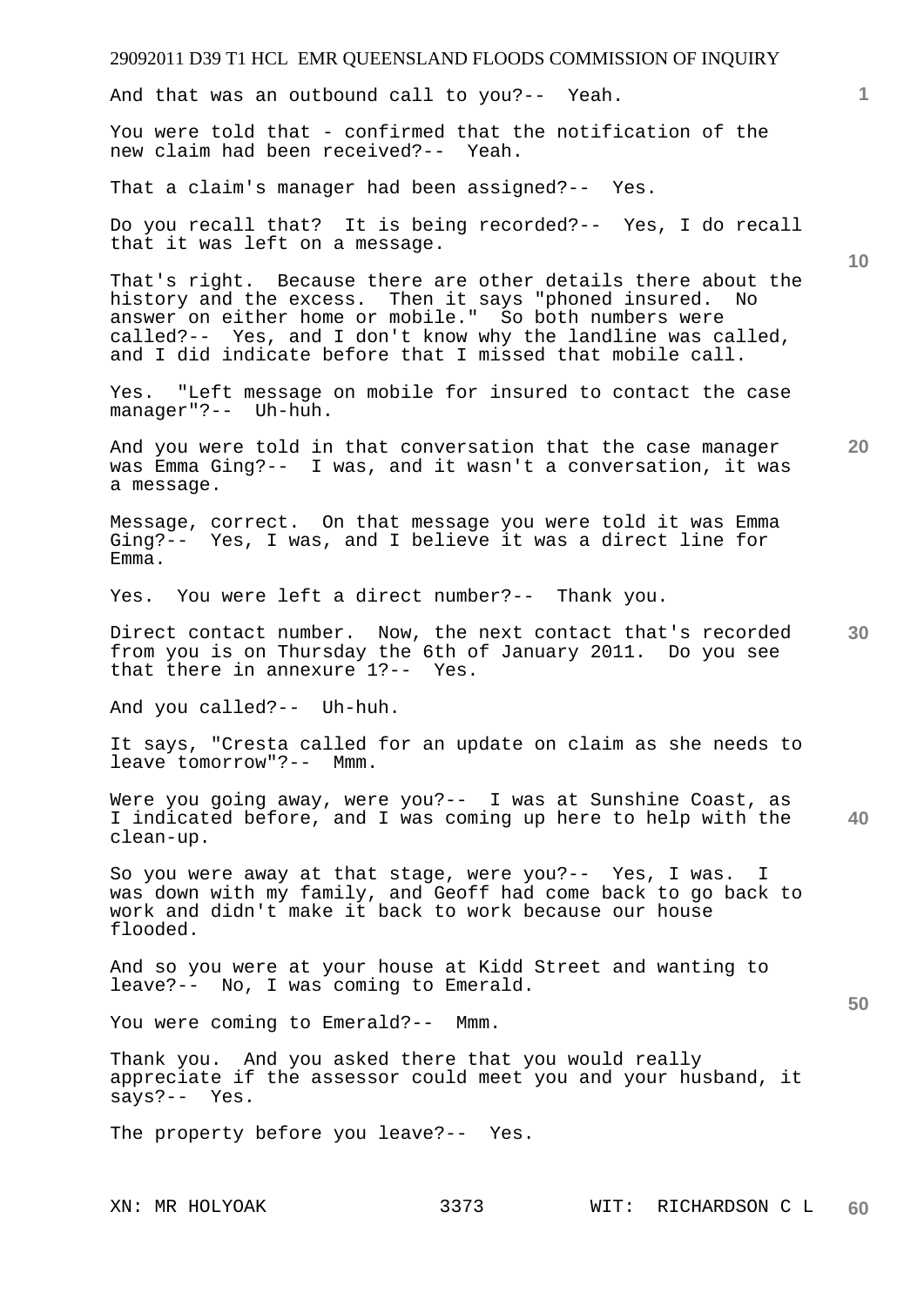And that was an outbound call to you?-- Yeah.

You were told that - confirmed that the notification of the new claim had been received?-- Yeah.

That a claim's manager had been assigned?-- Yes.

Do you recall that? It is being recorded?-- Yes, I do recall that it was left on a message.

That's right. Because there are other details there about the history and the excess. Then it says "phoned insured. No answer on either home or mobile." So both numbers were called?-- Yes, and I don't know why the landline was called, and I did indicate before that I missed that mobile call.

Yes. "Left message on mobile for insured to contact the case manager"?-- Uh-huh.

And you were told in that conversation that the case manager was Emma Ging?-- I was, and it wasn't a conversation, it was a message.

Message, correct. On that message you were told it was Emma Ging?-- Yes, I was, and I believe it was a direct line for Emma.

Yes. You were left a direct number?-- Thank you.

Direct contact number. Now, the next contact that's recorded from you is on Thursday the 6th of January 2011. Do you see that there in annexure 1?-- Yes.

And you called?-- Uh-huh.

It says, "Cresta called for an update on claim as she needs to leave tomorrow"?-- Mmm.

Were you going away, were you?-- I was at Sunshine Coast, as I indicated before, and I was coming up here to help with the clean-up.

So you were away at that stage, were you?-- Yes, I was. I was down with my family, and Geoff had come back to go back to work and didn't make it back to work because our house flooded.

And so you were at your house at Kidd Street and wanting to leave?-- No, I was coming to Emerald.

You were coming to Emerald?-- Mmm.

Thank you. And you asked there that you would really appreciate if the assessor could meet you and your husband, it says?-- Yes.

The property before you leave?-- Yes.

XN: MR HOLYOAK WIT: RICHARDSON C L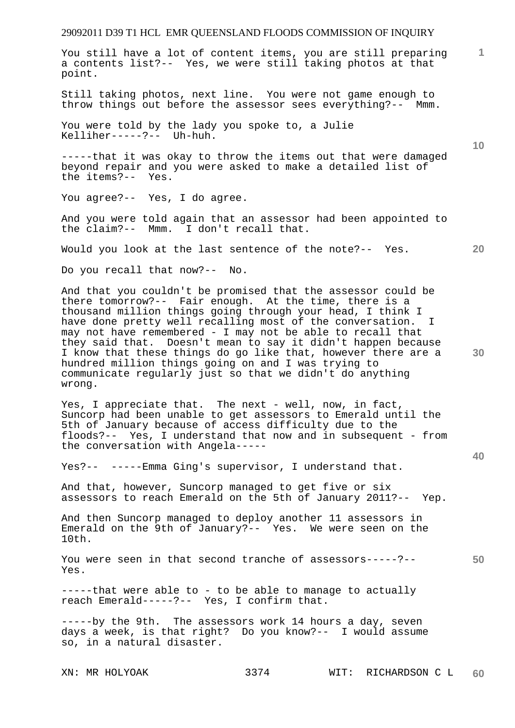You still have a lot of content items, you are still preparing a contents list?-- Yes, we were still taking photos at that point.

Still taking photos, next line. You were not game enough to throw things out before the assessor sees everything?-- Mmm.

You were told by the lady you spoke to, a Julie Kelliher-----?-- Uh-huh.

-----that it was okay to throw the items out that were damaged beyond repair and you were asked to make a detailed list of the items?-- Yes.

You agree?-- Yes, I do agree.

And you were told again that an assessor had been appointed to the claim?-- Mmm. I don't recall that.

Would you look at the last sentence of the note?-- Yes.

Do you recall that now?-- No.

And that you couldn't be promised that the assessor could be there tomorrow?-- Fair enough. At the time, there is a thousand million things going through your head, I think I have done pretty well recalling most of the conversation. I may not have remembered - I may not be able to recall that they said that. Doesn't mean to say it didn't happen because I know that these things do go like that, however there are a hundred million things going on and I was trying to communicate regularly just so that we didn't do anything wrong.

Yes, I appreciate that. The next - well, now, in fact, Suncorp had been unable to get assessors to Emerald until the 5th of January because of access difficulty due to the floods?-- Yes, I understand that now and in subsequent - from the conversation with Angela-----

Yes?-- -----Emma Ging's supervisor, I understand that.

And that, however, Suncorp managed to get five or six assessors to reach Emerald on the 5th of January 2011?-- Yep.

And then Suncorp managed to deploy another 11 assessors in Emerald on the 9th of January?-- Yes. We were seen on the 10th.

You were seen in that second tranche of assessors-----?-- Yes.

-----that were able to - to be able to manage to actually reach Emerald-----?-- Yes, I confirm that.

-----by the 9th. The assessors work 14 hours a day, seven days a week, is that right? Do you know?-- I would assume so, in a natural disaster.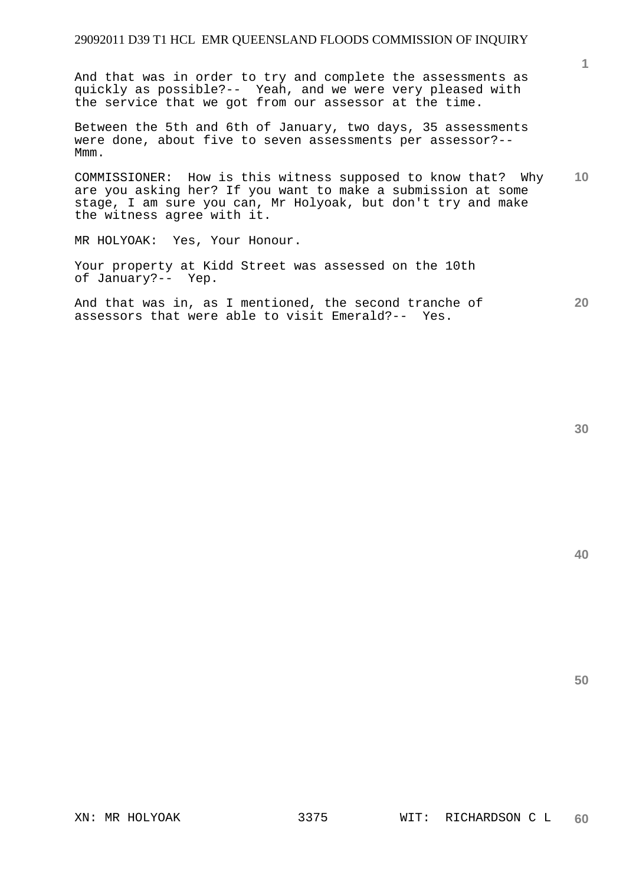And that was in order to try and complete the assessments as quickly as possible?-- Yeah, and we were very pleased with the service that we got from our assessor at the time.

Between the 5th and 6th of January, two days, 35 assessments were done, about five to seven assessments per assessor?-- Mmm.

COMMISSIONER: How is this witness supposed to know that? Why are you asking her? If you want to make a submission at some stage, I am sure you can, Mr Holyoak, but don't try and make the witness agree with it.

MR HOLYOAK: Yes, Your Honour.

Your property at Kidd Street was assessed on the 10th of January?-- Yep.

And that was in, as I mentioned, the second tranche of assessors that were able to visit Emerald?-- Yes.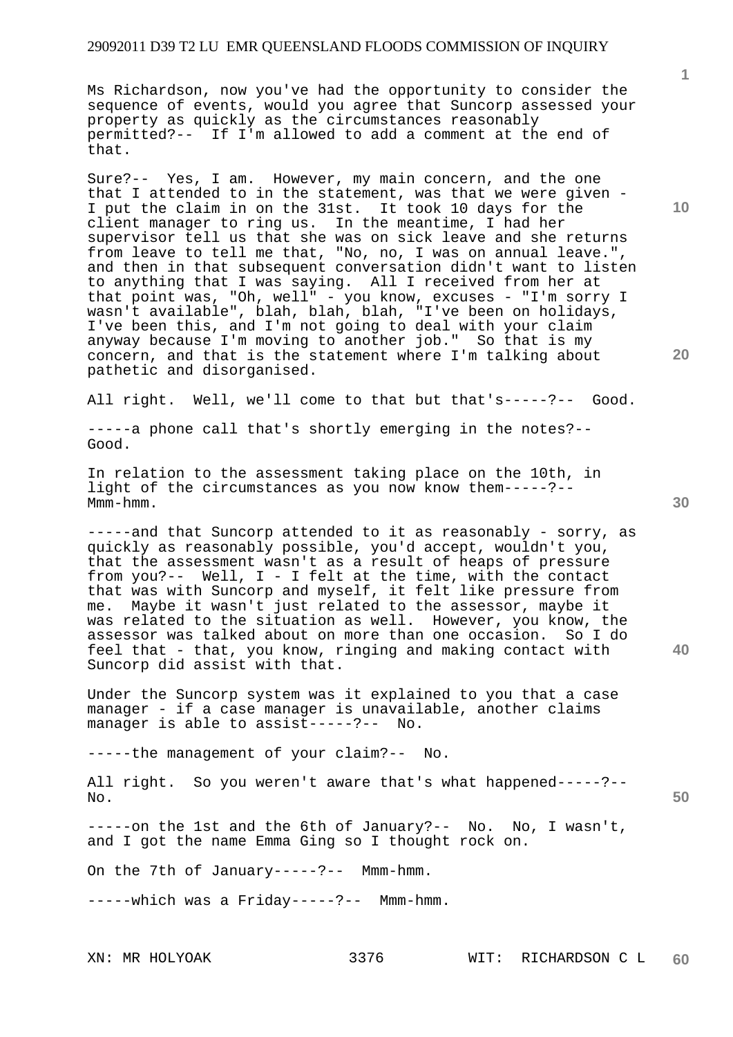Ms Richardson, now you've had the opportunity to consider the sequence of events, would you agree that Suncorp assessed your property as quickly as the circumstances reasonably permitted?-- If I'm allowed to add a comment at the end of that.

Sure?-- Yes, I am. However, my main concern, and the one that I attended to in the statement, was that we were given - I put the claim in on the 31st. It took 10 days for the client manager to ring us. In the meantime, I had her supervisor tell us that she was on sick leave and she returns from leave to tell me that, "No, no, I was on annual leave.", and then in that subsequent conversation didn't want to listen to anything that I was saying. All I received from her at that point was, "Oh, well" - you know, excuses - "I'm sorry I wasn't available", blah, blah, blah, "I've been on holidays, I've been this, and I'm not going to deal with your claim anyway because I'm moving to another job." So that is my concern, and that is the statement where I'm talking about pathetic and disorganised.

All right. Well, we'll come to that but that's-----?-- Good.

-----a phone call that's shortly emerging in the notes?-- Good.

In relation to the assessment taking place on the 10th, in light of the circumstances as you now know them-----?-- Mmm-hmm.

-----and that Suncorp attended to it as reasonably - sorry, as quickly as reasonably possible, you'd accept, wouldn't you, that the assessment wasn't as a result of heaps of pressure from you?-- Well, I - I felt at the time, with the contact that was with Suncorp and myself, it felt like pressure from me. Maybe it wasn't just related to the assessor, maybe it was related to the situation as well. However, you know, the assessor was talked about on more than one occasion. So I do feel that - that, you know, ringing and making contact with Suncorp did assist with that.

Under the Suncorp system was it explained to you that a case manager - if a case manager is unavailable, another claims manager is able to assist-----?-- No.

-----the management of your claim?-- No.

All right. So you weren't aware that's what happened-----?-- No.

-----on the 1st and the 6th of January?-- No. No, I wasn't, and I got the name Emma Ging so I thought rock on.

On the 7th of January-----?-- Mmm-hmm.

-----which was a Friday-----?-- Mmm-hmm.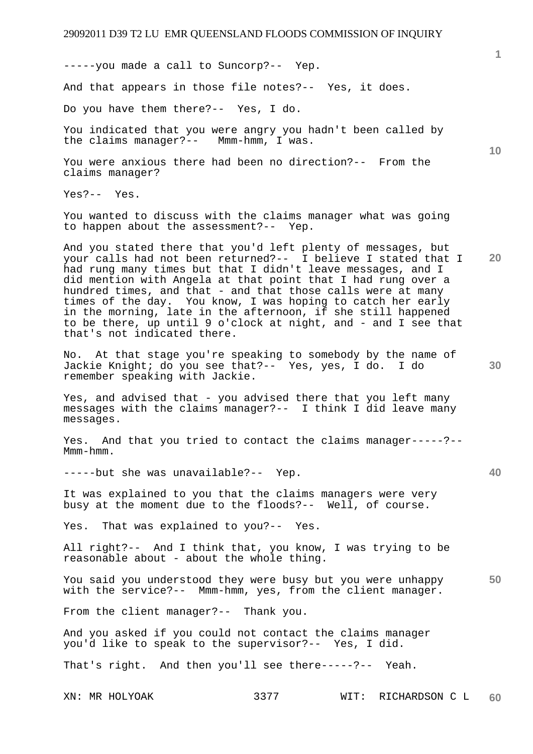-----you made a call to Suncorp?-- Yep.

And that appears in those file notes?-- Yes, it does.

Do you have them there?-- Yes, I do.

You indicated that you were angry you hadn't been called by the claims manager?-- Mmm-hmm, I was.

You were anxious there had been no direction?-- From the claims manager?

Yes?-- Yes.

You wanted to discuss with the claims manager what was going to happen about the assessment?-- Yep.

And you stated there that you'd left plenty of messages, but your calls had not been returned?-- I believe I stated that I had rung many times but that I didn't leave messages, and I did mention with Angela at that point that I had rung over a hundred times, and that - and that those calls were at many times of the day. You know, I was hoping to catch her early in the morning, late in the afternoon, if she still happened to be there, up until 9 o'clock at night, and - and I see that that's not indicated there.

No. At that stage you're speaking to somebody by the name of Jackie Knight; do you see that?-- Yes, yes, I do. I do remember speaking with Jackie.

Yes, and advised that - you advised there that you left many messages with the claims manager?-- I think I did leave many messages.

Yes. And that you tried to contact the claims manager-----?-- Mmm-hmm.

-----but she was unavailable?-- Yep.

It was explained to you that the claims managers were very busy at the moment due to the floods?-- Well, of course.

Yes. That was explained to you?-- Yes.

All right?-- And I think that, you know, I was trying to be reasonable about - about the whole thing.

You said you understood they were busy but you were unhappy with the service?-- Mmm-hmm, yes, from the client manager.

From the client manager?-- Thank you.

And you asked if you could not contact the claims manager you'd like to speak to the supervisor?-- Yes, I did.

That's right. And then you'll see there-----?-- Yeah.

XN: MR HOLYOAK WIT: RICHARDSON C L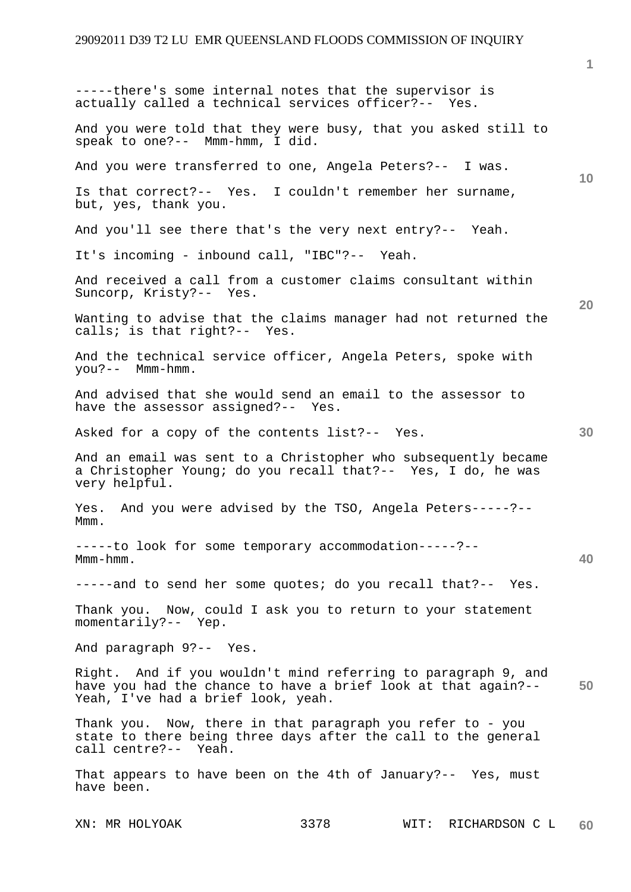-----there's some internal notes that the supervisor is actually called a technical services officer?-- Yes.

And you were told that they were busy, that you asked still to speak to one?-- Mmm-hmm, I did.

And you were transferred to one, Angela Peters?-- I was.

Is that correct?-- Yes. I couldn't remember her surname, but, yes, thank you.

And you'll see there that's the very next entry?-- Yeah.

It's incoming - inbound call, "IBC"?-- Yeah.

And received a call from a customer claims consultant within Suncorp, Kristy?-- Yes.

Wanting to advise that the claims manager had not returned the calls; is that right?-- Yes.

And the technical service officer, Angela Peters, spoke with you?-- Mmm-hmm.

And advised that she would send an email to the assessor to have the assessor assigned?-- Yes.

Asked for a copy of the contents list?-- Yes.

And an email was sent to a Christopher who subsequently became a Christopher Young; do you recall that?-- Yes, I do, he was very helpful.

Yes. And you were advised by the TSO, Angela Peters-----?-- Mmm.

-----to look for some temporary accommodation-----?-- Mmm-hmm.

-----and to send her some quotes; do you recall that?-- Yes.

Thank you. Now, could I ask you to return to your statement momentarily?-- Yep.

And paragraph 9?-- Yes.

Right. And if you wouldn't mind referring to paragraph 9, and have you had the chance to have a brief look at that again?-- Yeah, I've had a brief look, yeah.

Thank you. Now, there in that paragraph you refer to - you state to there being three days after the call to the general call centre?-- Yeah.

That appears to have been on the 4th of January?-- Yes, must have been.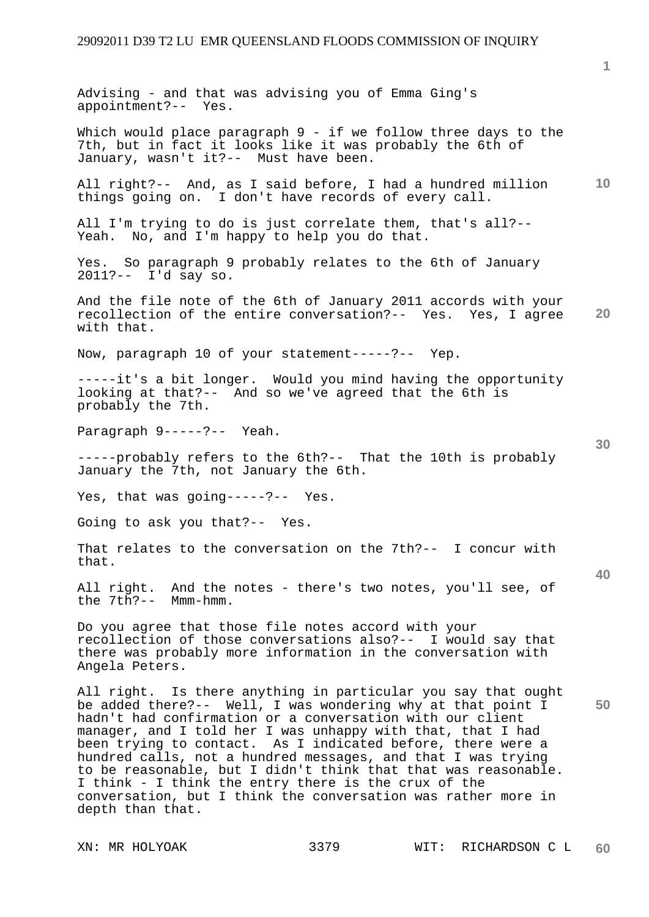Advising - and that was advising you of Emma Ging's appointment?-- Yes.

Which would place paragraph 9 - if we follow three days to the 7th, but in fact it looks like it was probably the 6th of January, wasn't it?-- Must have been.

All right?-- And, as I said before, I had a hundred million things going on. I don't have records of every call.

All I'm trying to do is just correlate them, that's all?-- Yeah. No, and I'm happy to help you do that.

Yes. So paragraph 9 probably relates to the 6th of January 2011?-- I'd say so.

And the file note of the 6th of January 2011 accords with your recollection of the entire conversation?-- Yes. Yes, I agree with that.

Now, paragraph 10 of your statement-----?-- Yep.

-----it's a bit longer. Would you mind having the opportunity looking at that?-- And so we've agreed that the 6th is probably the 7th.

Paragraph 9-----?-- Yeah.

-----probably refers to the 6th?-- That the 10th is probably January the 7th, not January the 6th.

Yes, that was going-----?-- Yes.

Going to ask you that?-- Yes.

That relates to the conversation on the 7th?-- I concur with that.

All right. And the notes - there's two notes, you'll see, of the 7th?-- Mmm-hmm.

Do you agree that those file notes accord with your recollection of those conversations also?-- I would say that there was probably more information in the conversation with Angela Peters.

All right. Is there anything in particular you say that ought be added there?-- Well, I was wondering why at that point I hadn't had confirmation or a conversation with our client manager, and I told her I was unhappy with that, that I had been trying to contact. As I indicated before, there were a hundred calls, not a hundred messages, and that I was trying to be reasonable, but I didn't think that that was reasonable. I think - I think the entry there is the crux of the conversation, but I think the conversation was rather more in depth than that.

XN: MR HOLYOAK WIT: RICHARDSON C L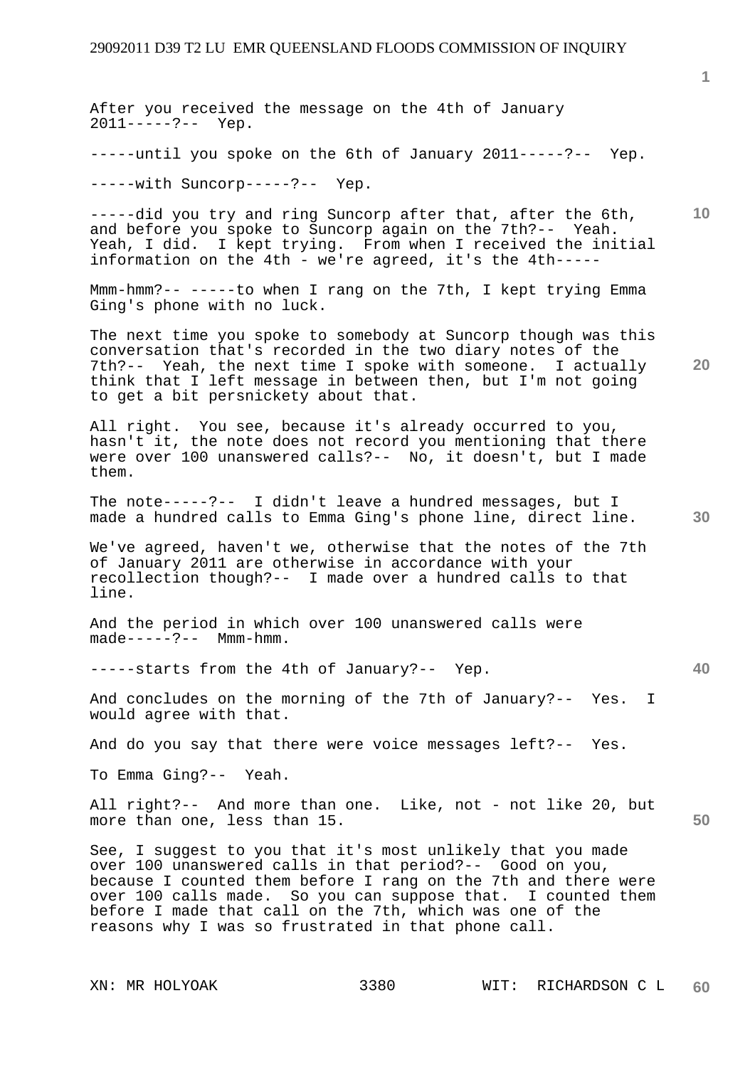After you received the message on the 4th of January 2011-----?-- Yep.

-----until you spoke on the 6th of January 2011-----?-- Yep.

-----with Suncorp-----?-- Yep.

-----did you try and ring Suncorp after that, after the 6th, and before you spoke to Suncorp again on the 7th?-- Yeah. Yeah, I did. I kept trying. From when I received the initial information on the 4th - we're agreed, it's the 4th-----

Mmm-hmm?-- -----to when I rang on the 7th, I kept trying Emma Ging's phone with no luck.

The next time you spoke to somebody at Suncorp though was this conversation that's recorded in the two diary notes of the 7th?-- Yeah, the next time I spoke with someone. I actually think that I left message in between then, but I'm not going to get a bit persnickety about that.

All right. You see, because it's already occurred to you, hasn't it, the note does not record you mentioning that there were over 100 unanswered calls?-- No, it doesn't, but I made them.

The note-----?-- I didn't leave a hundred messages, but I made a hundred calls to Emma Ging's phone line, direct line.

We've agreed, haven't we, otherwise that the notes of the 7th of January 2011 are otherwise in accordance with your recollection though?-- I made over a hundred calls to that line.

And the period in which over 100 unanswered calls were made-----?-- Mmm-hmm.

-----starts from the 4th of January?-- Yep.

And concludes on the morning of the 7th of January?-- Yes. I would agree with that.

And do you say that there were voice messages left?-- Yes.

To Emma Ging?-- Yeah.

All right?-- And more than one. Like, not - not like 20, but more than one, less than 15.

See, I suggest to you that it's most unlikely that you made over 100 unanswered calls in that period?-- Good on you, because I counted them before I rang on the 7th and there were over 100 calls made. So you can suppose that. I counted them before I made that call on the 7th, which was one of the reasons why I was so frustrated in that phone call.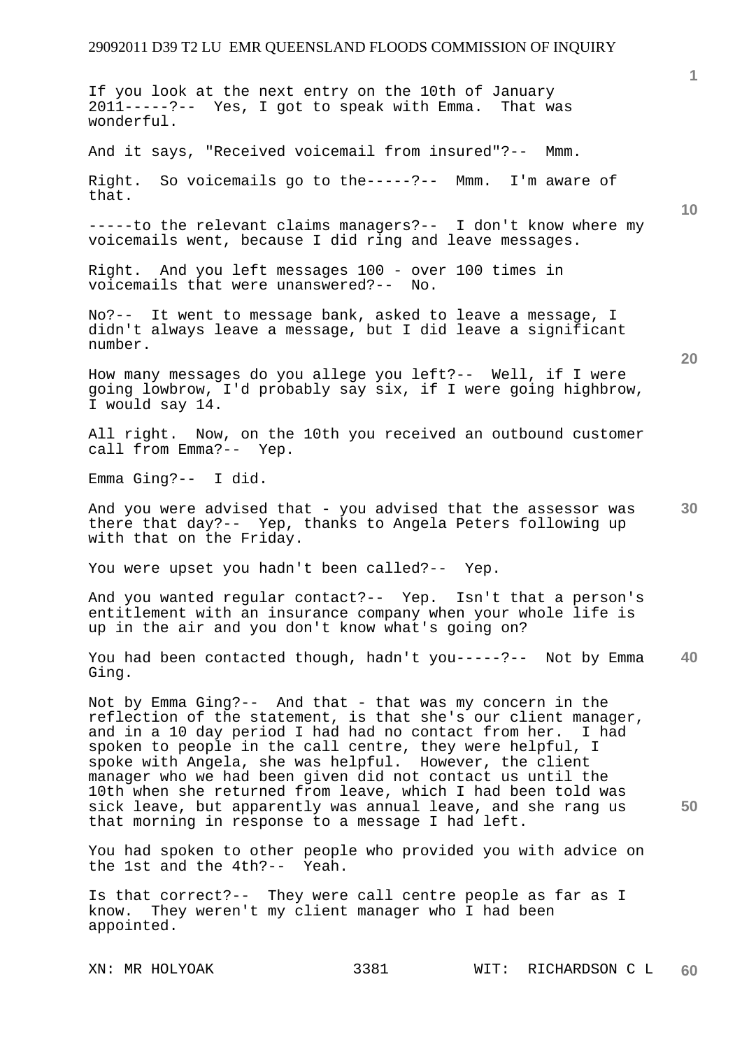If you look at the next entry on the 10th of January 2011-----?-- Yes, I got to speak with Emma. That was wonderful.

And it says, "Received voicemail from insured"?-- Mmm.

Right. So voicemails go to the-----?-- Mmm. I'm aware of that.

-----to the relevant claims managers?-- I don't know where my voicemails went, because I did ring and leave messages.

Right. And you left messages 100 - over 100 times in voicemails that were unanswered?-- No.

No?-- It went to message bank, asked to leave a message, I didn't always leave a message, but I did leave a significant number.

How many messages do you allege you left?-- Well, if I were going lowbrow, I'd probably say six, if I were going highbrow, I would say 14.

All right. Now, on the 10th you received an outbound customer call from Emma?-- Yep.

Emma Ging?-- I did.

And you were advised that - you advised that the assessor was there that day?-- Yep, thanks to Angela Peters following up with that on the Friday.

You were upset you hadn't been called?-- Yep.

And you wanted regular contact?-- Yep. Isn't that a person's entitlement with an insurance company when your whole life is up in the air and you don't know what's going on?

You had been contacted though, hadn't you-----?-- Not by Emma Ging.

Not by Emma Ging?-- And that - that was my concern in the reflection of the statement, is that she's our client manager, and in a 10 day period I had had no contact from her. I had spoken to people in the call centre, they were helpful, I spoke with Angela, she was helpful. However, the client manager who we had been given did not contact us until the 10th when she returned from leave, which I had been told was sick leave, but apparently was annual leave, and she rang us that morning in response to a message I had left.

You had spoken to other people who provided you with advice on the 1st and the 4th?-- Yeah.

Is that correct?-- They were call centre people as far as I know. They weren't my client manager who I had been appointed.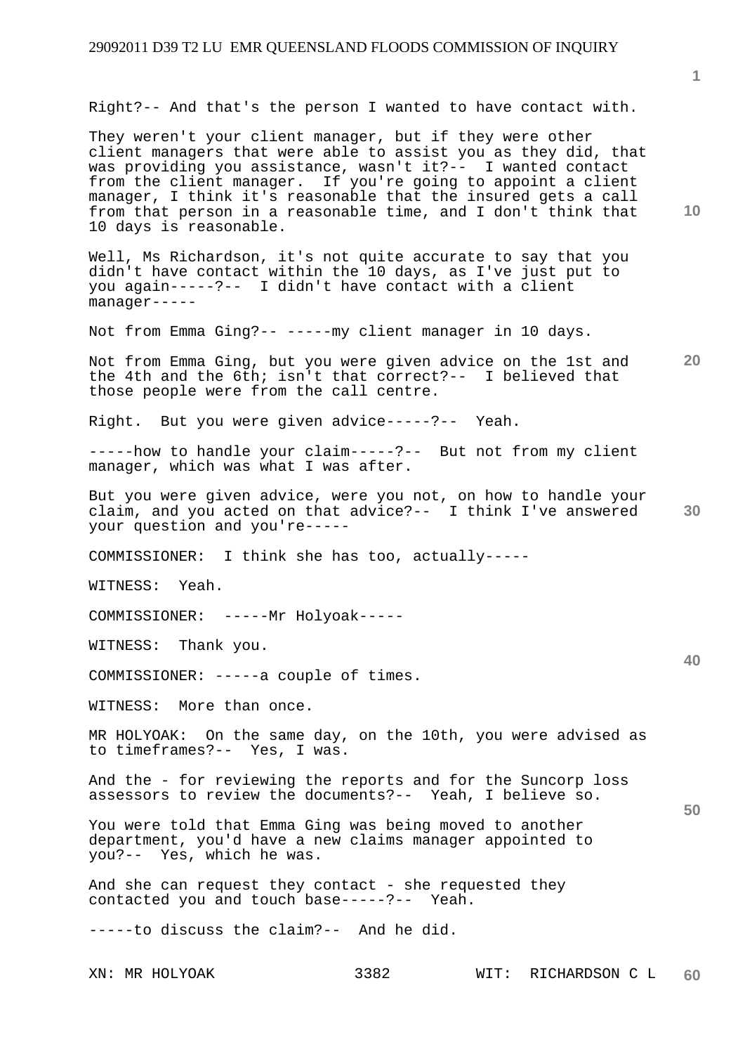Right?-- And that's the person I wanted to have contact with.

They weren't your client manager, but if they were other client managers that were able to assist you as they did, that was providing you assistance, wasn't it?-- I wanted contact from the client manager. If you're going to appoint a client manager, I think it's reasonable that the insured gets a call from that person in a reasonable time, and I don't think that 10 days is reasonable.

Well, Ms Richardson, it's not quite accurate to say that you didn't have contact within the 10 days, as I've just put to you again-----?-- I didn't have contact with a client manager-----

Not from Emma Ging?-- -----my client manager in 10 days.

Not from Emma Ging, but you were given advice on the 1st and the 4th and the 6th; isn't that correct?-- I believed that those people were from the call centre.

Right. But you were given advice-----?-- Yeah.

-----how to handle your claim-----?-- But not from my client manager, which was what I was after.

But you were given advice, were you not, on how to handle your claim, and you acted on that advice?-- I think I've answered your question and you're-----

COMMISSIONER: I think she has too, actually-----

WITNESS: Yeah.

COMMISSIONER: -----Mr Holyoak-----

WITNESS: Thank you.

COMMISSIONER: -----a couple of times.

WITNESS: More than once.

MR HOLYOAK: On the same day, on the 10th, you were advised as to timeframes?-- Yes, I was.

And the - for reviewing the reports and for the Suncorp loss assessors to review the documents?-- Yeah, I believe so.

You were told that Emma Ging was being moved to another department, you'd have a new claims manager appointed to you?-- Yes, which he was.

And she can request they contact - she requested they contacted you and touch base-----?-- Yeah.

-----to discuss the claim?-- And he did.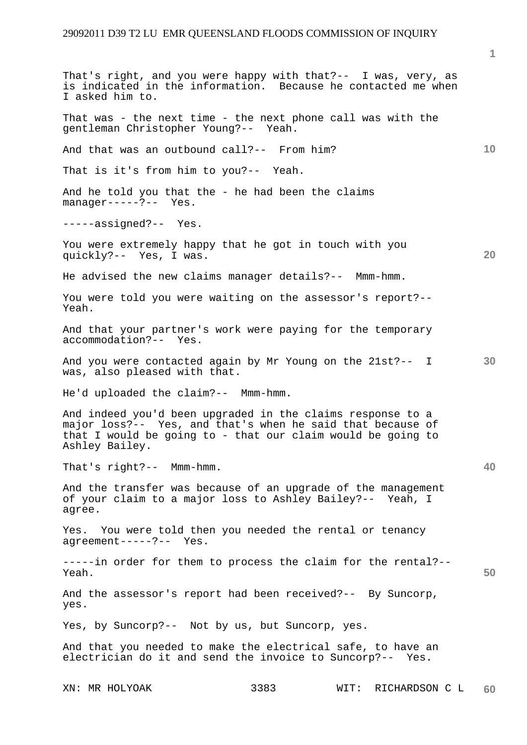That's right, and you were happy with that?-- I was, very, as is indicated in the information. Because he contacted me when I asked him to.

That was - the next time - the next phone call was with the gentleman Christopher Young?-- Yeah.

And that was an outbound call?-- From him?

That is it's from him to you?-- Yeah.

And he told you that the - he had been the claims manager-----?-- Yes.

-----assigned?-- Yes.

You were extremely happy that he got in touch with you quickly?-- Yes, I was.

He advised the new claims manager details?-- Mmm-hmm.

You were told you were waiting on the assessor's report?-- Yeah.

And that your partner's work were paying for the temporary accommodation?-- Yes.

And you were contacted again by Mr Young on the 21st?-- I was, also pleased with that.

He'd uploaded the claim?-- Mmm-hmm.

And indeed you'd been upgraded in the claims response to a major loss?-- Yes, and that's when he said that because of that I would be going to - that our claim would be going to Ashley Bailey.

That's right?-- Mmm-hmm.

And the transfer was because of an upgrade of the management of your claim to a major loss to Ashley Bailey?-- Yeah, I agree.

Yes. You were told then you needed the rental or tenancy agreement-----?-- Yes.

-----in order for them to process the claim for the rental?-- Yeah.

And the assessor's report had been received?-- By Suncorp, yes.

Yes, by Suncorp?-- Not by us, but Suncorp, yes.

And that you needed to make the electrical safe, to have an electrician do it and send the invoice to Suncorp?-- Yes.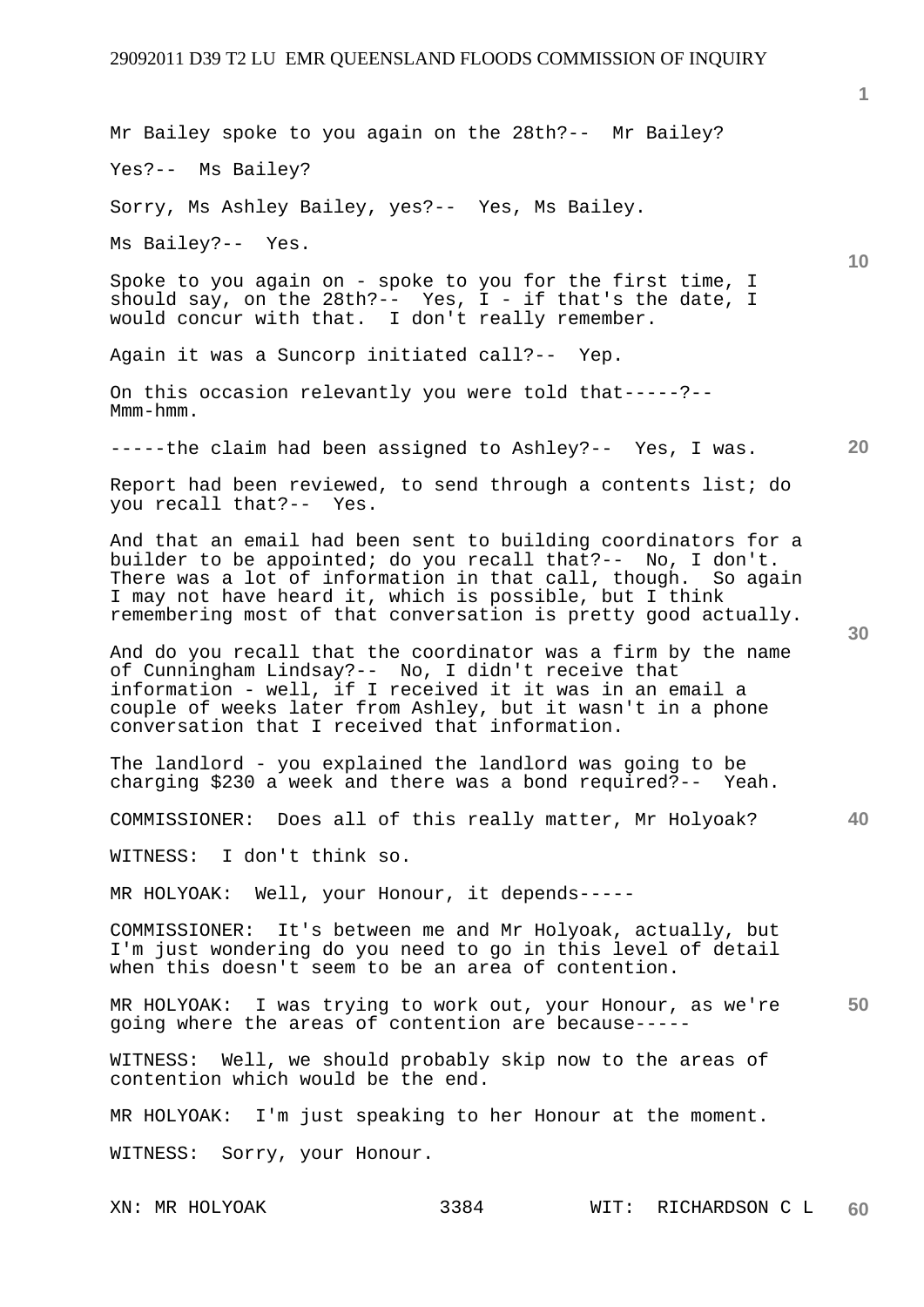Mr Bailey spoke to you again on the 28th?-- Mr Bailey?

Yes?-- Ms Bailey?

Sorry, Ms Ashley Bailey, yes?-- Yes, Ms Bailey.

Ms Bailey?-- Yes.

Spoke to you again on - spoke to you for the first time, I should say, on the 28th?-- Yes, I - if that's the date, I would concur with that. I don't really remember.

Again it was a Suncorp initiated call?-- Yep.

On this occasion relevantly you were told that-----?-- Mmm-hmm.

-----the claim had been assigned to Ashley?-- Yes, I was.

Report had been reviewed, to send through a contents list; do you recall that?-- Yes.

And that an email had been sent to building coordinators for a builder to be appointed; do you recall that?-- No, I don't. There was a lot of information in that call, though. So again I may not have heard it, which is possible, but I think remembering most of that conversation is pretty good actually.

And do you recall that the coordinator was a firm by the name of Cunningham Lindsay?-- No, I didn't receive that information - well, if I received it it was in an email a couple of weeks later from Ashley, but it wasn't in a phone conversation that I received that information.

The landlord - you explained the landlord was going to be charging $230 a week and there was a bond required?-- Yeah.

COMMISSIONER: Does all of this really matter, Mr Holyoak?

WITNESS: I don't think so.

MR HOLYOAK: Well, your Honour, it depends-----

COMMISSIONER: It's between me and Mr Holyoak, actually, but I'm just wondering do you need to go in this level of detail when this doesn't seem to be an area of contention.

MR HOLYOAK: I was trying to work out, your Honour, as we're going where the areas of contention are because-----

WITNESS: Well, we should probably skip now to the areas of contention which would be the end.

MR HOLYOAK: I'm just speaking to her Honour at the moment.

WITNESS: Sorry, your Honour.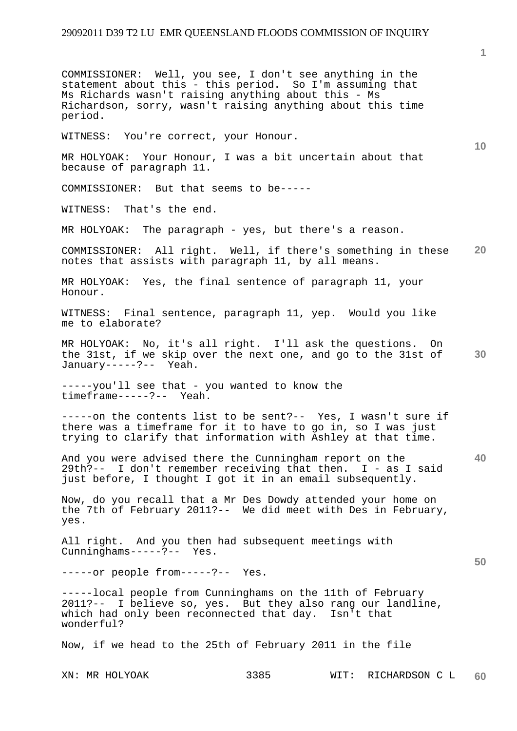COMMISSIONER: Well, you see, I don't see anything in the statement about this - this period. So I'm assuming that Ms Richards wasn't raising anything about this - Ms Richardson, sorry, wasn't raising anything about this time period.

WITNESS: You're correct, your Honour.

MR HOLYOAK: Your Honour, I was a bit uncertain about that because of paragraph 11.

COMMISSIONER: But that seems to be-----

WITNESS: That's the end.

MR HOLYOAK: The paragraph - yes, but there's a reason.

COMMISSIONER: All right. Well, if there's something in these notes that assists with paragraph 11, by all means.

MR HOLYOAK: Yes, the final sentence of paragraph 11, your Honour.

WITNESS: Final sentence, paragraph 11, yep. Would you like me to elaborate?

MR HOLYOAK: No, it's all right. I'll ask the questions. On the 31st, if we skip over the next one, and go to the 31st of January-----?-- Yeah.

-----you'll see that - you wanted to know the timeframe-----?-- Yeah.

-----on the contents list to be sent?-- Yes, I wasn't sure if there was a timeframe for it to have to go in, so I was just trying to clarify that information with Ashley at that time.

And you were advised there the Cunningham report on the 29th?-- I don't remember receiving that then. I - as I said just before, I thought I got it in an email subsequently.

Now, do you recall that a Mr Des Dowdy attended your home on the 7th of February 2011?-- We did meet with Des in February, yes.

All right. And you then had subsequent meetings with Cunninghams-----?-- Yes.

-----or people from-----?-- Yes.

-----local people from Cunninghams on the 11th of February 2011?-- I believe so, yes. But they also rang our landline, which had only been reconnected that day. Isn't that wonderful?

Now, if we head to the 25th of February 2011 in the file

XN: MR HOLYOAK WIT: RICHARDSON C L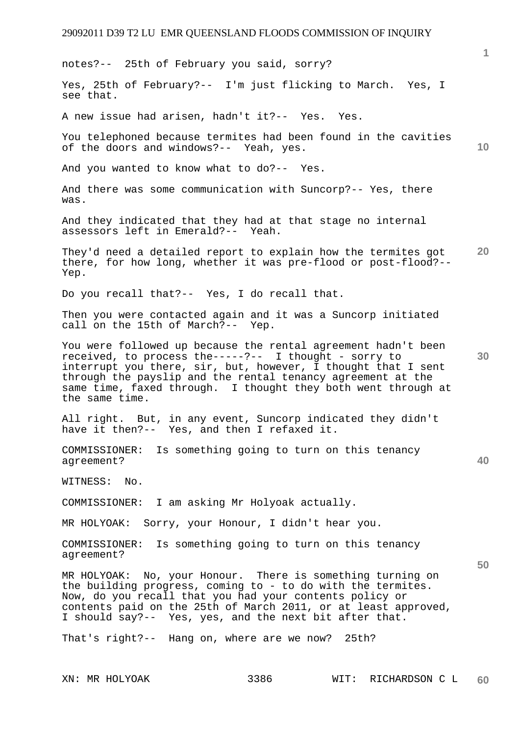notes?-- 25th of February you said, sorry?

Yes, 25th of February?-- I'm just flicking to March. Yes, I see that.

A new issue had arisen, hadn't it?-- Yes. Yes.

You telephoned because termites had been found in the cavities of the doors and windows?-- Yeah, yes.

And you wanted to know what to do?-- Yes.

And there was some communication with Suncorp?-- Yes, there was.

And they indicated that they had at that stage no internal assessors left in Emerald?-- Yeah.

They'd need a detailed report to explain how the termites got there, for how long, whether it was pre-flood or post-flood?-- Yep.

Do you recall that?-- Yes, I do recall that.

Then you were contacted again and it was a Suncorp initiated call on the 15th of March?-- Yep.

You were followed up because the rental agreement hadn't been received, to process the-----?-- I thought - sorry to interrupt you there, sir, but, however, I thought that I sent through the payslip and the rental tenancy agreement at the same time, faxed through. I thought they both went through at the same time.

All right. But, in any event, Suncorp indicated they didn't have it then?-- Yes, and then I refaxed it.

COMMISSIONER: Is something going to turn on this tenancy agreement?

WITNESS: No.

COMMISSIONER: I am asking Mr Holyoak actually.

MR HOLYOAK: Sorry, your Honour, I didn't hear you.

COMMISSIONER: Is something going to turn on this tenancy agreement?

MR HOLYOAK: No, your Honour. There is something turning on the building progress, coming to - to do with the termites. Now, do you recall that you had your contents policy or contents paid on the 25th of March 2011, or at least approved, I should say?-- Yes, yes, and the next bit after that.

That's right?-- Hang on, where are we now? 25th?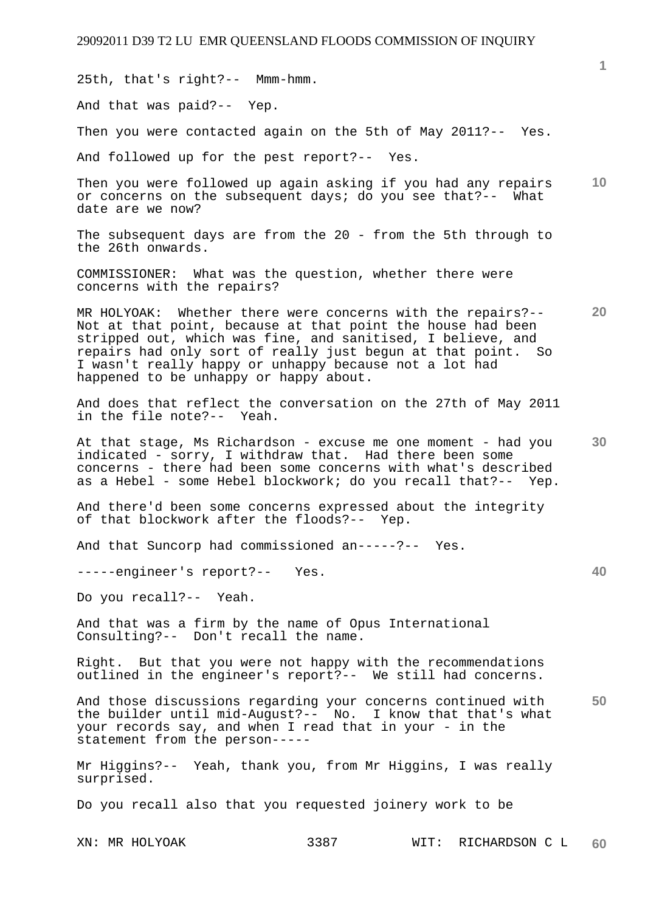25th, that's right?-- Mmm-hmm.

And that was paid?-- Yep.

Then you were contacted again on the 5th of May 2011?-- Yes.

And followed up for the pest report?-- Yes.

Then you were followed up again asking if you had any repairs or concerns on the subsequent days; do you see that?-- What date are we now?

The subsequent days are from the 20 - from the 5th through to the 26th onwards.

COMMISSIONER: What was the question, whether there were concerns with the repairs?

MR HOLYOAK: Whether there were concerns with the repairs?-- Not at that point, because at that point the house had been stripped out, which was fine, and sanitised, I believe, and repairs had only sort of really just begun at that point. So I wasn't really happy or unhappy because not a lot had happened to be unhappy or happy about.

And does that reflect the conversation on the 27th of May 2011 in the file note?-- Yeah.

At that stage, Ms Richardson - excuse me one moment - had you indicated - sorry, I withdraw that. Had there been some concerns - there had been some concerns with what's described as a Hebel - some Hebel blockwork; do you recall that?-- Yep.

And there'd been some concerns expressed about the integrity of that blockwork after the floods?-- Yep.

And that Suncorp had commissioned an-----?-- Yes.

-----engineer's report?-- Yes.

Do you recall?-- Yeah.

And that was a firm by the name of Opus International Consulting?-- Don't recall the name.

Right. But that you were not happy with the recommendations outlined in the engineer's report?-- We still had concerns.

And those discussions regarding your concerns continued with the builder until mid-August?-- No. I know that that's what your records say, and when I read that in your - in the statement from the person-----

Mr Higgins?-- Yeah, thank you, from Mr Higgins, I was really surprised.

Do you recall also that you requested joinery work to be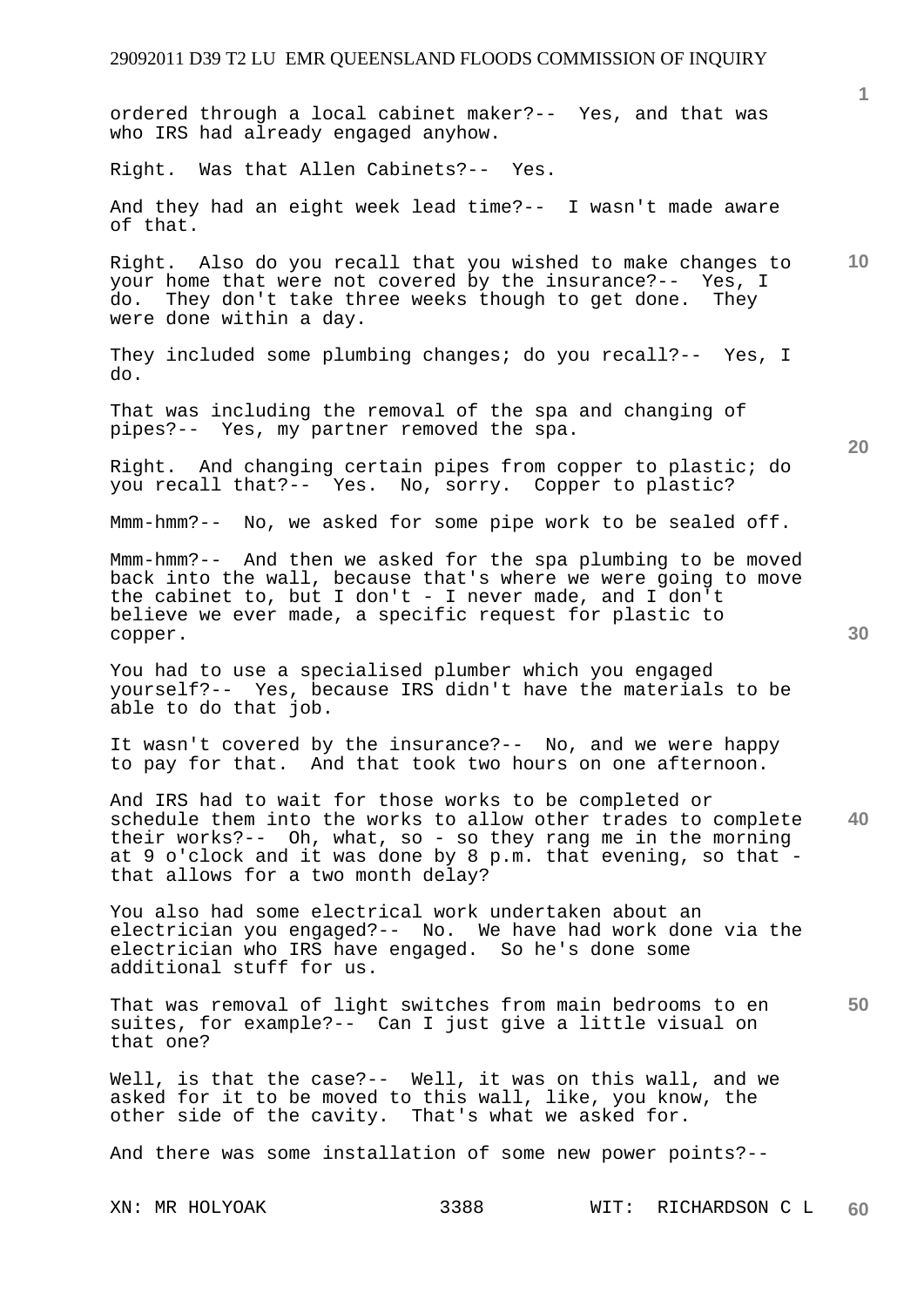ordered through a local cabinet maker?-- Yes, and that was who IRS had already engaged anyhow.

Right. Was that Allen Cabinets?-- Yes.

And they had an eight week lead time?-- I wasn't made aware of that.

Right. Also do you recall that you wished to make changes to your home that were not covered by the insurance?-- Yes, I do. They don't take three weeks though to get done. They were done within a day.

They included some plumbing changes; do you recall?-- Yes, I do.

That was including the removal of the spa and changing of pipes?-- Yes, my partner removed the spa.

Right. And changing certain pipes from copper to plastic; do you recall that?-- Yes. No, sorry. Copper to plastic?

Mmm-hmm?-- No, we asked for some pipe work to be sealed off.

Mmm-hmm?-- And then we asked for the spa plumbing to be moved back into the wall, because that's where we were going to move the cabinet to, but I don't - I never made, and I don't believe we ever made, a specific request for plastic to copper.

You had to use a specialised plumber which you engaged yourself?-- Yes, because IRS didn't have the materials to be able to do that job.

It wasn't covered by the insurance?-- No, and we were happy to pay for that. And that took two hours on one afternoon.

And IRS had to wait for those works to be completed or schedule them into the works to allow other trades to complete their works?-- Oh, what, so - so they rang me in the morning at 9 o'clock and it was done by 8 p.m. that evening, so that - that allows for a two month delay?

You also had some electrical work undertaken about an electrician you engaged?-- No. We have had work done via the electrician who IRS have engaged. So he's done some additional stuff for us.

That was removal of light switches from main bedrooms to en suites, for example?-- Can I just give a little visual on that one?

Well, is that the case?-- Well, it was on this wall, and we asked for it to be moved to this wall, like, you know, the other side of the cavity. That's what we asked for.

And there was some installation of some new power points?--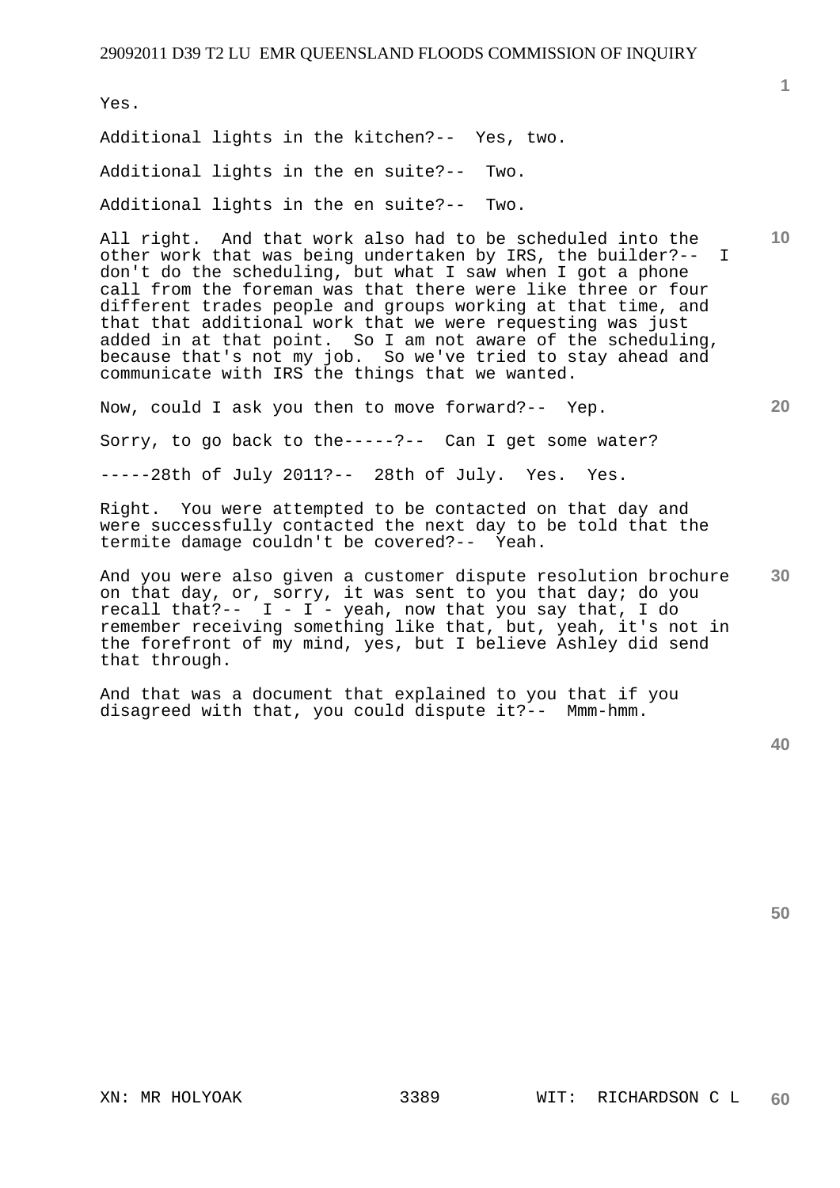Yes.

Additional lights in the kitchen?-- Yes, two.

Additional lights in the en suite?-- Two.

Additional lights in the en suite?-- Two.

All right. And that work also had to be scheduled into the other work that was being undertaken by IRS, the builder?-- I don't do the scheduling, but what I saw when I got a phone call from the foreman was that there were like three or four different trades people and groups working at that time, and that that additional work that we were requesting was just added in at that point. So I am not aware of the scheduling, because that's not my job. So we've tried to stay ahead and communicate with IRS the things that we wanted.

Now, could I ask you then to move forward?-- Yep.

Sorry, to go back to the-----?-- Can I get some water?

-----28th of July 2011?-- 28th of July. Yes. Yes.

Right. You were attempted to be contacted on that day and were successfully contacted the next day to be told that the termite damage couldn't be covered?-- Yeah.

And you were also given a customer dispute resolution brochure on that day, or, sorry, it was sent to you that day; do you recall that?-- I - I - yeah, now that you say that, I do remember receiving something like that, but, yeah, it's not in the forefront of my mind, yes, but I believe Ashley did send that through.

And that was a document that explained to you that if you disagreed with that, you could dispute it?-- Mmm-hmm.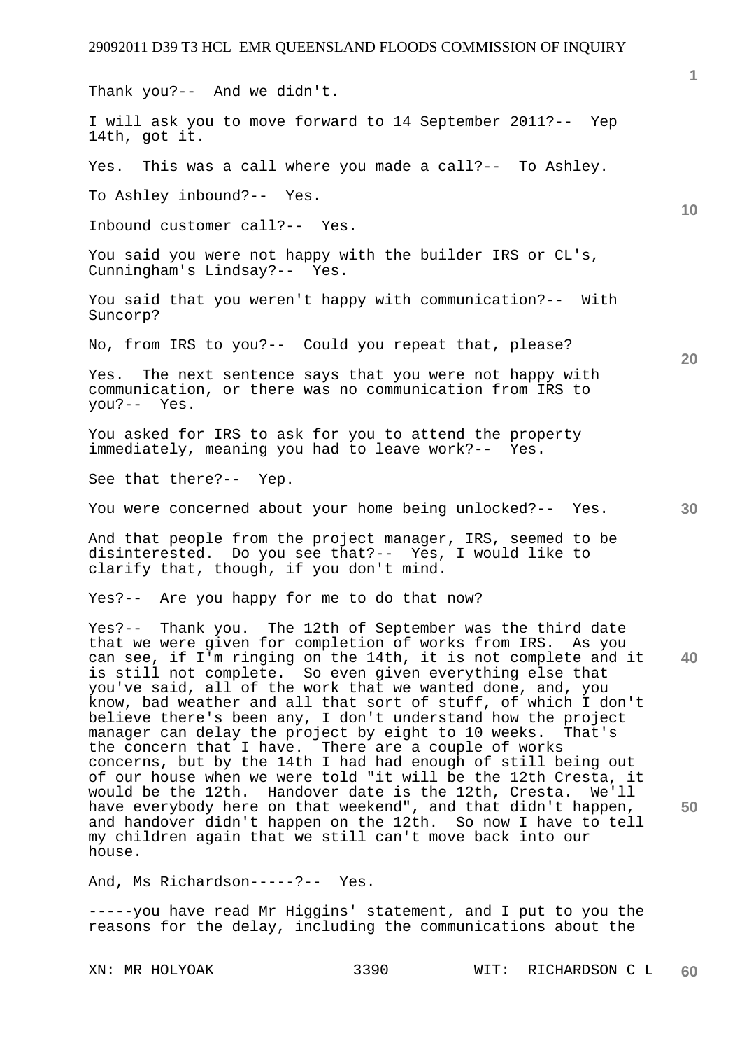Thank you?-- And we didn't.

I will ask you to move forward to 14 September 2011?-- Yep 14th, got it.

Yes. This was a call where you made a call?-- To Ashley.

To Ashley inbound?-- Yes.

Inbound customer call?-- Yes.

You said you were not happy with the builder IRS or CL's, Cunningham's Lindsay?-- Yes.

You said that you weren't happy with communication?-- With Suncorp?

No, from IRS to you?-- Could you repeat that, please?

Yes. The next sentence says that you were not happy with communication, or there was no communication from IRS to you?-- Yes.

You asked for IRS to ask for you to attend the property immediately, meaning you had to leave work?-- Yes.

See that there?-- Yep.

You were concerned about your home being unlocked?-- Yes.

And that people from the project manager, IRS, seemed to be disinterested. Do you see that?-- Yes, I would like to clarify that, though, if you don't mind.

Yes?-- Are you happy for me to do that now?

Yes?-- Thank you. The 12th of September was the third date that we were given for completion of works from IRS. As you can see, if I'm ringing on the 14th, it is not complete and it is still not complete. So even given everything else that you've said, all of the work that we wanted done, and, you know, bad weather and all that sort of stuff, of which I don't believe there's been any, I don't understand how the project manager can delay the project by eight to 10 weeks. That's the concern that I have. There are a couple of works concerns, but by the 14th I had had enough of still being out of our house when we were told "it will be the 12th Cresta, it would be the 12th. Handover date is the 12th, Cresta. We'll have everybody here on that weekend", and that didn't happen, and handover didn't happen on the 12th. So now I have to tell my children again that we still can't move back into our house.

And, Ms Richardson-----?-- Yes.

-----you have read Mr Higgins' statement, and I put to you the reasons for the delay, including the communications about the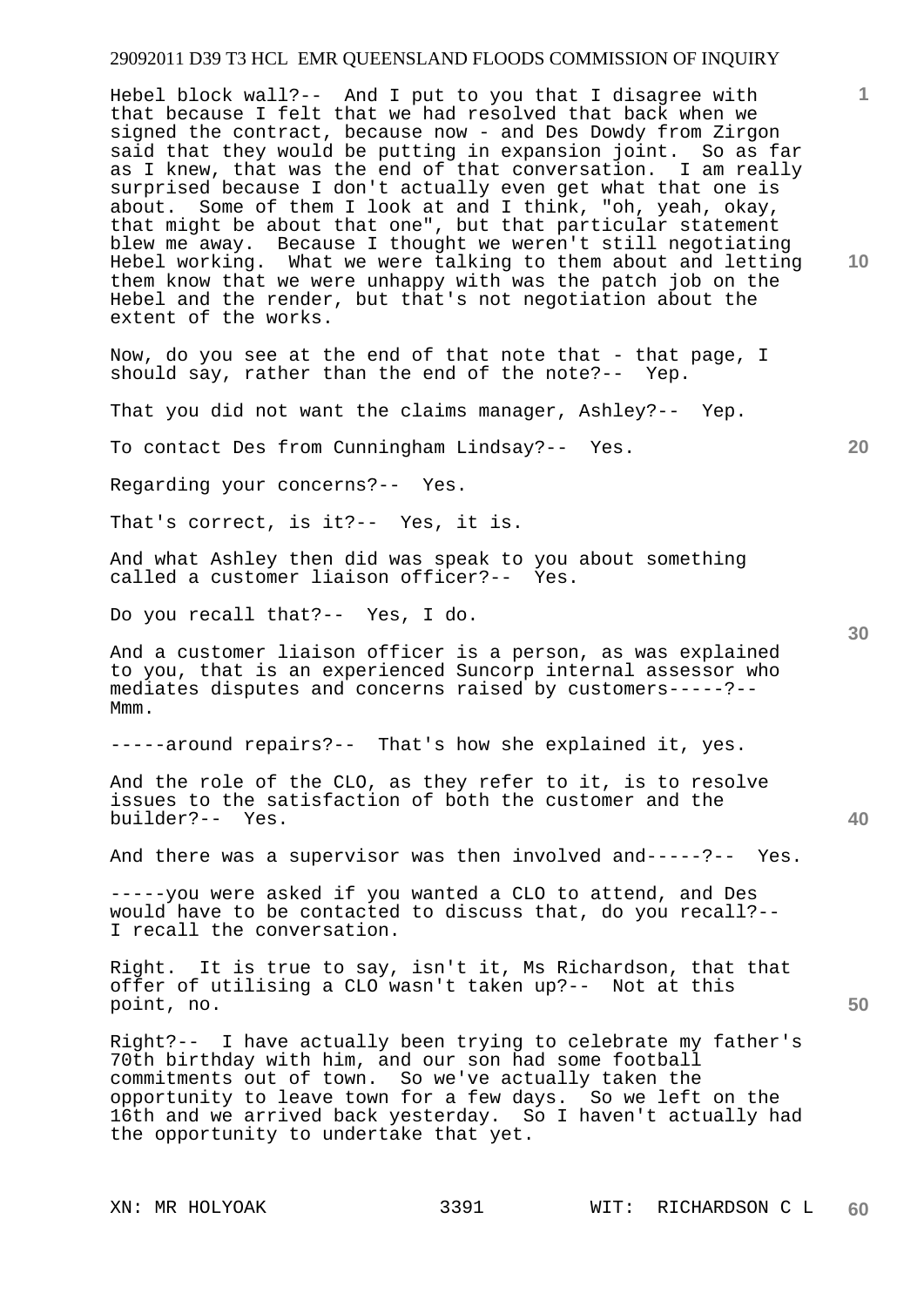Hebel block wall?-- And I put to you that I disagree with that because I felt that we had resolved that back when we signed the contract, because now - and Des Dowdy from Zirgon said that they would be putting in expansion joint. So as far as I knew, that was the end of that conversation. I am really surprised because I don't actually even get what that one is about. Some of them I look at and I think, "oh, yeah, okay, that might be about that one", but that particular statement blew me away. Because I thought we weren't still negotiating Hebel working. What we were talking to them about and letting them know that we were unhappy with was the patch job on the Hebel and the render, but that's not negotiation about the extent of the works.

Now, do you see at the end of that note that - that page, I should say, rather than the end of the note?-- Yep.

That you did not want the claims manager, Ashley?-- Yep.

To contact Des from Cunningham Lindsay?-- Yes.

Regarding your concerns?-- Yes.

That's correct, is it?-- Yes, it is.

And what Ashley then did was speak to you about something called a customer liaison officer?-- Yes.

Do you recall that?-- Yes, I do.

And a customer liaison officer is a person, as was explained to you, that is an experienced Suncorp internal assessor who mediates disputes and concerns raised by customers-----?-- Mmm.

-----around repairs?-- That's how she explained it, yes.

And the role of the CLO, as they refer to it, is to resolve issues to the satisfaction of both the customer and the builder?-- Yes.

And there was a supervisor was then involved and-----?-- Yes.

-----you were asked if you wanted a CLO to attend, and Des would have to be contacted to discuss that, do you recall?-- I recall the conversation.

Right. It is true to say, isn't it, Ms Richardson, that that offer of utilising a CLO wasn't taken up?-- Not at this point, no.

Right?-- I have actually been trying to celebrate my father's 70th birthday with him, and our son had some football commitments out of town. So we've actually taken the opportunity to leave town for a few days. So we left on the 16th and we arrived back yesterday. So I haven't actually had the opportunity to undertake that yet.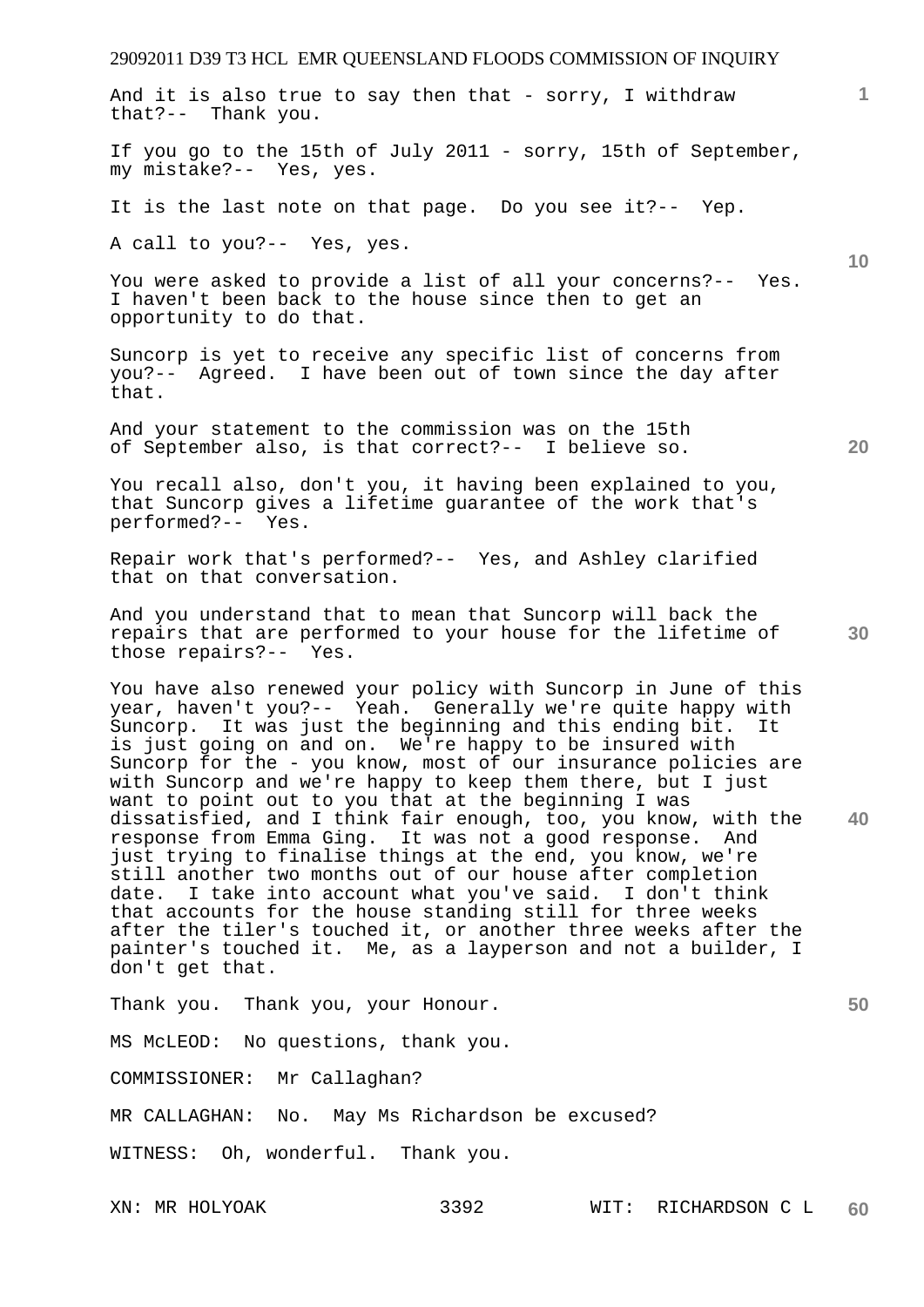And it is also true to say then that - sorry, I withdraw that?-- Thank you.

If you go to the 15th of July 2011 - sorry, 15th of September, my mistake?-- Yes, yes.

It is the last note on that page. Do you see it?-- Yep.

A call to you?-- Yes, yes.

You were asked to provide a list of all your concerns?-- Yes. I haven't been back to the house since then to get an opportunity to do that.

Suncorp is yet to receive any specific list of concerns from you?-- Agreed. I have been out of town since the day after that.

And your statement to the commission was on the 15th of September also, is that correct?-- I believe so.

You recall also, don't you, it having been explained to you, that Suncorp gives a lifetime guarantee of the work that's performed?-- Yes.

Repair work that's performed?-- Yes, and Ashley clarified that on that conversation.

And you understand that to mean that Suncorp will back the repairs that are performed to your house for the lifetime of those repairs?-- Yes.

You have also renewed your policy with Suncorp in June of this year, haven't you?-- Yeah. Generally we're quite happy with Suncorp. It was just the beginning and this ending bit. It is just going on and on. We're happy to be insured with Suncorp for the - you know, most of our insurance policies are with Suncorp and we're happy to keep them there, but I just want to point out to you that at the beginning I was dissatisfied, and I think fair enough, too, you know, with the response from Emma Ging. It was not a good response. And just trying to finalise things at the end, you know, we're still another two months out of our house after completion date. I take into account what you've said. I don't think that accounts for the house standing still for three weeks after the tiler's touched it, or another three weeks after the painter's touched it. Me, as a layperson and not a builder, I don't get that.

Thank you. Thank you, your Honour.

MS McLEOD: No questions, thank you.

COMMISSIONER: Mr Callaghan?

MR CALLAGHAN: No. May Ms Richardson be excused?

WITNESS: Oh, wonderful. Thank you.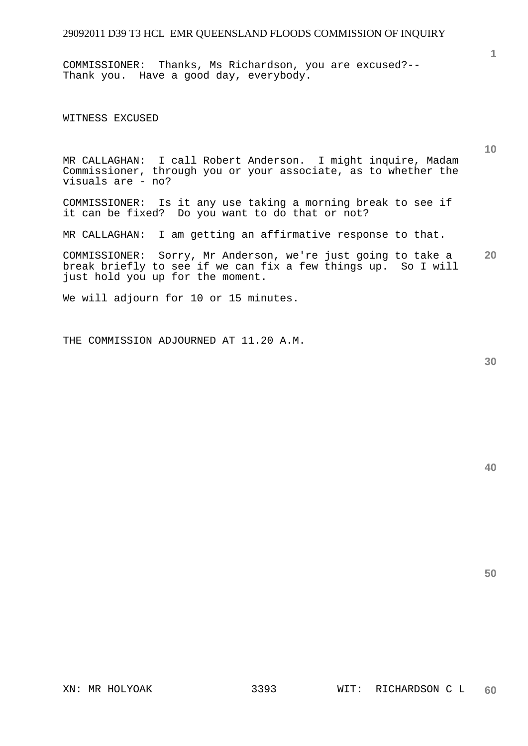COMMISSIONER: Thanks, Ms Richardson, you are excused?-- Thank you. Have a good day, everybody.

WITNESS EXCUSED

MR CALLAGHAN: I call Robert Anderson. I might inquire, Madam Commissioner, through you or your associate, as to whether the visuals are - no?

COMMISSIONER: Is it any use taking a morning break to see if it can be fixed? Do you want to do that or not?

MR CALLAGHAN: I am getting an affirmative response to that.

COMMISSIONER: Sorry, Mr Anderson, we're just going to take a break briefly to see if we can fix a few things up. So I will just hold you up for the moment.

We will adjourn for 10 or 15 minutes.

THE COMMISSION ADJOURNED AT 11.20 A.M.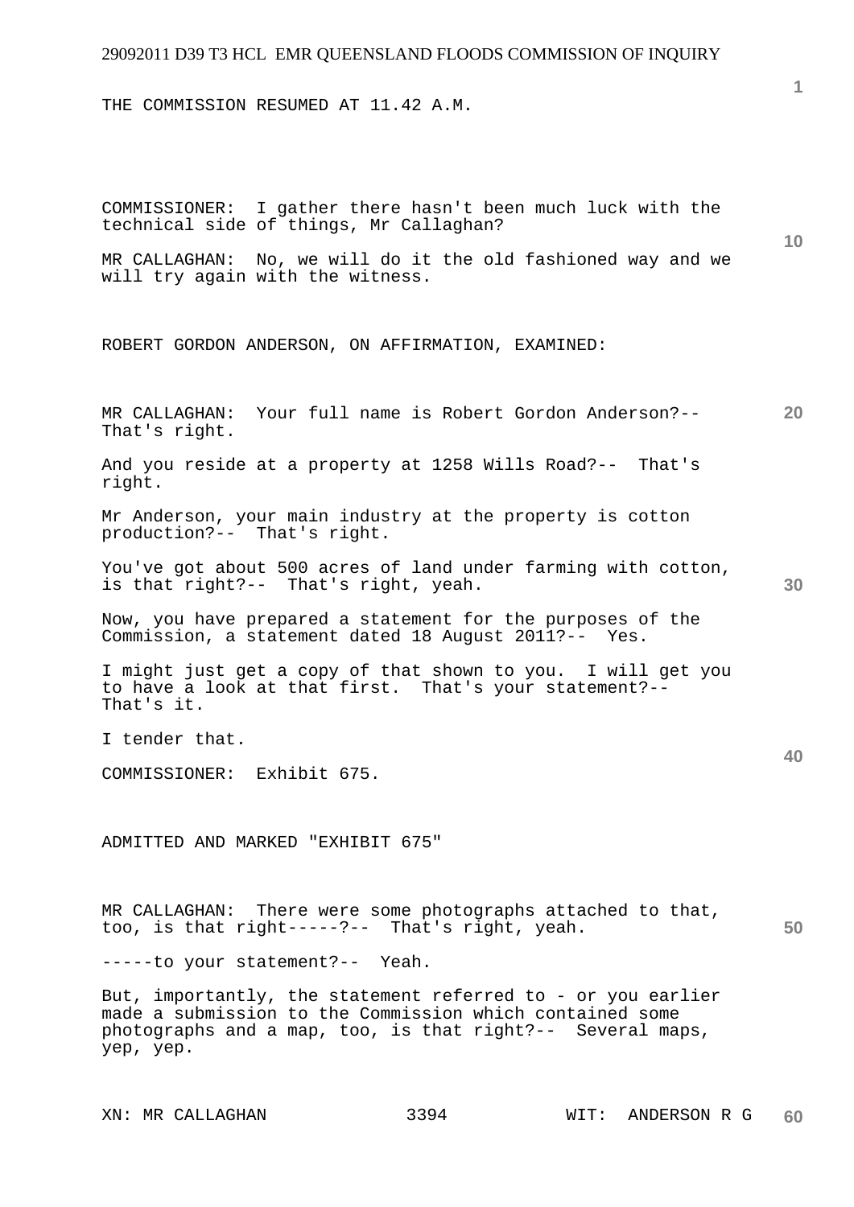THE COMMISSION RESUMED AT 11.42 A.M.

COMMISSIONER: I gather there hasn't been much luck with the technical side of things, Mr Callaghan?

MR CALLAGHAN: No, we will do it the old fashioned way and we will try again with the witness.

ROBERT GORDON ANDERSON, ON AFFIRMATION, EXAMINED:

MR CALLAGHAN: Your full name is Robert Gordon Anderson?-- That's right.

And you reside at a property at 1258 Wills Road?-- That's right.

Mr Anderson, your main industry at the property is cotton production?-- That's right.

You've got about 500 acres of land under farming with cotton, is that right?-- That's right, yeah.

Now, you have prepared a statement for the purposes of the Commission, a statement dated 18 August 2011?-- Yes.

I might just get a copy of that shown to you. I will get you to have a look at that first. That's your statement?-- That's it.

I tender that.

COMMISSIONER: Exhibit 675.

ADMITTED AND MARKED "EXHIBIT 675"

MR CALLAGHAN: There were some photographs attached to that, too, is that right-----?-- That's right, yeah.

-----to your statement?-- Yeah.

But, importantly, the statement referred to - or you earlier made a submission to the Commission which contained some photographs and a map, too, is that right?-- Several maps, yep, yep.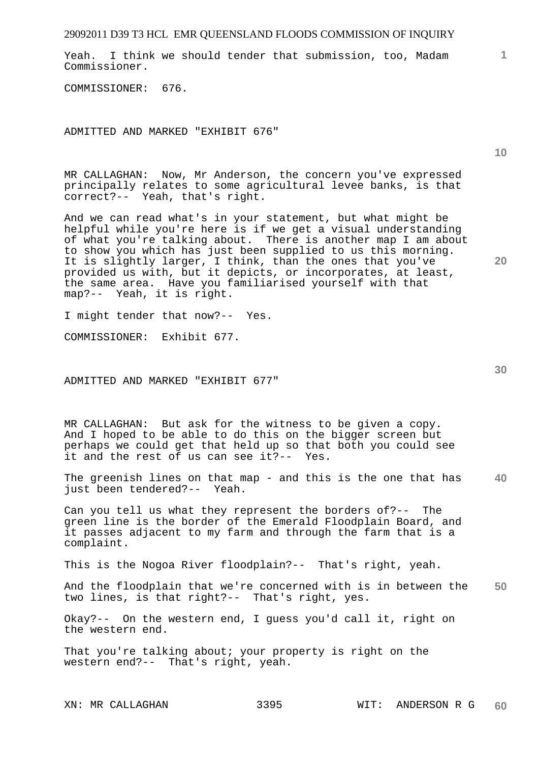Yeah. I think we should tender that submission, too, Madam Commissioner.

COMMISSIONER: 676.

ADMITTED AND MARKED "EXHIBIT 676"

MR CALLAGHAN: Now, Mr Anderson, the concern you've expressed principally relates to some agricultural levee banks, is that correct?-- Yeah, that's right.

And we can read what's in your statement, but what might be helpful while you're here is if we get a visual understanding of what you're talking about. There is another map I am about to show you which has just been supplied to us this morning. It is slightly larger, I think, than the ones that you've provided us with, but it depicts, or incorporates, at least, the same area. Have you familiarised yourself with that map?-- Yeah, it is right.

I might tender that now?-- Yes.

COMMISSIONER: Exhibit 677.

ADMITTED AND MARKED "EXHIBIT 677"

MR CALLAGHAN: But ask for the witness to be given a copy. And I hoped to be able to do this on the bigger screen but perhaps we could get that held up so that both you could see it and the rest of us can see it?-- Yes.

The greenish lines on that map - and this is the one that has just been tendered?-- Yeah.

Can you tell us what they represent the borders of?-- The green line is the border of the Emerald Floodplain Board, and it passes adjacent to my farm and through the farm that is a complaint.

This is the Nogoa River floodplain?-- That's right, yeah.

And the floodplain that we're concerned with is in between the two lines, is that right?-- That's right, yes.

Okay?-- On the western end, I guess you'd call it, right on the western end.

That you're talking about; your property is right on the western end?-- That's right, yeah.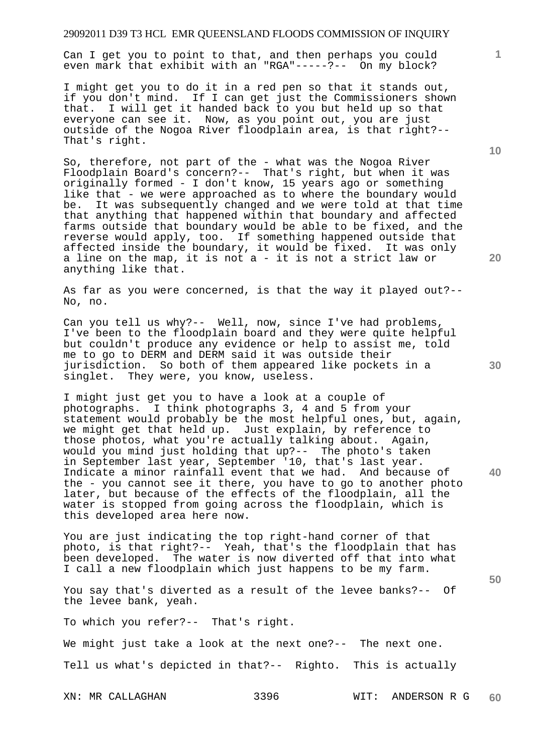Can I get you to point to that, and then perhaps you could even mark that exhibit with an "RGA"-----?-- On my block?

I might get you to do it in a red pen so that it stands out, if you don't mind. If I can get just the Commissioners shown that. I will get it handed back to you but held up so that everyone can see it. Now, as you point out, you are just outside of the Nogoa River floodplain area, is that right?-- That's right.

So, therefore, not part of the - what was the Nogoa River Floodplain Board's concern?-- That's right, but when it was originally formed - I don't know, 15 years ago or something like that - we were approached as to where the boundary would be. It was subsequently changed and we were told at that time that anything that happened within that boundary and affected farms outside that boundary would be able to be fixed, and the reverse would apply, too. If something happened outside that affected inside the boundary, it would be fixed. It was only a line on the map, it is not a - it is not a strict law or anything like that.

As far as you were concerned, is that the way it played out?-- No, no.

Can you tell us why?-- Well, now, since I've had problems, I've been to the floodplain board and they were quite helpful but couldn't produce any evidence or help to assist me, told me to go to DERM and DERM said it was outside their jurisdiction. So both of them appeared like pockets in a singlet. They were, you know, useless.

I might just get you to have a look at a couple of photographs. I think photographs 3, 4 and 5 from your statement would probably be the most helpful ones, but, again, we might get that held up. Just explain, by reference to those photos, what you're actually talking about. Again, would you mind just holding that up?-- The photo's taken in September last year, September '10, that's last year. Indicate a minor rainfall event that we had. And because of the - you cannot see it there, you have to go to another photo later, but because of the effects of the floodplain, all the water is stopped from going across the floodplain, which is this developed area here now.

You are just indicating the top right-hand corner of that photo, is that right?-- Yeah, that's the floodplain that has been developed. The water is now diverted off that into what I call a new floodplain which just happens to be my farm.

You say that's diverted as a result of the levee banks?-- Of the levee bank, yeah.

To which you refer?-- That's right.

We might just take a look at the next one?-- The next one.

Tell us what's depicted in that?-- Righto. This is actually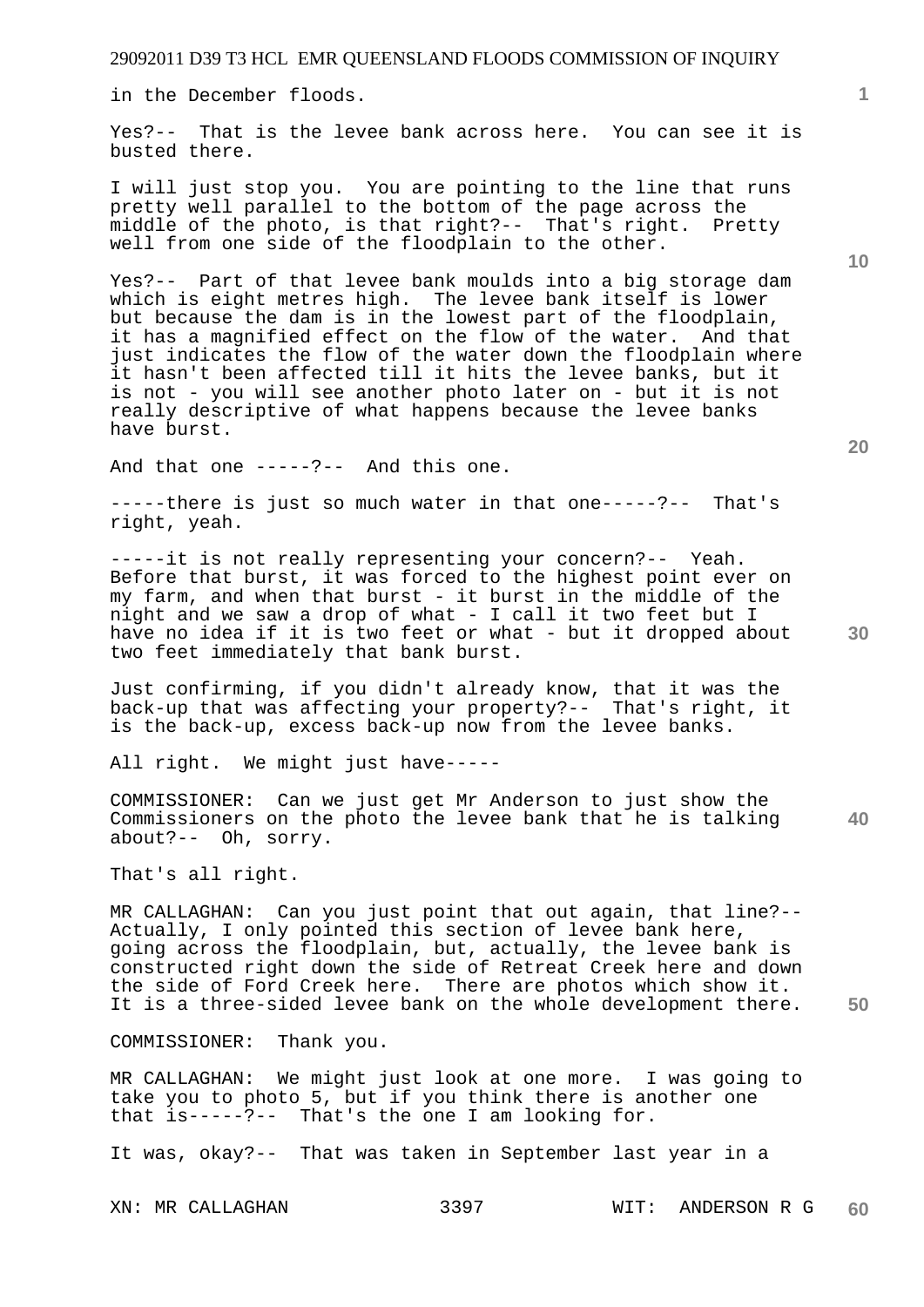in the December floods.

Yes?-- That is the levee bank across here. You can see it is busted there.

I will just stop you. You are pointing to the line that runs pretty well parallel to the bottom of the page across the middle of the photo, is that right?-- That's right. Pretty well from one side of the floodplain to the other.

Yes?-- Part of that levee bank moulds into a big storage dam which is eight metres high. The levee bank itself is lower but because the dam is in the lowest part of the floodplain, it has a magnified effect on the flow of the water. And that just indicates the flow of the water down the floodplain where it hasn't been affected till it hits the levee banks, but it is not - you will see another photo later on - but it is not really descriptive of what happens because the levee banks have burst.

And that one -----?-- And this one.

-----there is just so much water in that one-----?-- That's right, yeah.

-----it is not really representing your concern?-- Yeah. Before that burst, it was forced to the highest point ever on my farm, and when that burst - it burst in the middle of the night and we saw a drop of what - I call it two feet but I have no idea if it is two feet or what - but it dropped about two feet immediately that bank burst.

Just confirming, if you didn't already know, that it was the back-up that was affecting your property?-- That's right, it is the back-up, excess back-up now from the levee banks.

All right. We might just have-----

COMMISSIONER: Can we just get Mr Anderson to just show the Commissioners on the photo the levee bank that he is talking about?-- Oh, sorry.

That's all right.

MR CALLAGHAN: Can you just point that out again, that line?-- Actually, I only pointed this section of levee bank here, going across the floodplain, but, actually, the levee bank is constructed right down the side of Retreat Creek here and down the side of Ford Creek here. There are photos which show it. It is a three-sided levee bank on the whole development there.

COMMISSIONER: Thank you.

MR CALLAGHAN: We might just look at one more. I was going to take you to photo 5, but if you think there is another one that is-----?-- That's the one I am looking for.

It was, okay?-- That was taken in September last year in a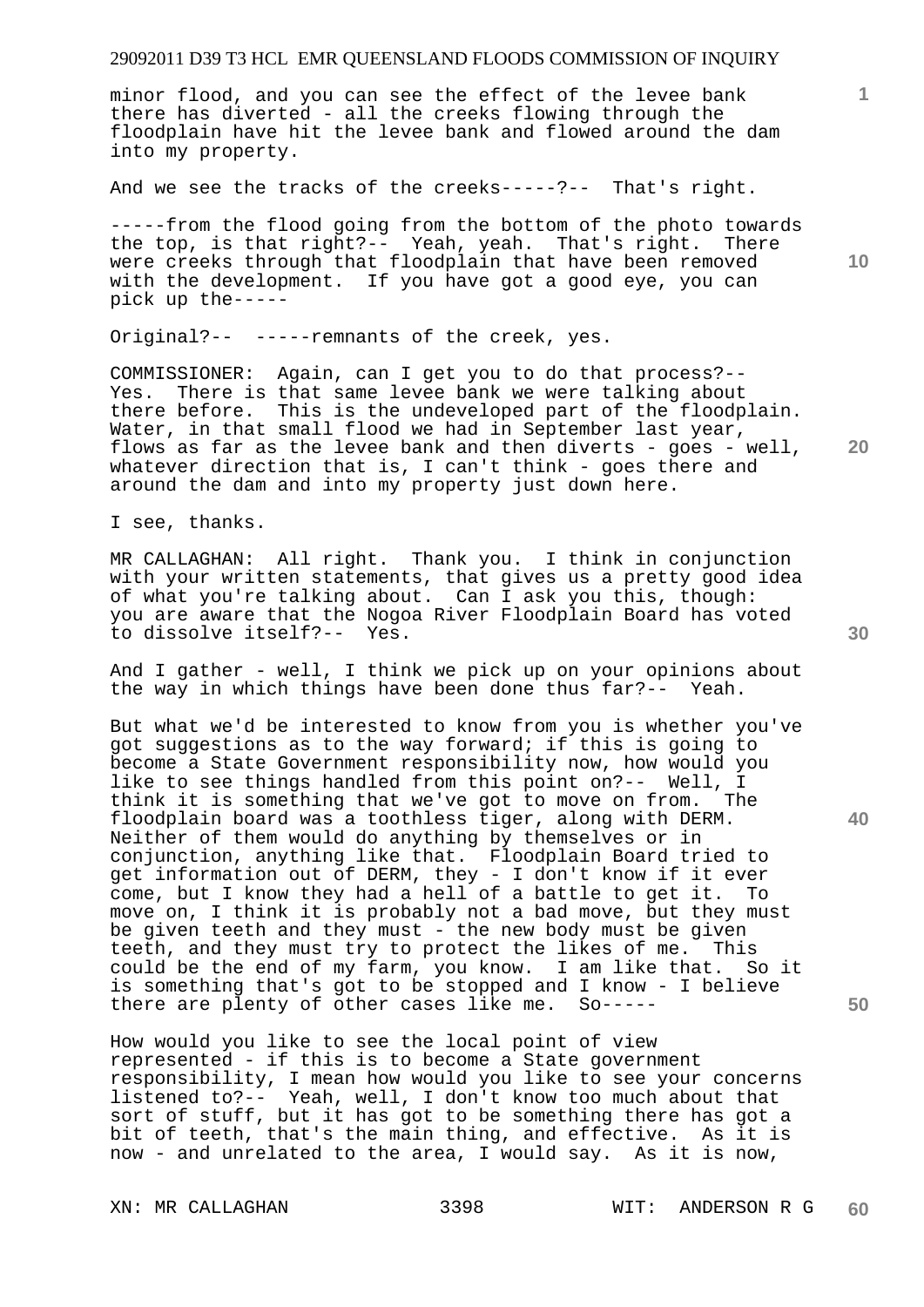minor flood, and you can see the effect of the levee bank there has diverted - all the creeks flowing through the floodplain have hit the levee bank and flowed around the dam into my property.

And we see the tracks of the creeks-----?-- That's right.

-----from the flood going from the bottom of the photo towards the top, is that right?-- Yeah, yeah. That's right. There were creeks through that floodplain that have been removed with the development. If you have got a good eye, you can pick up the-----

Original?-- -----remnants of the creek, yes.

COMMISSIONER: Again, can I get you to do that process?-- Yes. There is that same levee bank we were talking about there before. This is the undeveloped part of the floodplain. Water, in that small flood we had in September last year, flows as far as the levee bank and then diverts - goes - well, whatever direction that is, I can't think - goes there and around the dam and into my property just down here.

I see, thanks.

MR CALLAGHAN: All right. Thank you. I think in conjunction with your written statements, that gives us a pretty good idea of what you're talking about. Can I ask you this, though: you are aware that the Nogoa River Floodplain Board has voted to dissolve itself?-- Yes.

And I gather - well, I think we pick up on your opinions about the way in which things have been done thus far?-- Yeah.

But what we'd be interested to know from you is whether you've got suggestions as to the way forward; if this is going to become a State Government responsibility now, how would you like to see things handled from this point on?-- Well, I think it is something that we've got to move on from. The floodplain board was a toothless tiger, along with DERM. Neither of them would do anything by themselves or in conjunction, anything like that. Floodplain Board tried to get information out of DERM, they - I don't know if it ever come, but I know they had a hell of a battle to get it. To move on, I think it is probably not a bad move, but they must be given teeth and they must - the new body must be given teeth, and they must try to protect the likes of me. This could be the end of my farm, you know. I am like that. So it is something that's got to be stopped and I know - I believe there are plenty of other cases like me. So-----

How would you like to see the local point of view represented - if this is to become a State government responsibility, I mean how would you like to see your concerns listened to?-- Yeah, well, I don't know too much about that sort of stuff, but it has got to be something there has got a bit of teeth, that's the main thing, and effective. As it is now - and unrelated to the area, I would say. As it is now,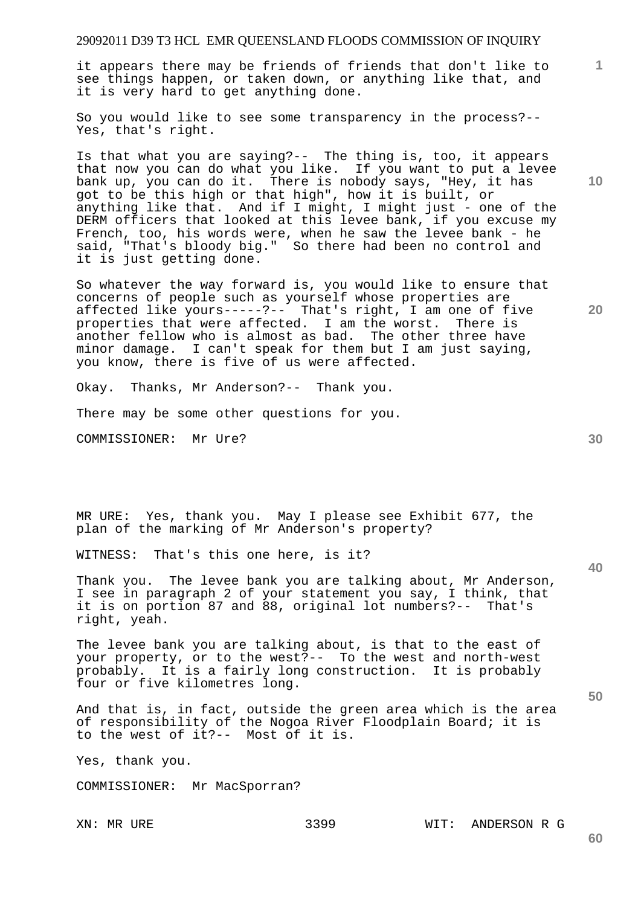it appears there may be friends of friends that don't like to see things happen, or taken down, or anything like that, and it is very hard to get anything done.

So you would like to see some transparency in the process?-- Yes, that's right.

Is that what you are saying?-- The thing is, too, it appears that now you can do what you like. If you want to put a levee bank up, you can do it. There is nobody says, "Hey, it has got to be this high or that high", how it is built, or anything like that. And if I might, I might just - one of the DERM officers that looked at this levee bank, if you excuse my French, too, his words were, when he saw the levee bank - he said, "That's bloody big." So there had been no control and it is just getting done.

So whatever the way forward is, you would like to ensure that concerns of people such as yourself whose properties are affected like yours-----?-- That's right, I am one of five properties that were affected. I am the worst. There is another fellow who is almost as bad. The other three have minor damage. I can't speak for them but I am just saying, you know, there is five of us were affected.

Okay. Thanks, Mr Anderson?-- Thank you.

There may be some other questions for you.

COMMISSIONER: Mr Ure?

MR URE: Yes, thank you. May I please see Exhibit 677, the plan of the marking of Mr Anderson's property?

WITNESS: That's this one here, is it?

Thank you. The levee bank you are talking about, Mr Anderson, I see in paragraph 2 of your statement you say, I think, that it is on portion 87 and 88, original lot numbers?-- That's right, yeah.

The levee bank you are talking about, is that to the east of your property, or to the west?-- To the west and north-west probably. It is a fairly long construction. It is probably four or five kilometres long.

And that is, in fact, outside the green area which is the area of responsibility of the Nogoa River Floodplain Board; it is to the west of it?-- Most of it is.

Yes, thank you.

COMMISSIONER: Mr MacSporran?

XN: MR URE WIT: ANDERSON R G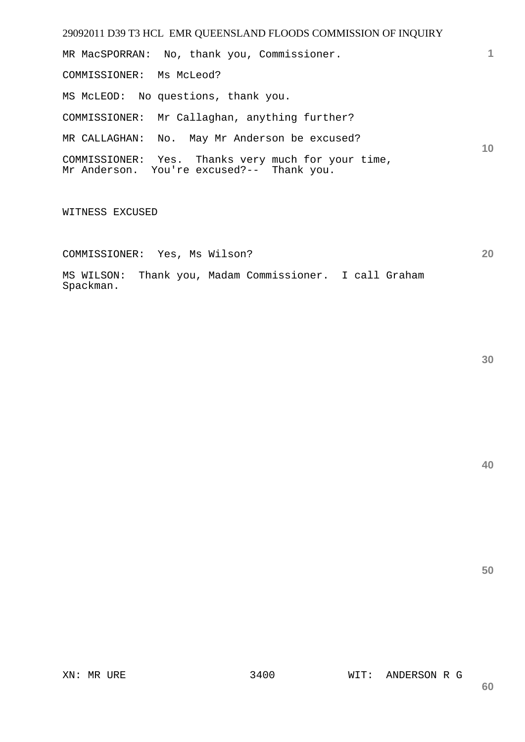MR MacSPORRAN: No, thank you, Commissioner.

COMMISSIONER: Ms McLeod?

MS McLEOD: No questions, thank you.

COMMISSIONER: Mr Callaghan, anything further?

MR CALLAGHAN: No. May Mr Anderson be excused?

COMMISSIONER: Yes. Thanks very much for your time, Mr Anderson. You're excused?-- Thank you.

WITNESS EXCUSED

COMMISSIONER: Yes, Ms Wilson?

MS WILSON: Thank you, Madam Commissioner. I call Graham Spackman.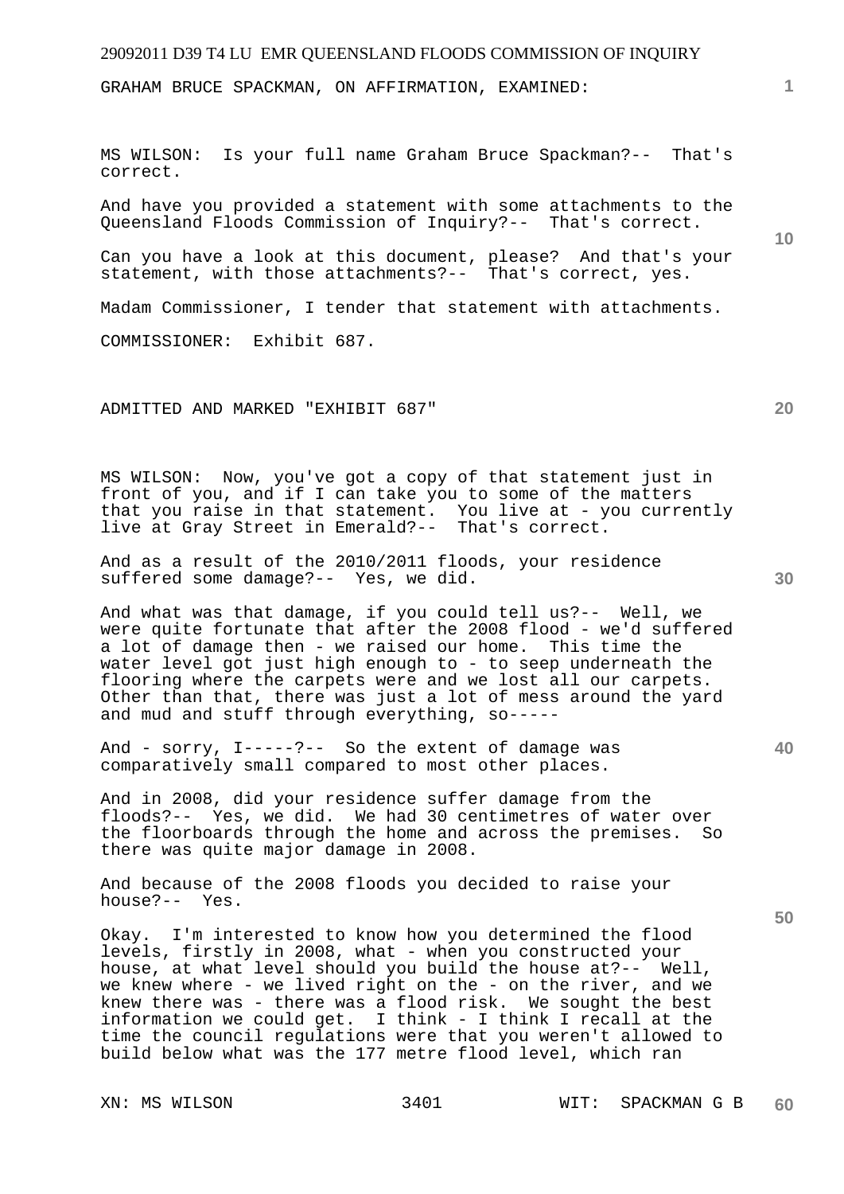GRAHAM BRUCE SPACKMAN, ON AFFIRMATION, EXAMINED:

MS WILSON: Is your full name Graham Bruce Spackman?-- That's correct.

And have you provided a statement with some attachments to the Queensland Floods Commission of Inquiry?-- That's correct.

Can you have a look at this document, please? And that's your statement, with those attachments?-- That's correct, yes.

Madam Commissioner, I tender that statement with attachments.

COMMISSIONER: Exhibit 687.

ADMITTED AND MARKED "EXHIBIT 687"

MS WILSON: Now, you've got a copy of that statement just in front of you, and if I can take you to some of the matters that you raise in that statement. You live at - you currently live at Gray Street in Emerald?-- That's correct.

And as a result of the 2010/2011 floods, your residence suffered some damage?-- Yes, we did.

And what was that damage, if you could tell us?-- Well, we were quite fortunate that after the 2008 flood - we'd suffered a lot of damage then - we raised our home. This time the water level got just high enough to - to seep underneath the flooring where the carpets were and we lost all our carpets. Other than that, there was just a lot of mess around the yard and mud and stuff through everything, so-----

And - sorry, I-----?-- So the extent of damage was comparatively small compared to most other places.

And in 2008, did your residence suffer damage from the floods?-- Yes, we did. We had 30 centimetres of water over the floorboards through the home and across the premises. So there was quite major damage in 2008.

And because of the 2008 floods you decided to raise your house?-- Yes.

Okay. I'm interested to know how you determined the flood levels, firstly in 2008, what - when you constructed your house, at what level should you build the house at?-- Well, we knew where - we lived right on the - on the river, and we knew there was - there was a flood risk. We sought the best information we could get. I think - I think I recall at the time the council regulations were that you weren't allowed to build below what was the 177 metre flood level, which ran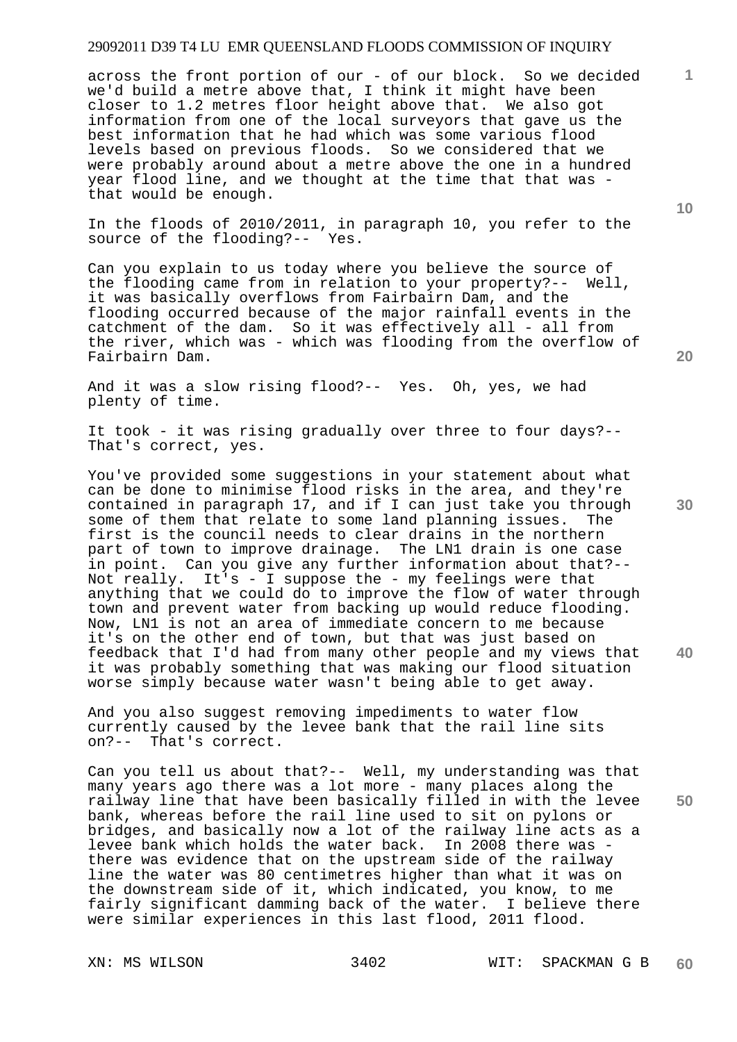across the front portion of our - of our block. So we decided we'd build a metre above that, I think it might have been closer to 1.2 metres floor height above that. We also got information from one of the local surveyors that gave us the best information that he had which was some various flood levels based on previous floods. So we considered that we were probably around about a metre above the one in a hundred year flood line, and we thought at the time that that was - that would be enough.

In the floods of 2010/2011, in paragraph 10, you refer to the source of the flooding?-- Yes.

Can you explain to us today where you believe the source of the flooding came from in relation to your property?-- Well, it was basically overflows from Fairbairn Dam, and the flooding occurred because of the major rainfall events in the catchment of the dam. So it was effectively all - all from the river, which was - which was flooding from the overflow of Fairbairn Dam.

And it was a slow rising flood?-- Yes. Oh, yes, we had plenty of time.

It took - it was rising gradually over three to four days?-- That's correct, yes.

You've provided some suggestions in your statement about what can be done to minimise flood risks in the area, and they're contained in paragraph 17, and if I can just take you through some of them that relate to some land planning issues. The first is the council needs to clear drains in the northern part of town to improve drainage. The LN1 drain is one case in point. Can you give any further information about that?-- Not really. It's - I suppose the - my feelings were that anything that we could do to improve the flow of water through town and prevent water from backing up would reduce flooding. Now, LN1 is not an area of immediate concern to me because it's on the other end of town, but that was just based on feedback that I'd had from many other people and my views that it was probably something that was making our flood situation worse simply because water wasn't being able to get away.

And you also suggest removing impediments to water flow currently caused by the levee bank that the rail line sits on?-- That's correct.

Can you tell us about that?-- Well, my understanding was that many years ago there was a lot more - many places along the railway line that have been basically filled in with the levee bank, whereas before the rail line used to sit on pylons or bridges, and basically now a lot of the railway line acts as a levee bank which holds the water back. In 2008 there was - there was evidence that on the upstream side of the railway line the water was 80 centimetres higher than what it was on the downstream side of it, which indicated, you know, to me fairly significant damming back of the water. I believe there were similar experiences in this last flood, 2011 flood.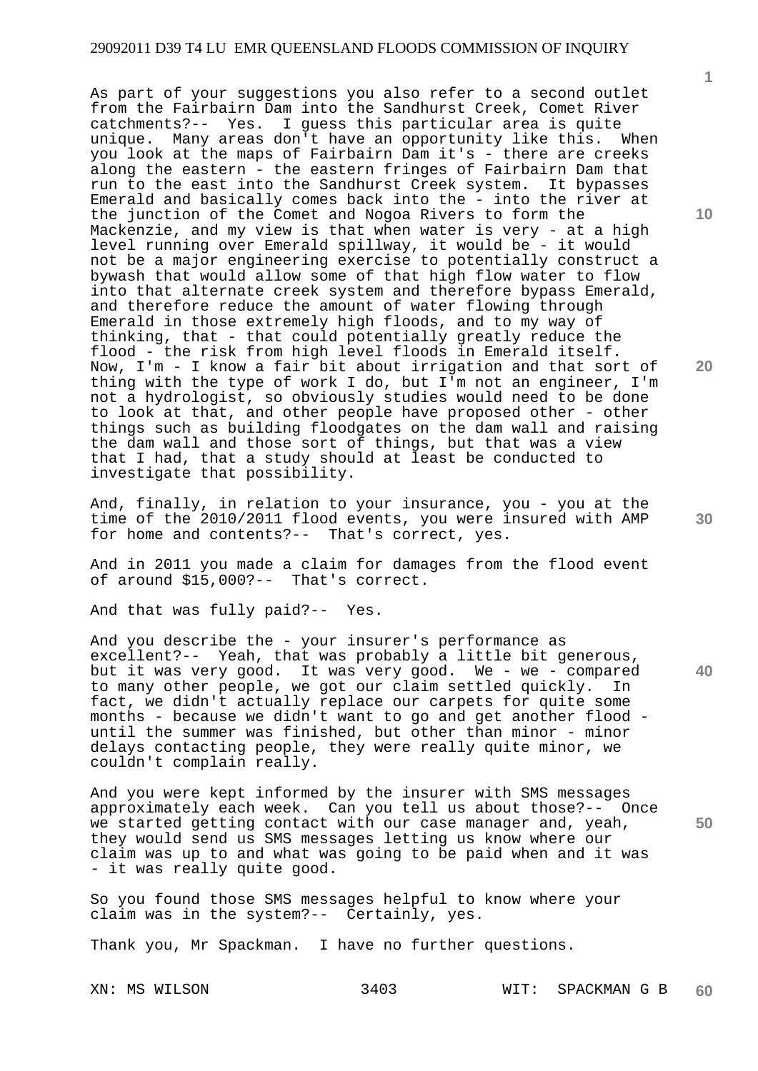As part of your suggestions you also refer to a second outlet from the Fairbairn Dam into the Sandhurst Creek, Comet River catchments?-- Yes. I guess this particular area is quite unique. Many areas don't have an opportunity like this. When you look at the maps of Fairbairn Dam it's - there are creeks along the eastern - the eastern fringes of Fairbairn Dam that run to the east into the Sandhurst Creek system. It bypasses Emerald and basically comes back into the - into the river at the junction of the Comet and Nogoa Rivers to form the Mackenzie, and my view is that when water is very - at a high level running over Emerald spillway, it would be - it would not be a major engineering exercise to potentially construct a bywash that would allow some of that high flow water to flow into that alternate creek system and therefore bypass Emerald, and therefore reduce the amount of water flowing through Emerald in those extremely high floods, and to my way of thinking, that - that could potentially greatly reduce the flood - the risk from high level floods in Emerald itself. Now, I'm - I know a fair bit about irrigation and that sort of thing with the type of work I do, but I'm not an engineer, I'm not a hydrologist, so obviously studies would need to be done to look at that, and other people have proposed other - other things such as building floodgates on the dam wall and raising the dam wall and those sort of things, but that was a view that I had, that a study should at least be conducted to investigate that possibility.

And, finally, in relation to your insurance, you - you at the time of the 2010/2011 flood events, you were insured with AMP for home and contents?-- That's correct, yes.

And in 2011 you made a claim for damages from the flood event of around $15,000?-- That's correct.

And that was fully paid?-- Yes.

And you describe the - your insurer's performance as excellent?-- Yeah, that was probably a little bit generous, but it was very good. It was very good. We - we - compared to many other people, we got our claim settled quickly. In fact, we didn't actually replace our carpets for quite some months - because we didn't want to go and get another flood - until the summer was finished, but other than minor - minor delays contacting people, they were really quite minor, we couldn't complain really.

And you were kept informed by the insurer with SMS messages approximately each week. Can you tell us about those?-- Once we started getting contact with our case manager and, yeah, they would send us SMS messages letting us know where our claim was up to and what was going to be paid when and it was - it was really quite good.

So you found those SMS messages helpful to know where your claim was in the system?-- Certainly, yes.

Thank you, Mr Spackman. I have no further questions.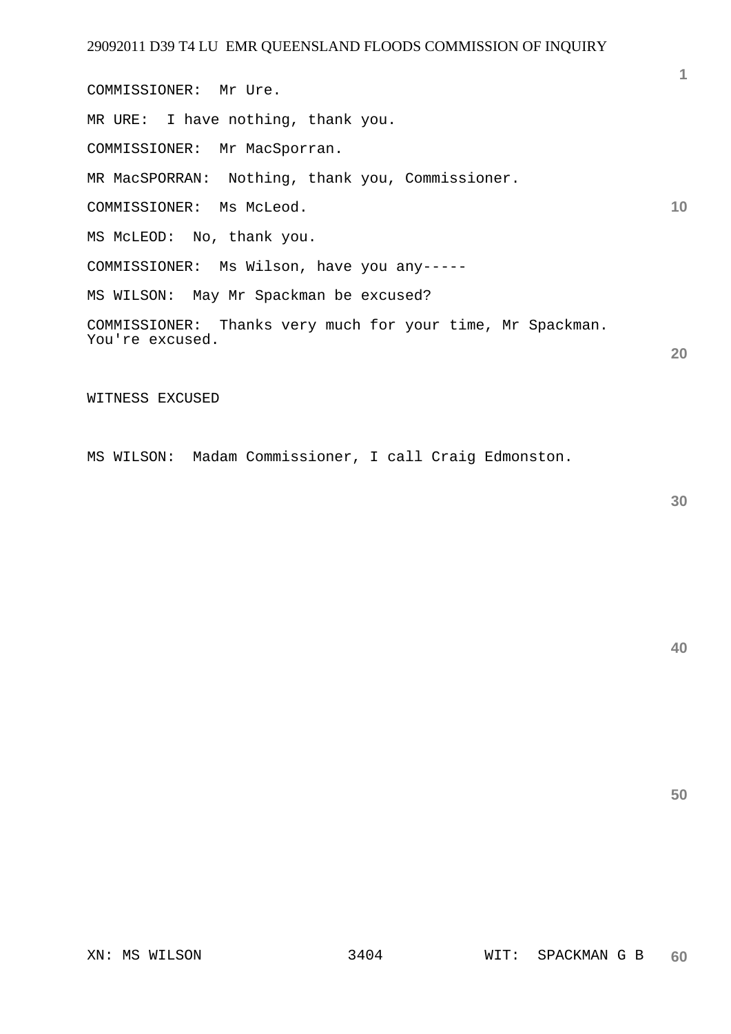COMMISSIONER: Mr Ure.

MR URE: I have nothing, thank you.

COMMISSIONER: Mr MacSporran.

MR MacSPORRAN: Nothing, thank you, Commissioner.

COMMISSIONER: Ms McLeod.

MS McLEOD: No, thank you.

COMMISSIONER: Ms Wilson, have you any-----

MS WILSON: May Mr Spackman be excused?

COMMISSIONER: Thanks very much for your time, Mr Spackman. You're excused.

WITNESS EXCUSED

MS WILSON: Madam Commissioner, I call Craig Edmonston.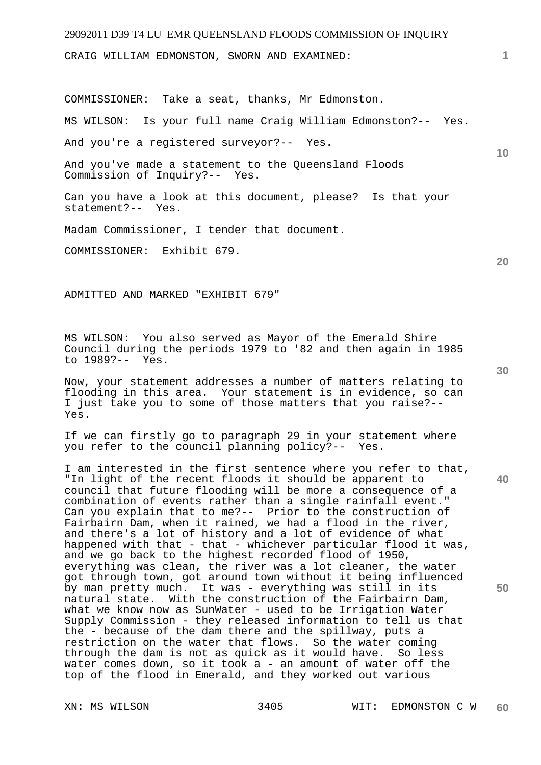CRAIG WILLIAM EDMONSTON, SWORN AND EXAMINED:

COMMISSIONER: Take a seat, thanks, Mr Edmonston.

MS WILSON: Is your full name Craig William Edmonston?-- Yes.

And you're a registered surveyor?-- Yes.

And you've made a statement to the Queensland Floods Commission of Inquiry?-- Yes.

Can you have a look at this document, please? Is that your statement?-- Yes.

Madam Commissioner, I tender that document.

COMMISSIONER: Exhibit 679.

ADMITTED AND MARKED "EXHIBIT 679"

MS WILSON: You also served as Mayor of the Emerald Shire Council during the periods 1979 to '82 and then again in 1985 to 1989?-- Yes.

Now, your statement addresses a number of matters relating to flooding in this area. Your statement is in evidence, so can I just take you to some of those matters that you raise?-- Yes.

If we can firstly go to paragraph 29 in your statement where you refer to the council planning policy?-- Yes.

I am interested in the first sentence where you refer to that, "In light of the recent floods it should be apparent to council that future flooding will be more a consequence of a combination of events rather than a single rainfall event." Can you explain that to me?-- Prior to the construction of Fairbairn Dam, when it rained, we had a flood in the river, and there's a lot of history and a lot of evidence of what happened with that - that - whichever particular flood it was, and we go back to the highest recorded flood of 1950, everything was clean, the river was a lot cleaner, the water got through town, got around town without it being influenced by man pretty much. It was - everything was still in its natural state. With the construction of the Fairbairn Dam, what we know now as SunWater - used to be Irrigation Water Supply Commission - they released information to tell us that the - because of the dam there and the spillway, puts a restriction on the water that flows. So the water coming through the dam is not as quick as it would have. So less water comes down, so it took a - an amount of water off the top of the flood in Emerald, and they worked out various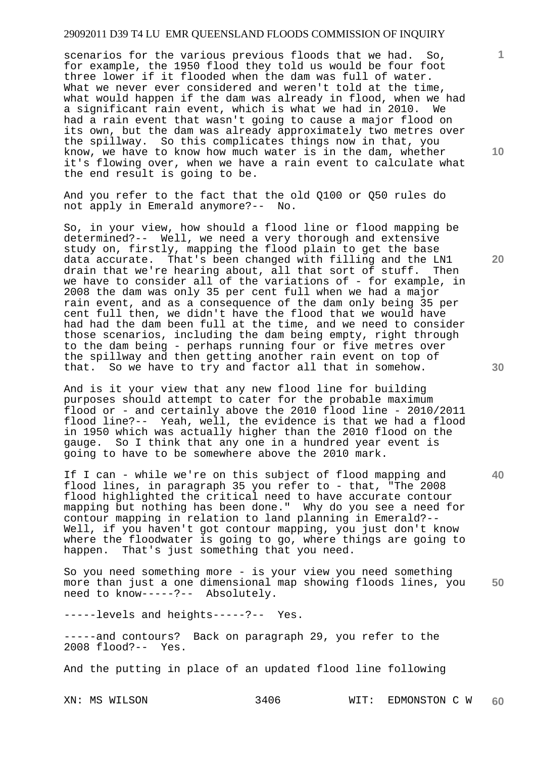scenarios for the various previous floods that we had. So, for example, the 1950 flood they told us would be four foot three lower if it flooded when the dam was full of water. What we never ever considered and weren't told at the time, what would happen if the dam was already in flood, when we had a significant rain event, which is what we had in 2010. We had a rain event that wasn't going to cause a major flood on its own, but the dam was already approximately two metres over the spillway. So this complicates things now in that, you know, we have to know how much water is in the dam, whether it's flowing over, when we have a rain event to calculate what the end result is going to be.

And you refer to the fact that the old Q100 or Q50 rules do not apply in Emerald anymore?-- No.

So, in your view, how should a flood line or flood mapping be determined?-- Well, we need a very thorough and extensive study on, firstly, mapping the flood plain to get the base data accurate. That's been changed with filling and the LN1 drain that we're hearing about, all that sort of stuff. Then we have to consider all of the variations of - for example, in 2008 the dam was only 35 per cent full when we had a major rain event, and as a consequence of the dam only being 35 per cent full then, we didn't have the flood that we would have had had the dam been full at the time, and we need to consider those scenarios, including the dam being empty, right through to the dam being - perhaps running four or five metres over the spillway and then getting another rain event on top of that. So we have to try and factor all that in somehow.

And is it your view that any new flood line for building purposes should attempt to cater for the probable maximum flood or - and certainly above the 2010 flood line - 2010/2011 flood line?-- Yeah, well, the evidence is that we had a flood in 1950 which was actually higher than the 2010 flood on the gauge. So I think that any one in a hundred year event is going to have to be somewhere above the 2010 mark.

If I can - while we're on this subject of flood mapping and flood lines, in paragraph 35 you refer to - that, "The 2008 flood highlighted the critical need to have accurate contour mapping but nothing has been done." Why do you see a need for contour mapping in relation to land planning in Emerald?-- Well, if you haven't got contour mapping, you just don't know where the floodwater is going to go, where things are going to happen. That's just something that you need.

So you need something more - is your view you need something more than just a one dimensional map showing floods lines, you need to know-----?-- Absolutely.

-----levels and heights-----?-- Yes.

-----and contours? Back on paragraph 29, you refer to the 2008 flood?-- Yes.

And the putting in place of an updated flood line following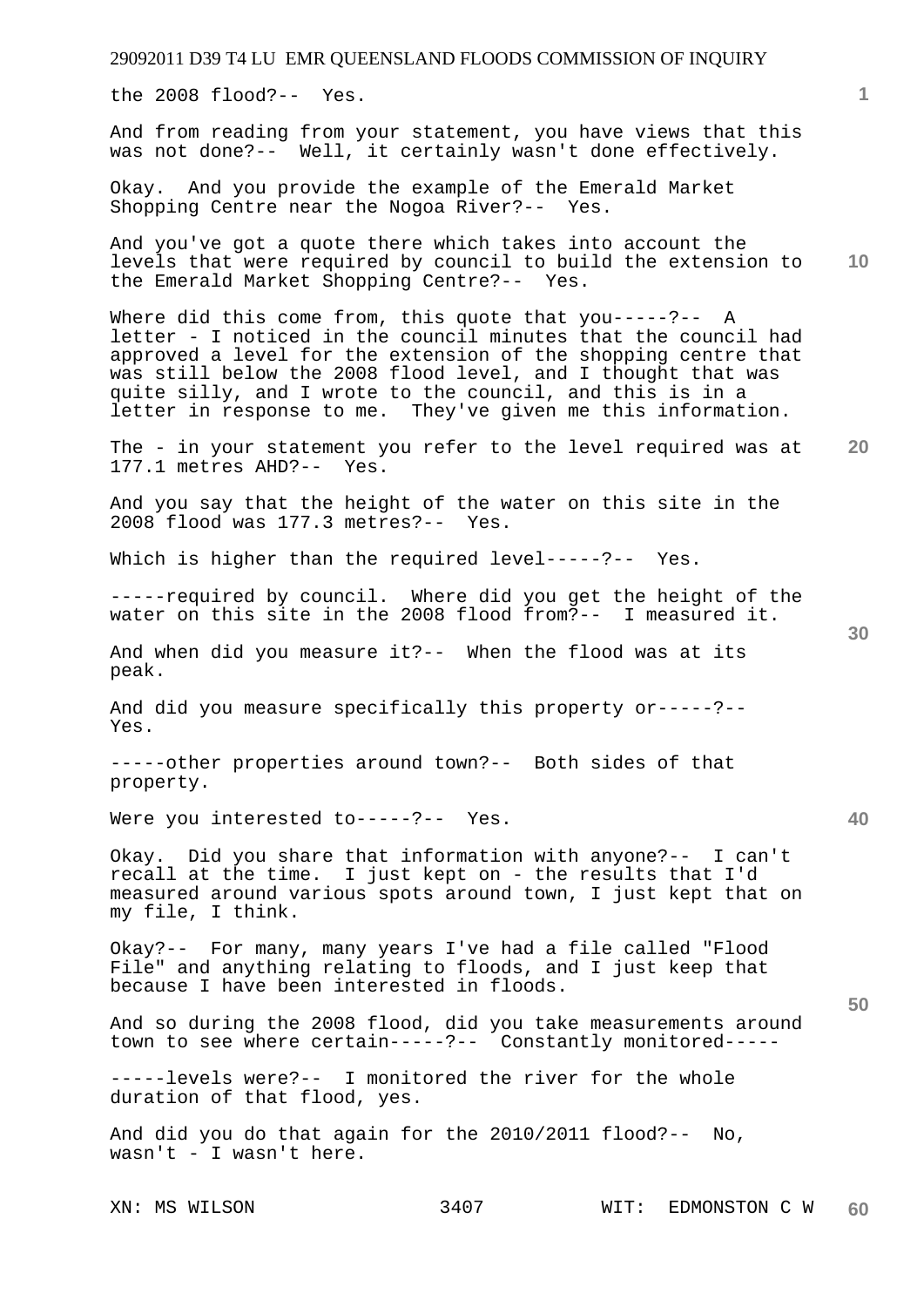the 2008 flood?-- Yes.

And from reading from your statement, you have views that this was not done?-- Well, it certainly wasn't done effectively.

Okay. And you provide the example of the Emerald Market Shopping Centre near the Nogoa River?-- Yes.

And you've got a quote there which takes into account the levels that were required by council to build the extension to the Emerald Market Shopping Centre?-- Yes.

Where did this come from, this quote that you-----?-- A letter - I noticed in the council minutes that the council had approved a level for the extension of the shopping centre that was still below the 2008 flood level, and I thought that was quite silly, and I wrote to the council, and this is in a letter in response to me. They've given me this information.

The - in your statement you refer to the level required was at 177.1 metres AHD?-- Yes.

And you say that the height of the water on this site in the 2008 flood was 177.3 metres?-- Yes.

Which is higher than the required level-----?-- Yes.

-----required by council. Where did you get the height of the water on this site in the 2008 flood from?-- I measured it.

And when did you measure it?-- When the flood was at its peak.

And did you measure specifically this property or-----?-- Yes.

-----other properties around town?-- Both sides of that property.

Were you interested to-----?-- Yes.

Okay. Did you share that information with anyone?-- I can't recall at the time. I just kept on - the results that I'd measured around various spots around town, I just kept that on my file, I think.

Okay?-- For many, many years I've had a file called "Flood File" and anything relating to floods, and I just keep that because I have been interested in floods.

And so during the 2008 flood, did you take measurements around town to see where certain-----?-- Constantly monitored-----

-----levels were?-- I monitored the river for the whole duration of that flood, yes.

And did you do that again for the 2010/2011 flood?-- No, wasn't - I wasn't here.

XN: MS WILSON WIT: EDMONSTON C W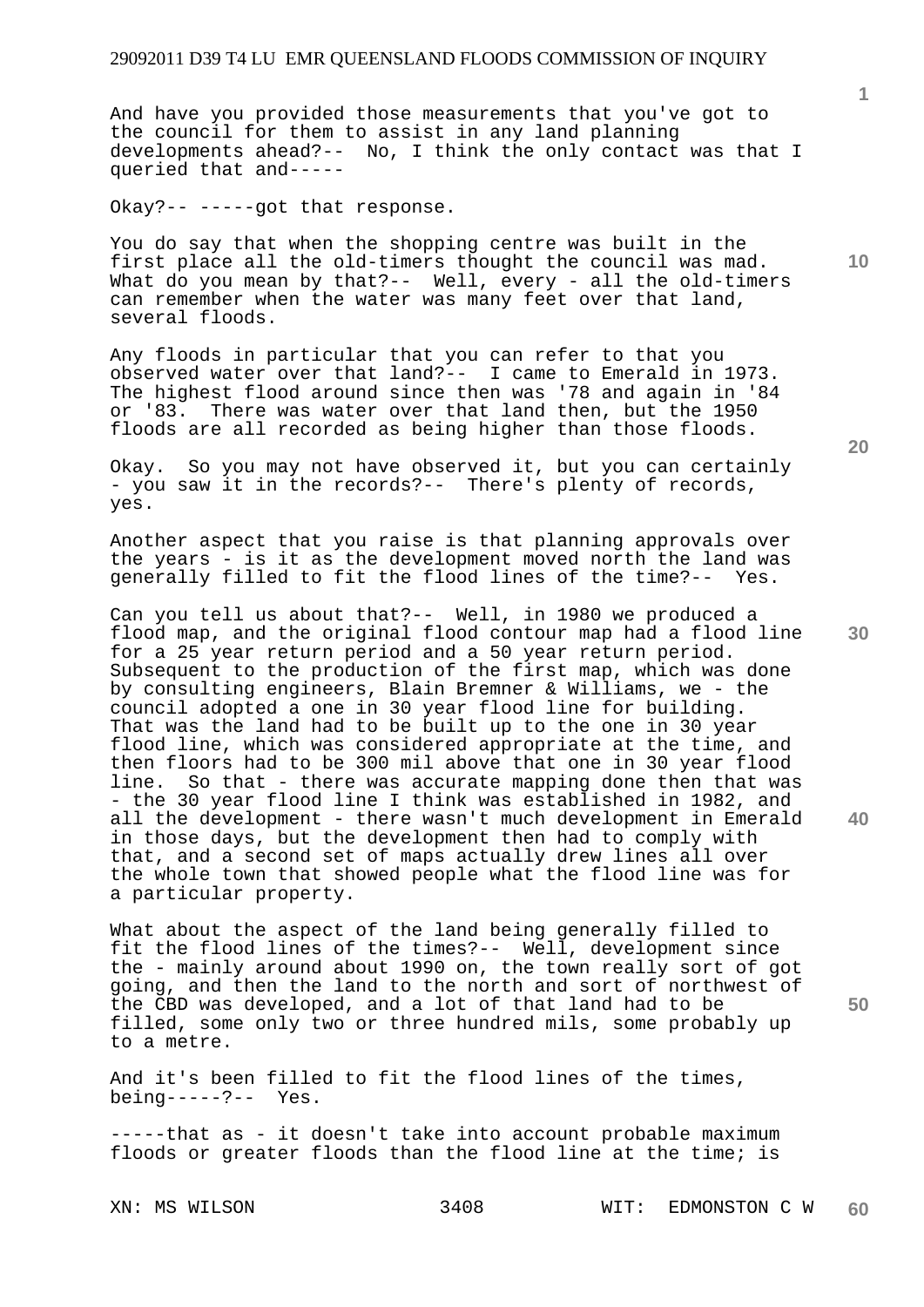And have you provided those measurements that you've got to the council for them to assist in any land planning developments ahead?-- No, I think the only contact was that I queried that and-----

Okay?-- -----got that response.

You do say that when the shopping centre was built in the first place all the old-timers thought the council was mad. What do you mean by that?-- Well, every - all the old-timers can remember when the water was many feet over that land, several floods.

Any floods in particular that you can refer to that you observed water over that land?-- I came to Emerald in 1973. The highest flood around since then was '78 and again in '84 or '83. There was water over that land then, but the 1950 floods are all recorded as being higher than those floods.

Okay. So you may not have observed it, but you can certainly - you saw it in the records?-- There's plenty of records, yes.

Another aspect that you raise is that planning approvals over the years - is it as the development moved north the land was generally filled to fit the flood lines of the time?-- Yes.

Can you tell us about that?-- Well, in 1980 we produced a flood map, and the original flood contour map had a flood line for a 25 year return period and a 50 year return period. Subsequent to the production of the first map, which was done by consulting engineers, Blain Bremner & Williams, we - the council adopted a one in 30 year flood line for building. That was the land had to be built up to the one in 30 year flood line, which was considered appropriate at the time, and then floors had to be 300 mil above that one in 30 year flood line. So that - there was accurate mapping done then that was - the 30 year flood line I think was established in 1982, and all the development - there wasn't much development in Emerald in those days, but the development then had to comply with that, and a second set of maps actually drew lines all over the whole town that showed people what the flood line was for a particular property.

What about the aspect of the land being generally filled to fit the flood lines of the times?-- Well, development since the - mainly around about 1990 on, the town really sort of got going, and then the land to the north and sort of northwest of the CBD was developed, and a lot of that land had to be filled, some only two or three hundred mils, some probably up to a metre.

And it's been filled to fit the flood lines of the times, being-----?-- Yes.

-----that as - it doesn't take into account probable maximum floods or greater floods than the flood line at the time; is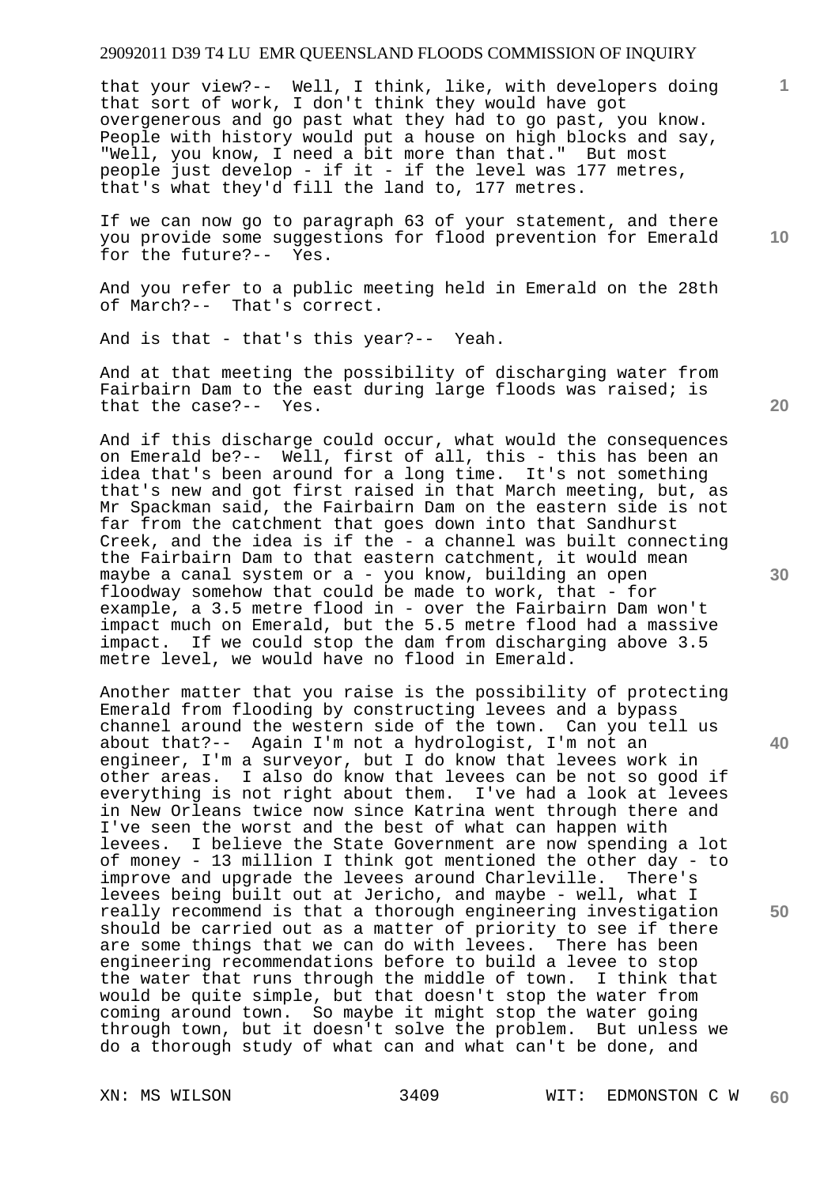that your view?-- Well, I think, like, with developers doing that sort of work, I don't think they would have got overgenerous and go past what they had to go past, you know. People with history would put a house on high blocks and say, "Well, you know, I need a bit more than that." But most people just develop - if it - if the level was 177 metres, that's what they'd fill the land to, 177 metres.

If we can now go to paragraph 63 of your statement, and there you provide some suggestions for flood prevention for Emerald for the future?-- Yes.

And you refer to a public meeting held in Emerald on the 28th of March?-- That's correct.

And is that - that's this year?-- Yeah.

And at that meeting the possibility of discharging water from Fairbairn Dam to the east during large floods was raised; is that the case?-- Yes.

And if this discharge could occur, what would the consequences on Emerald be?-- Well, first of all, this - this has been an idea that's been around for a long time. It's not something that's new and got first raised in that March meeting, but, as Mr Spackman said, the Fairbairn Dam on the eastern side is not far from the catchment that goes down into that Sandhurst Creek, and the idea is if the - a channel was built connecting the Fairbairn Dam to that eastern catchment, it would mean maybe a canal system or a - you know, building an open floodway somehow that could be made to work, that - for example, a 3.5 metre flood in - over the Fairbairn Dam won't impact much on Emerald, but the 5.5 metre flood had a massive impact. If we could stop the dam from discharging above 3.5 metre level, we would have no flood in Emerald.

Another matter that you raise is the possibility of protecting Emerald from flooding by constructing levees and a bypass channel around the western side of the town. Can you tell us about that?-- Again I'm not a hydrologist, I'm not an engineer, I'm a surveyor, but I do know that levees work in other areas. I also do know that levees can be not so good if everything is not right about them. I've had a look at levees in New Orleans twice now since Katrina went through there and I've seen the worst and the best of what can happen with levees. I believe the State Government are now spending a lot of money - 13 million I think got mentioned the other day - to improve and upgrade the levees around Charleville. There's levees being built out at Jericho, and maybe - well, what I really recommend is that a thorough engineering investigation should be carried out as a matter of priority to see if there are some things that we can do with levees. There has been engineering recommendations before to build a levee to stop the water that runs through the middle of town. I think that would be quite simple, but that doesn't stop the water from coming around town. So maybe it might stop the water going through town, but it doesn't solve the problem. But unless we do a thorough study of what can and what can't be done, and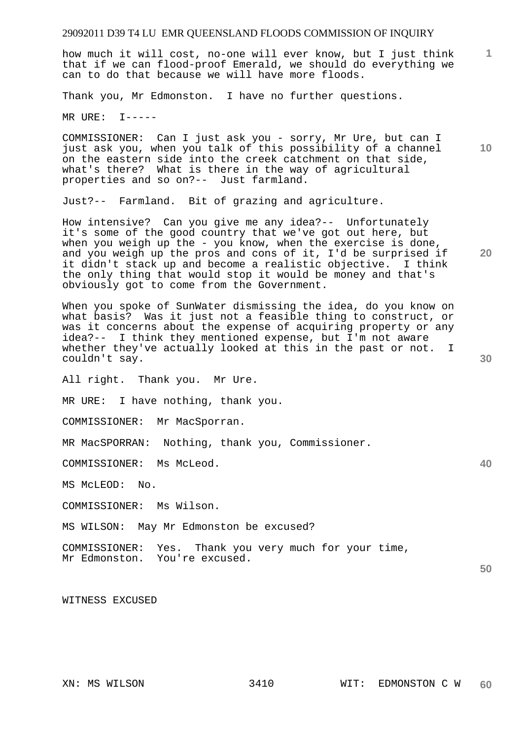how much it will cost, no-one will ever know, but I just think that if we can flood-proof Emerald, we should do everything we can to do that because we will have more floods.

Thank you, Mr Edmonston. I have no further questions.

MR URE: I-----

COMMISSIONER: Can I just ask you - sorry, Mr Ure, but can I just ask you, when you talk of this possibility of a channel on the eastern side into the creek catchment on that side, what's there? What is there in the way of agricultural properties and so on?-- Just farmland.

Just?-- Farmland. Bit of grazing and agriculture.

How intensive? Can you give me any idea?-- Unfortunately it's some of the good country that we've got out here, but when you weigh up the - you know, when the exercise is done, and you weigh up the pros and cons of it, I'd be surprised if it didn't stack up and become a realistic objective. I think the only thing that would stop it would be money and that's obviously got to come from the Government.

When you spoke of SunWater dismissing the idea, do you know on what basis? Was it just not a feasible thing to construct, or was it concerns about the expense of acquiring property or any idea?-- I think they mentioned expense, but I'm not aware whether they've actually looked at this in the past or not. I couldn't say.

All right. Thank you. Mr Ure.

MR URE: I have nothing, thank you.

COMMISSIONER: Mr MacSporran.

MR MacSPORRAN: Nothing, thank you, Commissioner.

COMMISSIONER: Ms McLeod.

MS McLEOD: No.

COMMISSIONER: Ms Wilson.

MS WILSON: May Mr Edmonston be excused?

COMMISSIONER: Yes. Thank you very much for your time, Mr Edmonston. You're excused.

WITNESS EXCUSED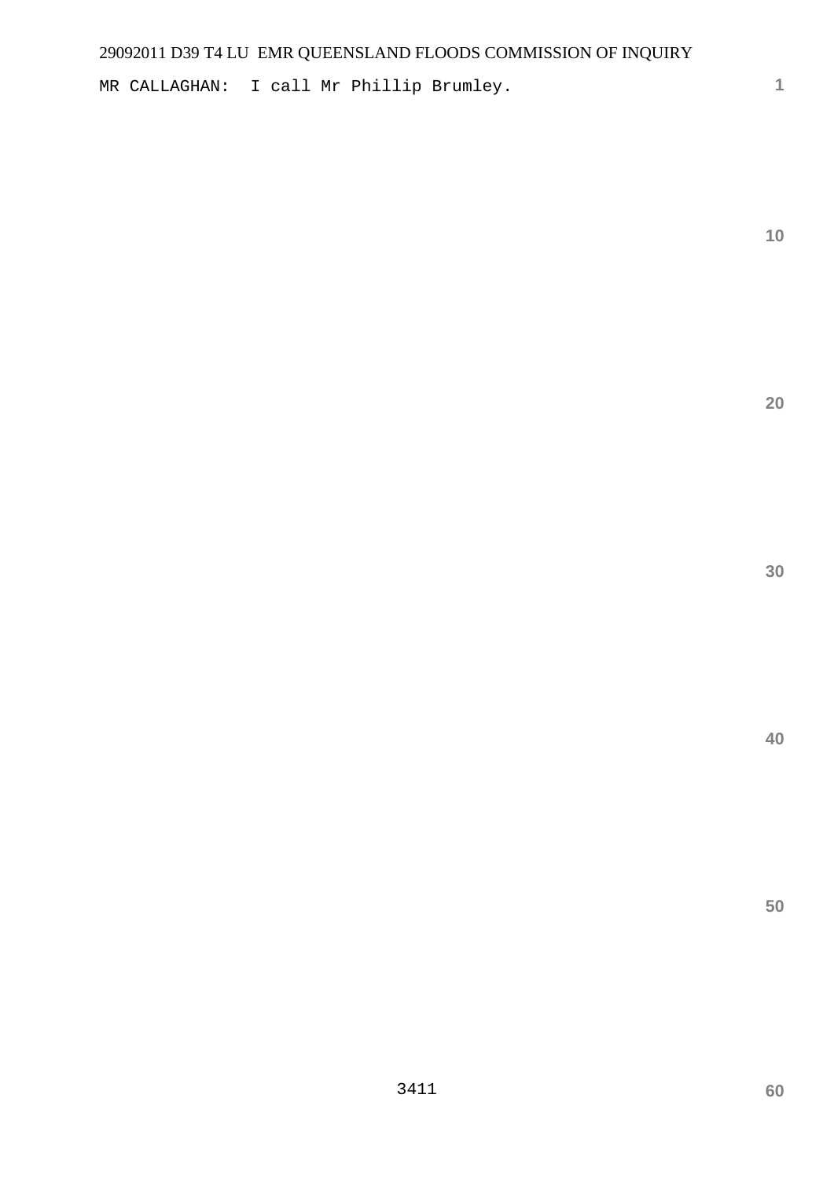MR CALLAGHAN: I call Mr Phillip Brumley.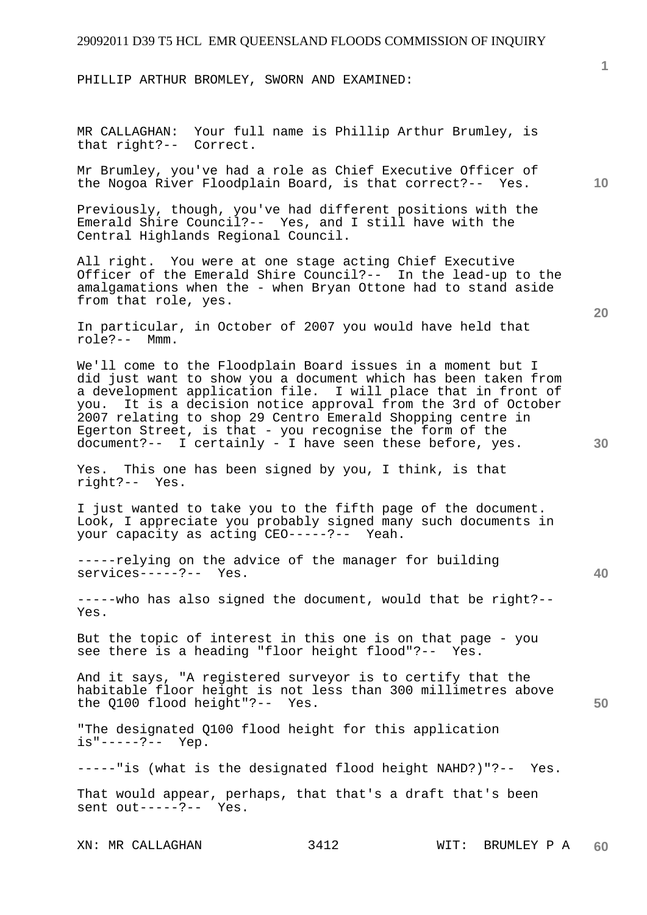PHILLIP ARTHUR BROMLEY, SWORN AND EXAMINED:

MR CALLAGHAN: Your full name is Phillip Arthur Brumley, is that right?-- Correct.

Mr Brumley, you've had a role as Chief Executive Officer of the Nogoa River Floodplain Board, is that correct?-- Yes.

Previously, though, you've had different positions with the Emerald Shire Council?-- Yes, and I still have with the Central Highlands Regional Council.

All right. You were at one stage acting Chief Executive Officer of the Emerald Shire Council?-- In the lead-up to the amalgamations when the - when Bryan Ottone had to stand aside from that role, yes.

In particular, in October of 2007 you would have held that role?-- Mmm.

We'll come to the Floodplain Board issues in a moment but I did just want to show you a document which has been taken from a development application file. I will place that in front of you. It is a decision notice approval from the 3rd of October 2007 relating to shop 29 Centro Emerald Shopping centre in Egerton Street, is that - you recognise the form of the document?-- I certainly - I have seen these before, yes.

Yes. This one has been signed by you, I think, is that right?-- Yes.

I just wanted to take you to the fifth page of the document. Look, I appreciate you probably signed many such documents in your capacity as acting CEO-----?-- Yeah.

-----relying on the advice of the manager for building services-----?-- Yes.

-----who has also signed the document, would that be right?-- Yes.

But the topic of interest in this one is on that page - you see there is a heading "floor height flood"?-- Yes.

And it says, "A registered surveyor is to certify that the habitable floor height is not less than 300 millimetres above the Q100 flood height"?-- Yes.

"The designated Q100 flood height for this application is"-----?-- Yep.

-----"is (what is the designated flood height NAHD?)"?-- Yes.

That would appear, perhaps, that that's a draft that's been sent out-----?-- Yes.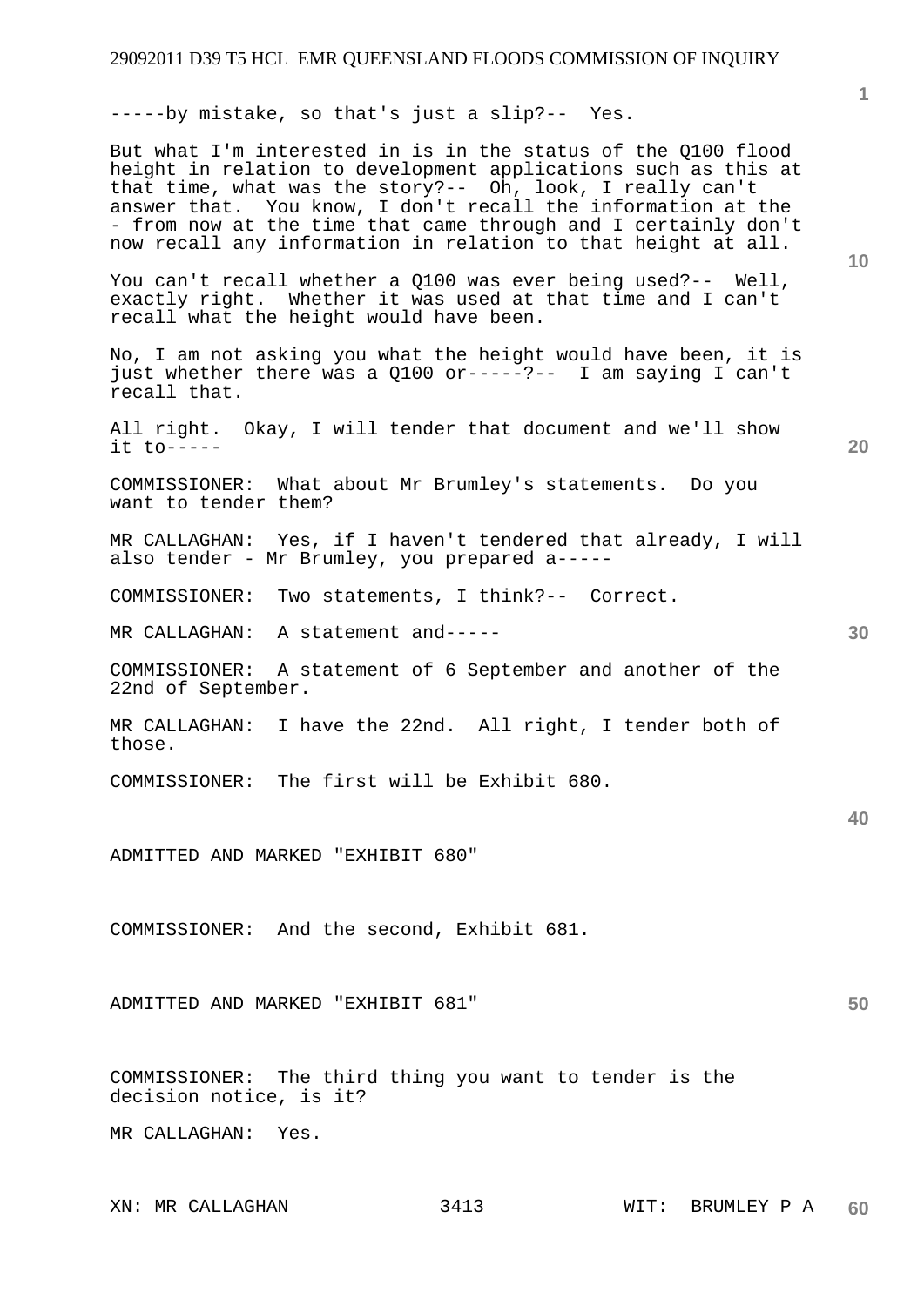-----by mistake, so that's just a slip?-- Yes.

But what I'm interested in is in the status of the Q100 flood height in relation to development applications such as this at that time, what was the story?-- Oh, look, I really can't answer that. You know, I don't recall the information at the - from now at the time that came through and I certainly don't now recall any information in relation to that height at all.

You can't recall whether a Q100 was ever being used?-- Well, exactly right. Whether it was used at that time and I can't recall what the height would have been.

No, I am not asking you what the height would have been, it is just whether there was a Q100 or-----?-- I am saying I can't recall that.

All right. Okay, I will tender that document and we'll show it to-----

COMMISSIONER: What about Mr Brumley's statements. Do you want to tender them?

MR CALLAGHAN: Yes, if I haven't tendered that already, I will also tender - Mr Brumley, you prepared a-----

COMMISSIONER: Two statements, I think?-- Correct.

MR CALLAGHAN: A statement and-----

COMMISSIONER: A statement of 6 September and another of the 22nd of September.

MR CALLAGHAN: I have the 22nd. All right, I tender both of those.

COMMISSIONER: The first will be Exhibit 680.

ADMITTED AND MARKED "EXHIBIT 680"

COMMISSIONER: And the second, Exhibit 681.

ADMITTED AND MARKED "EXHIBIT 681"

COMMISSIONER: The third thing you want to tender is the decision notice, is it?

MR CALLAGHAN: Yes.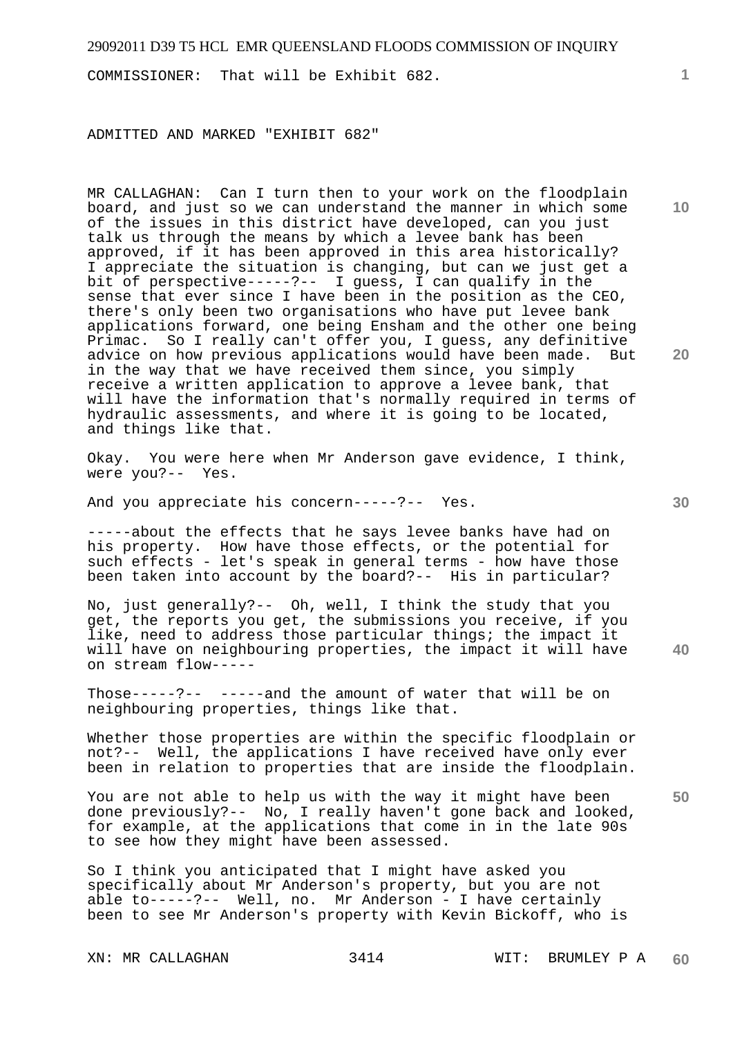COMMISSIONER: That will be Exhibit 682.

ADMITTED AND MARKED "EXHIBIT 682"

MR CALLAGHAN: Can I turn then to your work on the floodplain board, and just so we can understand the manner in which some of the issues in this district have developed, can you just talk us through the means by which a levee bank has been approved, if it has been approved in this area historically? I appreciate the situation is changing, but can we just get a bit of perspective-----?-- I guess, I can qualify in the sense that ever since I have been in the position as the CEO, there's only been two organisations who have put levee bank applications forward, one being Ensham and the other one being Primac. So I really can't offer you, I guess, any definitive advice on how previous applications would have been made. But in the way that we have received them since, you simply receive a written application to approve a levee bank, that will have the information that's normally required in terms of hydraulic assessments, and where it is going to be located, and things like that.

Okay. You were here when Mr Anderson gave evidence, I think, were you?-- Yes.

And you appreciate his concern-----?-- Yes.

-----about the effects that he says levee banks have had on his property. How have those effects, or the potential for such effects - let's speak in general terms - how have those been taken into account by the board?-- His in particular?

No, just generally?-- Oh, well, I think the study that you get, the reports you get, the submissions you receive, if you like, need to address those particular things; the impact it will have on neighbouring properties, the impact it will have on stream flow-----

Those-----?-- -----and the amount of water that will be on neighbouring properties, things like that.

Whether those properties are within the specific floodplain or not?-- Well, the applications I have received have only ever been in relation to properties that are inside the floodplain.

You are not able to help us with the way it might have been done previously?-- No, I really haven't gone back and looked, for example, at the applications that come in in the late 90s to see how they might have been assessed.

So I think you anticipated that I might have asked you specifically about Mr Anderson's property, but you are not able to-----?-- Well, no. Mr Anderson - I have certainly been to see Mr Anderson's property with Kevin Bickoff, who is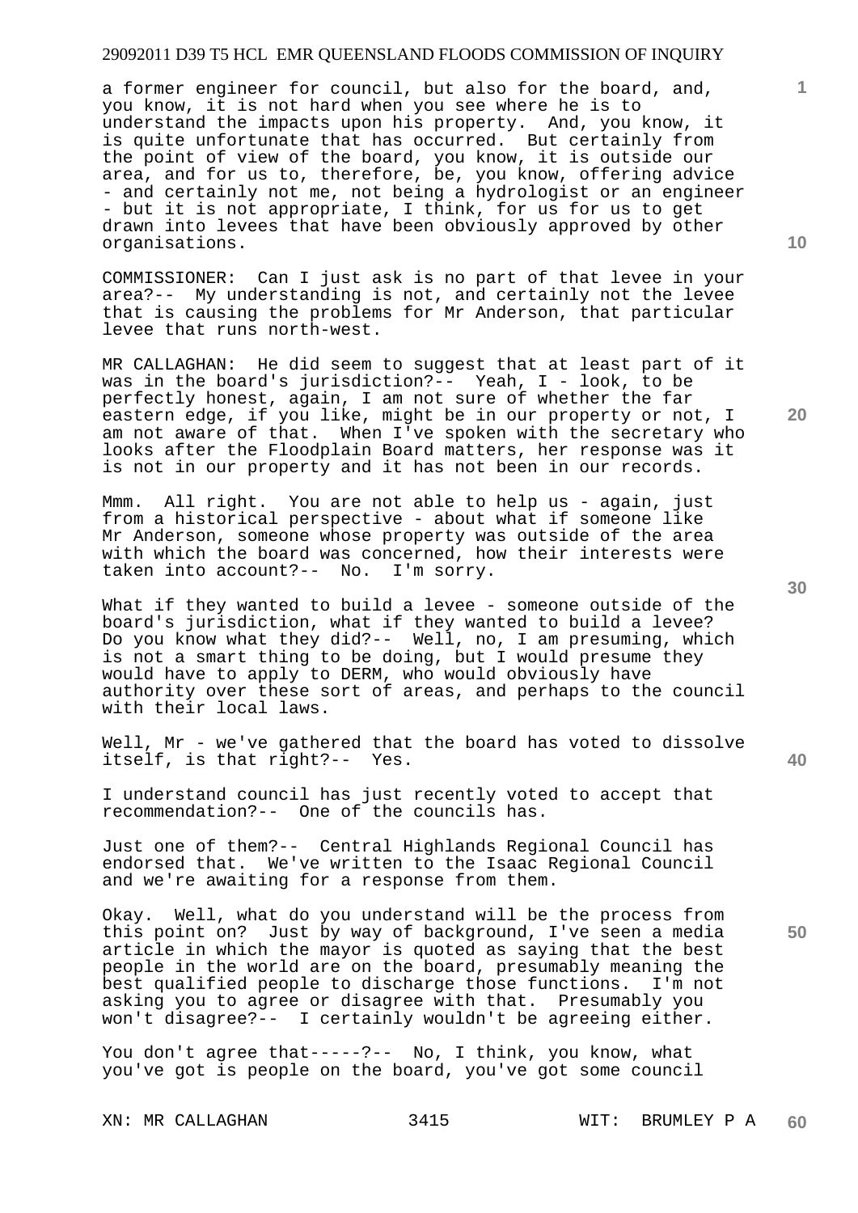a former engineer for council, but also for the board, and, you know, it is not hard when you see where he is to understand the impacts upon his property. And, you know, it is quite unfortunate that has occurred. But certainly from the point of view of the board, you know, it is outside our area, and for us to, therefore, be, you know, offering advice - and certainly not me, not being a hydrologist or an engineer - but it is not appropriate, I think, for us for us to get drawn into levees that have been obviously approved by other organisations.

COMMISSIONER: Can I just ask is no part of that levee in your area?-- My understanding is not, and certainly not the levee that is causing the problems for Mr Anderson, that particular levee that runs north-west.

MR CALLAGHAN: He did seem to suggest that at least part of it was in the board's jurisdiction?-- Yeah, I - look, to be perfectly honest, again, I am not sure of whether the far eastern edge, if you like, might be in our property or not, I am not aware of that. When I've spoken with the secretary who looks after the Floodplain Board matters, her response was it is not in our property and it has not been in our records.

Mmm. All right. You are not able to help us - again, just from a historical perspective - about what if someone like Mr Anderson, someone whose property was outside of the area with which the board was concerned, how their interests were taken into account?-- No. I'm sorry.

What if they wanted to build a levee - someone outside of the board's jurisdiction, what if they wanted to build a levee? Do you know what they did?-- Well, no, I am presuming, which is not a smart thing to be doing, but I would presume they would have to apply to DERM, who would obviously have authority over these sort of areas, and perhaps to the council with their local laws.

Well, Mr - we've gathered that the board has voted to dissolve itself, is that right?-- Yes.

I understand council has just recently voted to accept that recommendation?-- One of the councils has.

Just one of them?-- Central Highlands Regional Council has endorsed that. We've written to the Isaac Regional Council and we're awaiting for a response from them.

Okay. Well, what do you understand will be the process from this point on? Just by way of background, I've seen a media article in which the mayor is quoted as saying that the best people in the world are on the board, presumably meaning the best qualified people to discharge those functions. I'm not asking you to agree or disagree with that. Presumably you won't disagree?-- I certainly wouldn't be agreeing either.

You don't agree that-----?-- No, I think, you know, what you've got is people on the board, you've got some council

XN: MR CALLAGHAN 3415 WIT: BRUMLEY P A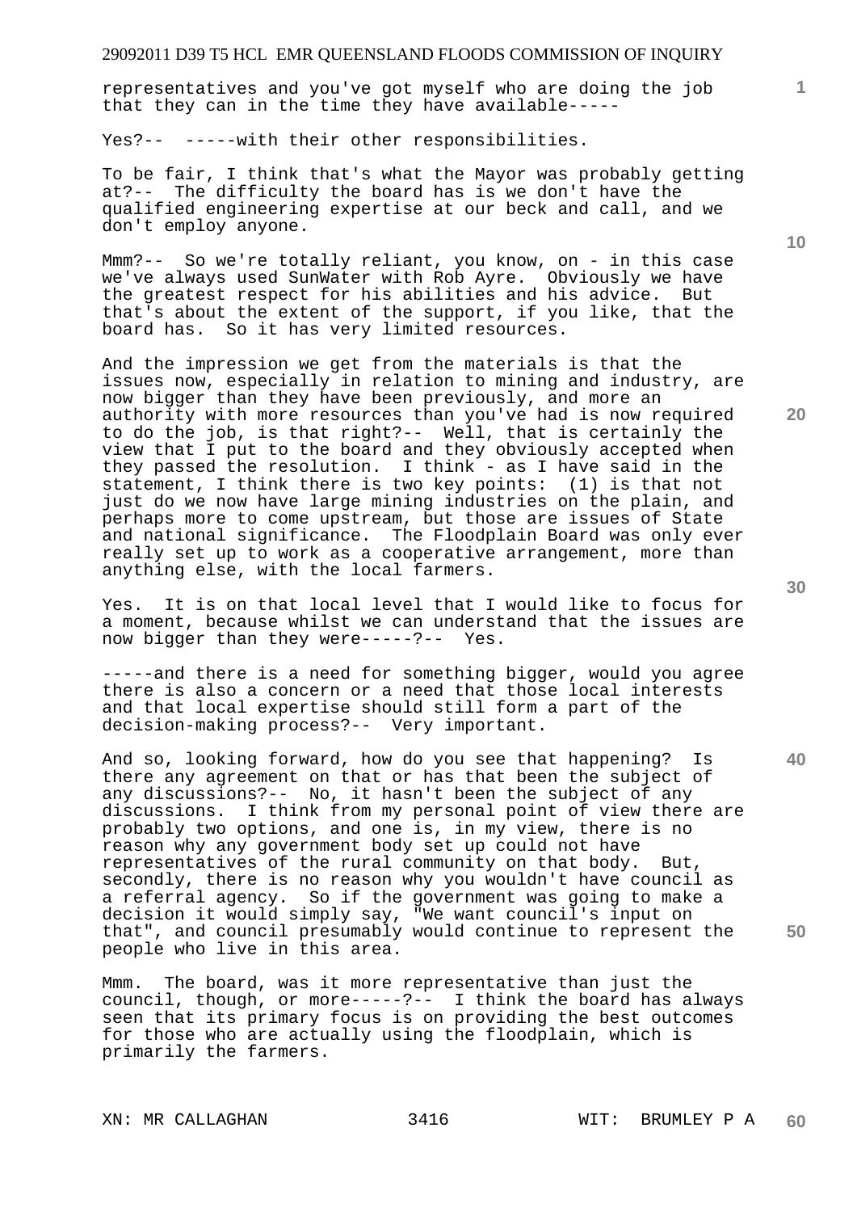representatives and you've got myself who are doing the job that they can in the time they have available-----

Yes?-- -----with their other responsibilities.

To be fair, I think that's what the Mayor was probably getting at?-- The difficulty the board has is we don't have the qualified engineering expertise at our beck and call, and we don't employ anyone.

Mmm?-- So we're totally reliant, you know, on - in this case we've always used SunWater with Rob Ayre. Obviously we have the greatest respect for his abilities and his advice. But that's about the extent of the support, if you like, that the board has. So it has very limited resources.

And the impression we get from the materials is that the issues now, especially in relation to mining and industry, are now bigger than they have been previously, and more an authority with more resources than you've had is now required to do the job, is that right?-- Well, that is certainly the view that I put to the board and they obviously accepted when they passed the resolution. I think - as I have said in the statement, I think there is two key points: (1) is that not just do we now have large mining industries on the plain, and perhaps more to come upstream, but those are issues of State and national significance. The Floodplain Board was only ever really set up to work as a cooperative arrangement, more than anything else, with the local farmers.

Yes. It is on that local level that I would like to focus for a moment, because whilst we can understand that the issues are now bigger than they were-----?-- Yes.

-----and there is a need for something bigger, would you agree there is also a concern or a need that those local interests and that local expertise should still form a part of the decision-making process?-- Very important.

And so, looking forward, how do you see that happening? Is there any agreement on that or has that been the subject of any discussions?-- No, it hasn't been the subject of any discussions. I think from my personal point of view there are probably two options, and one is, in my view, there is no reason why any government body set up could not have representatives of the rural community on that body. But, secondly, there is no reason why you wouldn't have council as a referral agency. So if the government was going to make a decision it would simply say, "We want council's input on that", and council presumably would continue to represent the people who live in this area.

Mmm. The board, was it more representative than just the council, though, or more-----?-- I think the board has always seen that its primary focus is on providing the best outcomes for those who are actually using the floodplain, which is primarily the farmers.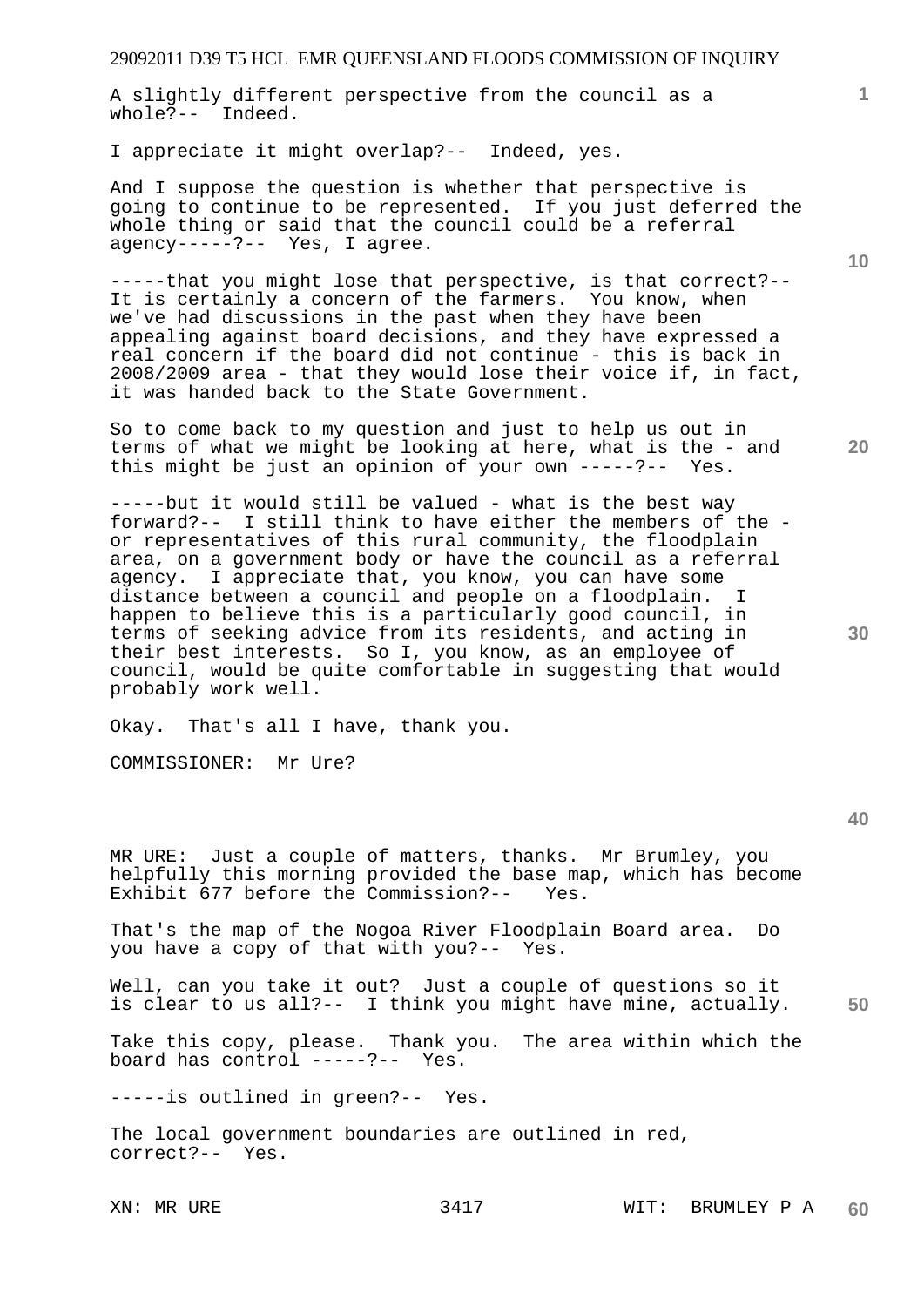A slightly different perspective from the council as a whole?-- Indeed.

I appreciate it might overlap?-- Indeed, yes.

And I suppose the question is whether that perspective is going to continue to be represented. If you just deferred the whole thing or said that the council could be a referral agency-----?-- Yes, I agree.

-----that you might lose that perspective, is that correct?-- It is certainly a concern of the farmers. You know, when we've had discussions in the past when they have been appealing against board decisions, and they have expressed a real concern if the board did not continue - this is back in 2008/2009 area - that they would lose their voice if, in fact, it was handed back to the State Government.

So to come back to my question and just to help us out in terms of what we might be looking at here, what is the - and this might be just an opinion of your own -----?-- Yes.

-----but it would still be valued - what is the best way forward?-- I still think to have either the members of the - or representatives of this rural community, the floodplain area, on a government body or have the council as a referral agency. I appreciate that, you know, you can have some distance between a council and people on a floodplain. I happen to believe this is a particularly good council, in terms of seeking advice from its residents, and acting in their best interests. So I, you know, as an employee of council, would be quite comfortable in suggesting that would probably work well.

Okay. That's all I have, thank you.

COMMISSIONER: Mr Ure?

MR URE: Just a couple of matters, thanks. Mr Brumley, you helpfully this morning provided the base map, which has become Exhibit 677 before the Commission?-- Yes.

That's the map of the Nogoa River Floodplain Board area. Do you have a copy of that with you?-- Yes.

Well, can you take it out? Just a couple of questions so it is clear to us all?-- I think you might have mine, actually.

Take this copy, please. Thank you. The area within which the board has control -----?-- Yes.

-----is outlined in green?-- Yes.

The local government boundaries are outlined in red, correct?-- Yes.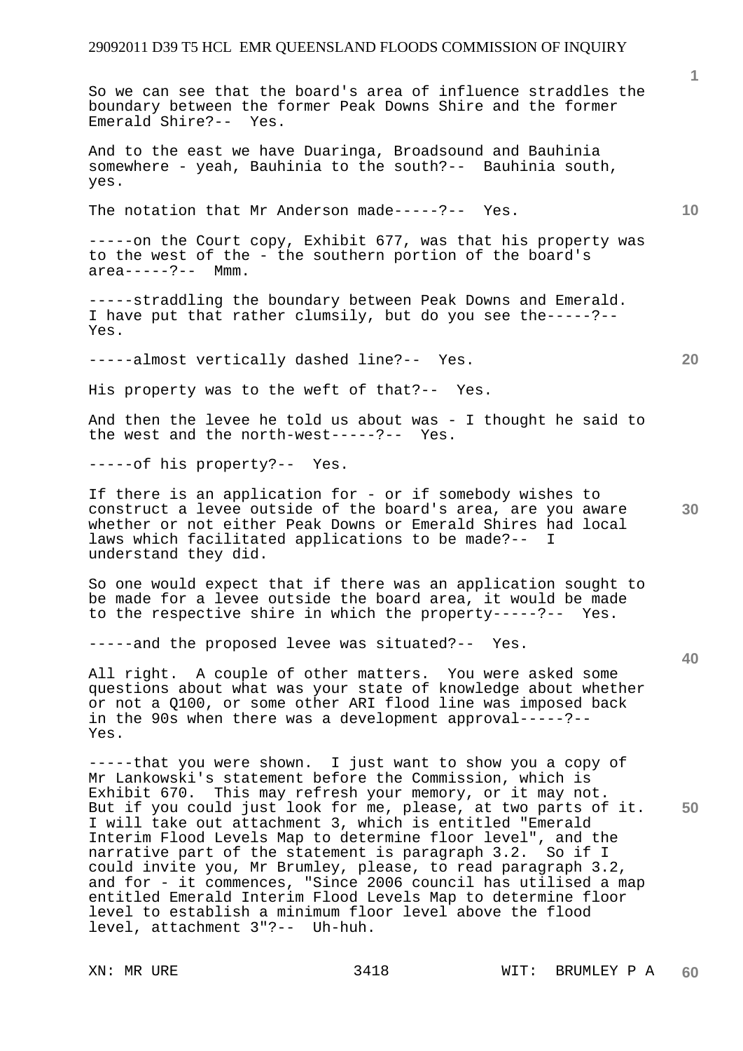So we can see that the board's area of influence straddles the boundary between the former Peak Downs Shire and the former Emerald Shire?-- Yes.

And to the east we have Duaringa, Broadsound and Bauhinia somewhere - yeah, Bauhinia to the south?-- Bauhinia south, yes.

The notation that Mr Anderson made-----?-- Yes.

-----on the Court copy, Exhibit 677, was that his property was to the west of the - the southern portion of the board's area-----?-- Mmm.

-----straddling the boundary between Peak Downs and Emerald. I have put that rather clumsily, but do you see the-----?-- Yes.

-----almost vertically dashed line?-- Yes.

His property was to the weft of that?-- Yes.

And then the levee he told us about was - I thought he said to the west and the north-west-----?-- Yes.

-----of his property?-- Yes.

If there is an application for - or if somebody wishes to construct a levee outside of the board's area, are you aware whether or not either Peak Downs or Emerald Shires had local laws which facilitated applications to be made?-- I understand they did.

So one would expect that if there was an application sought to be made for a levee outside the board area, it would be made to the respective shire in which the property-----?-- Yes.

-----and the proposed levee was situated?-- Yes.

All right. A couple of other matters. You were asked some questions about what was your state of knowledge about whether or not a Q100, or some other ARI flood line was imposed back in the 90s when there was a development approval-----?-- Yes.

-----that you were shown. I just want to show you a copy of Mr Lankowski's statement before the Commission, which is Exhibit 670. This may refresh your memory, or it may not. But if you could just look for me, please, at two parts of it. I will take out attachment 3, which is entitled "Emerald Interim Flood Levels Map to determine floor level", and the narrative part of the statement is paragraph 3.2. So if I could invite you, Mr Brumley, please, to read paragraph 3.2, and for - it commences, "Since 2006 council has utilised a map entitled Emerald Interim Flood Levels Map to determine floor level to establish a minimum floor level above the flood level, attachment 3"?-- Uh-huh.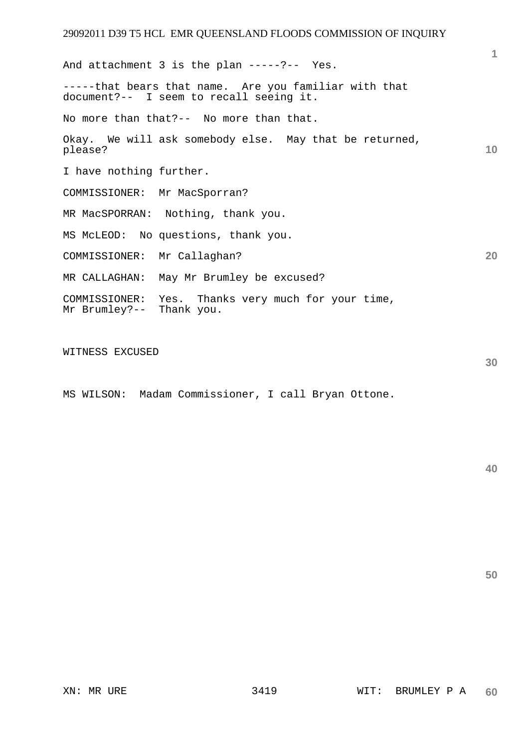And attachment 3 is the plan -----?-- Yes.

-----that bears that name. Are you familiar with that document?-- I seem to recall seeing it.

No more than that?-- No more than that.

Okay. We will ask somebody else. May that be returned, please?

I have nothing further.

COMMISSIONER: Mr MacSporran?

MR MacSPORRAN: Nothing, thank you.

MS McLEOD: No questions, thank you.

COMMISSIONER: Mr Callaghan?

MR CALLAGHAN: May Mr Brumley be excused?

COMMISSIONER: Yes. Thanks very much for your time, Mr Brumley?-- Thank you.

WITNESS EXCUSED

MS WILSON: Madam Commissioner, I call Bryan Ottone.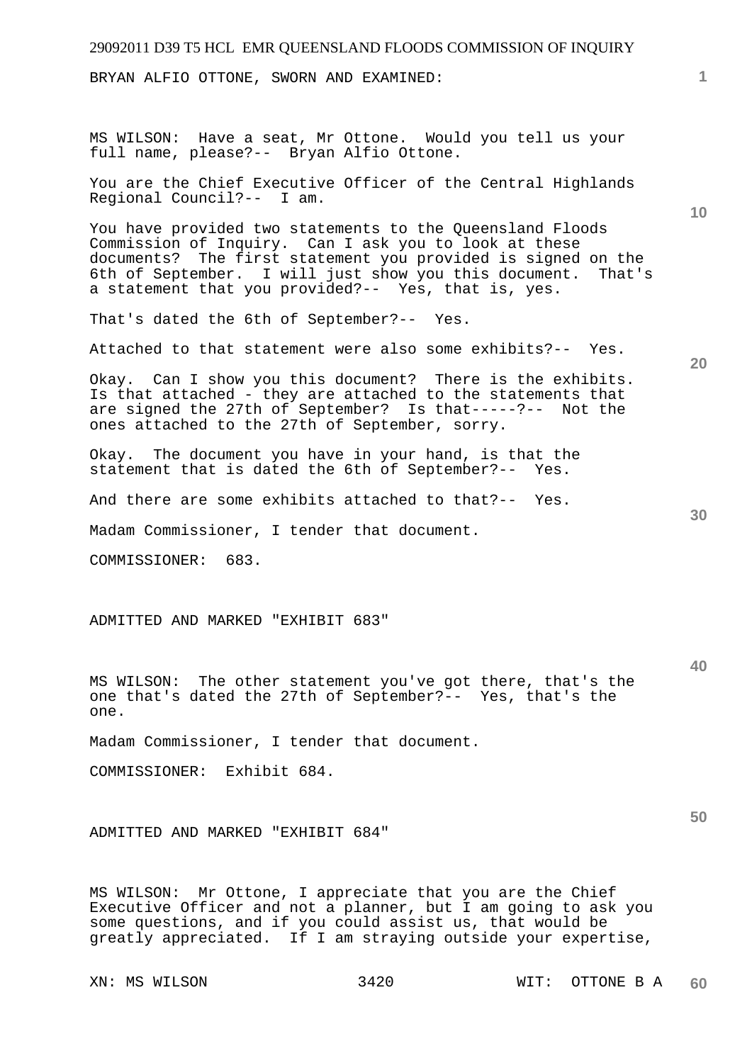BRYAN ALFIO OTTONE, SWORN AND EXAMINED:

MS WILSON: Have a seat, Mr Ottone. Would you tell us your full name, please?-- Bryan Alfio Ottone.

You are the Chief Executive Officer of the Central Highlands Regional Council?-- I am.

You have provided two statements to the Queensland Floods Commission of Inquiry. Can I ask you to look at these documents? The first statement you provided is signed on the 6th of September. I will just show you this document. That's a statement that you provided?-- Yes, that is, yes.

That's dated the 6th of September?-- Yes.

Attached to that statement were also some exhibits?-- Yes.

Okay. Can I show you this document? There is the exhibits. Is that attached - they are attached to the statements that are signed the 27th of September? Is that-----?-- Not the ones attached to the 27th of September, sorry.

Okay. The document you have in your hand, is that the statement that is dated the 6th of September?-- Yes.

And there are some exhibits attached to that?-- Yes.

Madam Commissioner, I tender that document.

COMMISSIONER: 683.

ADMITTED AND MARKED "EXHIBIT 683"

MS WILSON: The other statement you've got there, that's the one that's dated the 27th of September?-- Yes, that's the one.

Madam Commissioner, I tender that document.

COMMISSIONER: Exhibit 684.

ADMITTED AND MARKED "EXHIBIT 684"

MS WILSON: Mr Ottone, I appreciate that you are the Chief Executive Officer and not a planner, but I am going to ask you some questions, and if you could assist us, that would be greatly appreciated. If I am straying outside your expertise,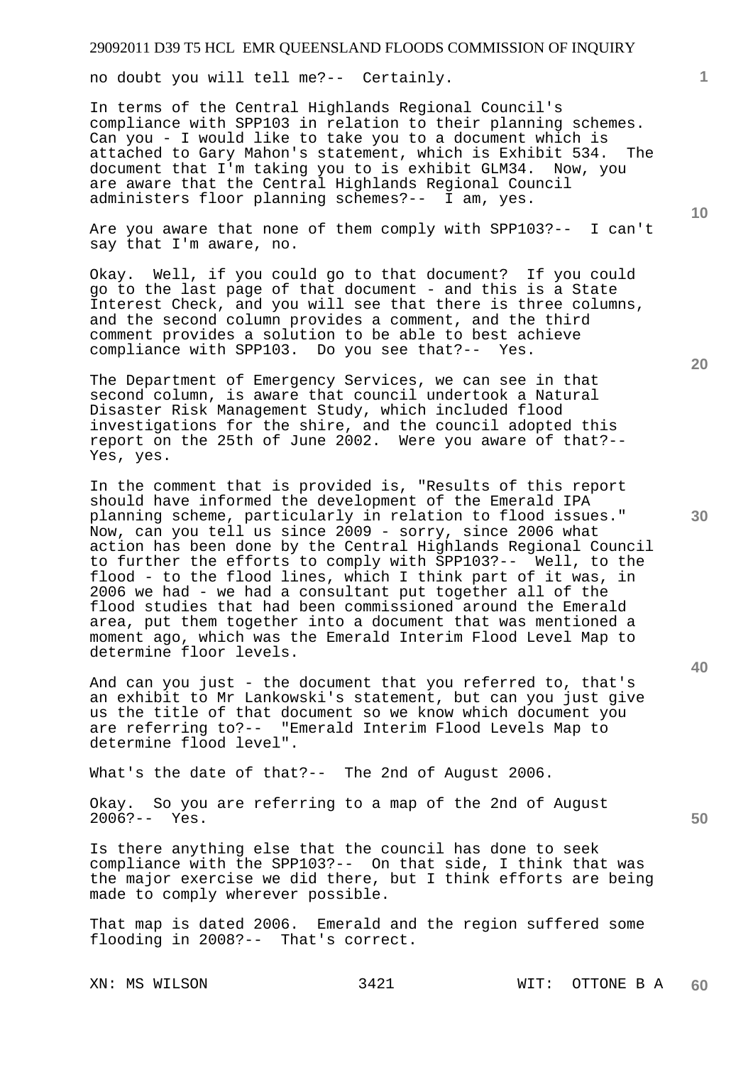no doubt you will tell me?-- Certainly.

In terms of the Central Highlands Regional Council's compliance with SPP103 in relation to their planning schemes. Can you - I would like to take you to a document which is attached to Gary Mahon's statement, which is Exhibit 534. The document that I'm taking you to is exhibit GLM34. Now, you are aware that the Central Highlands Regional Council administers floor planning schemes?-- I am, yes.

Are you aware that none of them comply with SPP103?-- I can't say that I'm aware, no.

Okay. Well, if you could go to that document? If you could go to the last page of that document - and this is a State Interest Check, and you will see that there is three columns, and the second column provides a comment, and the third comment provides a solution to be able to best achieve compliance with SPP103. Do you see that?-- Yes.

The Department of Emergency Services, we can see in that second column, is aware that council undertook a Natural Disaster Risk Management Study, which included flood investigations for the shire, and the council adopted this report on the 25th of June 2002. Were you aware of that?-- Yes, yes.

In the comment that is provided is, "Results of this report should have informed the development of the Emerald IPA planning scheme, particularly in relation to flood issues." Now, can you tell us since 2009 - sorry, since 2006 what action has been done by the Central Highlands Regional Council to further the efforts to comply with SPP103?-- Well, to the flood - to the flood lines, which I think part of it was, in 2006 we had - we had a consultant put together all of the flood studies that had been commissioned around the Emerald area, put them together into a document that was mentioned a moment ago, which was the Emerald Interim Flood Level Map to determine floor levels.

And can you just - the document that you referred to, that's an exhibit to Mr Lankowski's statement, but can you just give us the title of that document so we know which document you are referring to?-- "Emerald Interim Flood Levels Map to determine flood level".

What's the date of that?-- The 2nd of August 2006.

Okay. So you are referring to a map of the 2nd of August 2006?-- Yes.

Is there anything else that the council has done to seek compliance with the SPP103?-- On that side, I think that was the major exercise we did there, but I think efforts are being made to comply wherever possible.

That map is dated 2006. Emerald and the region suffered some flooding in 2008?-- That's correct.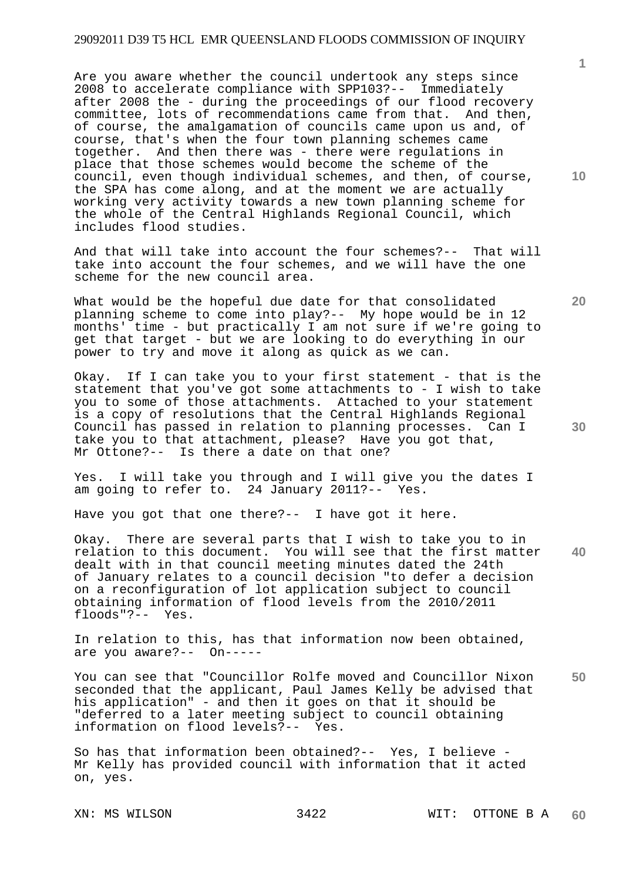Are you aware whether the council undertook any steps since 2008 to accelerate compliance with SPP103?-- Immediately after 2008 the - during the proceedings of our flood recovery committee, lots of recommendations came from that. And then, of course, the amalgamation of councils came upon us and, of course, that's when the four town planning schemes came together. And then there was - there were regulations in place that those schemes would become the scheme of the council, even though individual schemes, and then, of course, the SPA has come along, and at the moment we are actually working very activity towards a new town planning scheme for the whole of the Central Highlands Regional Council, which includes flood studies.

And that will take into account the four schemes?-- That will take into account the four schemes, and we will have the one scheme for the new council area.

What would be the hopeful due date for that consolidated planning scheme to come into play?-- My hope would be in 12 months' time - but practically I am not sure if we're going to get that target - but we are looking to do everything in our power to try and move it along as quick as we can.

Okay. If I can take you to your first statement - that is the statement that you've got some attachments to - I wish to take you to some of those attachments. Attached to your statement is a copy of resolutions that the Central Highlands Regional Council has passed in relation to planning processes. Can I take you to that attachment, please? Have you got that, Mr Ottone?-- Is there a date on that one?

Yes. I will take you through and I will give you the dates I am going to refer to. 24 January 2011?-- Yes.

Have you got that one there?-- I have got it here.

Okay. There are several parts that I wish to take you to in relation to this document. You will see that the first matter dealt with in that council meeting minutes dated the 24th of January relates to a council decision "to defer a decision on a reconfiguration of lot application subject to council obtaining information of flood levels from the 2010/2011 floods"?-- Yes.

In relation to this, has that information now been obtained, are you aware?-- On-----

You can see that "Councillor Rolfe moved and Councillor Nixon seconded that the applicant, Paul James Kelly be advised that his application" - and then it goes on that it should be "deferred to a later meeting subject to council obtaining information on flood levels?-- Yes.

So has that information been obtained?-- Yes, I believe - Mr Kelly has provided council with information that it acted on, yes.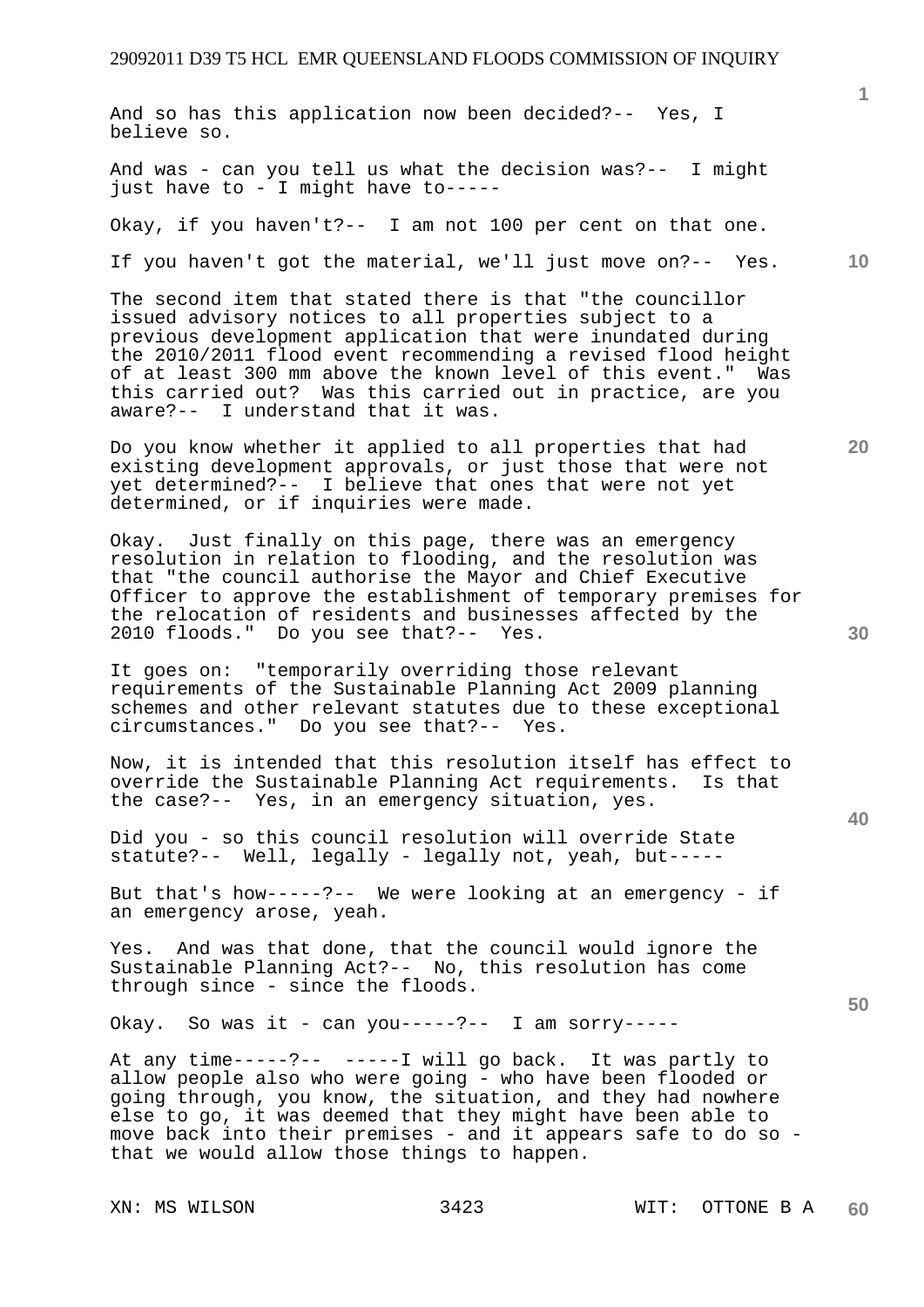And so has this application now been decided?-- Yes, I believe so.

And was - can you tell us what the decision was?-- I might just have to - I might have to-----

Okay, if you haven't?-- I am not 100 per cent on that one.

If you haven't got the material, we'll just move on?-- Yes.

The second item that stated there is that "the councillor issued advisory notices to all properties subject to a previous development application that were inundated during the 2010/2011 flood event recommending a revised flood height of at least 300 mm above the known level of this event." Was this carried out? Was this carried out in practice, are you aware?-- I understand that it was.

Do you know whether it applied to all properties that had existing development approvals, or just those that were not yet determined?-- I believe that ones that were not yet determined, or if inquiries were made.

Okay. Just finally on this page, there was an emergency resolution in relation to flooding, and the resolution was that "the council authorise the Mayor and Chief Executive Officer to approve the establishment of temporary premises for the relocation of residents and businesses affected by the 2010 floods." Do you see that?-- Yes.

It goes on: "temporarily overriding those relevant requirements of the Sustainable Planning Act 2009 planning schemes and other relevant statutes due to these exceptional circumstances." Do you see that?-- Yes.

Now, it is intended that this resolution itself has effect to override the Sustainable Planning Act requirements. Is that the case?-- Yes, in an emergency situation, yes.

Did you - so this council resolution will override State statute?-- Well, legally - legally not, yeah, but-----

But that's how-----?-- We were looking at an emergency - if an emergency arose, yeah.

Yes. And was that done, that the council would ignore the Sustainable Planning Act?-- No, this resolution has come through since - since the floods.

Okay. So was it - can you-----?-- I am sorry-----

At any time-----?-- -----I will go back. It was partly to allow people also who were going - who have been flooded or going through, you know, the situation, and they had nowhere else to go, it was deemed that they might have been able to move back into their premises - and it appears safe to do so - that we would allow those things to happen.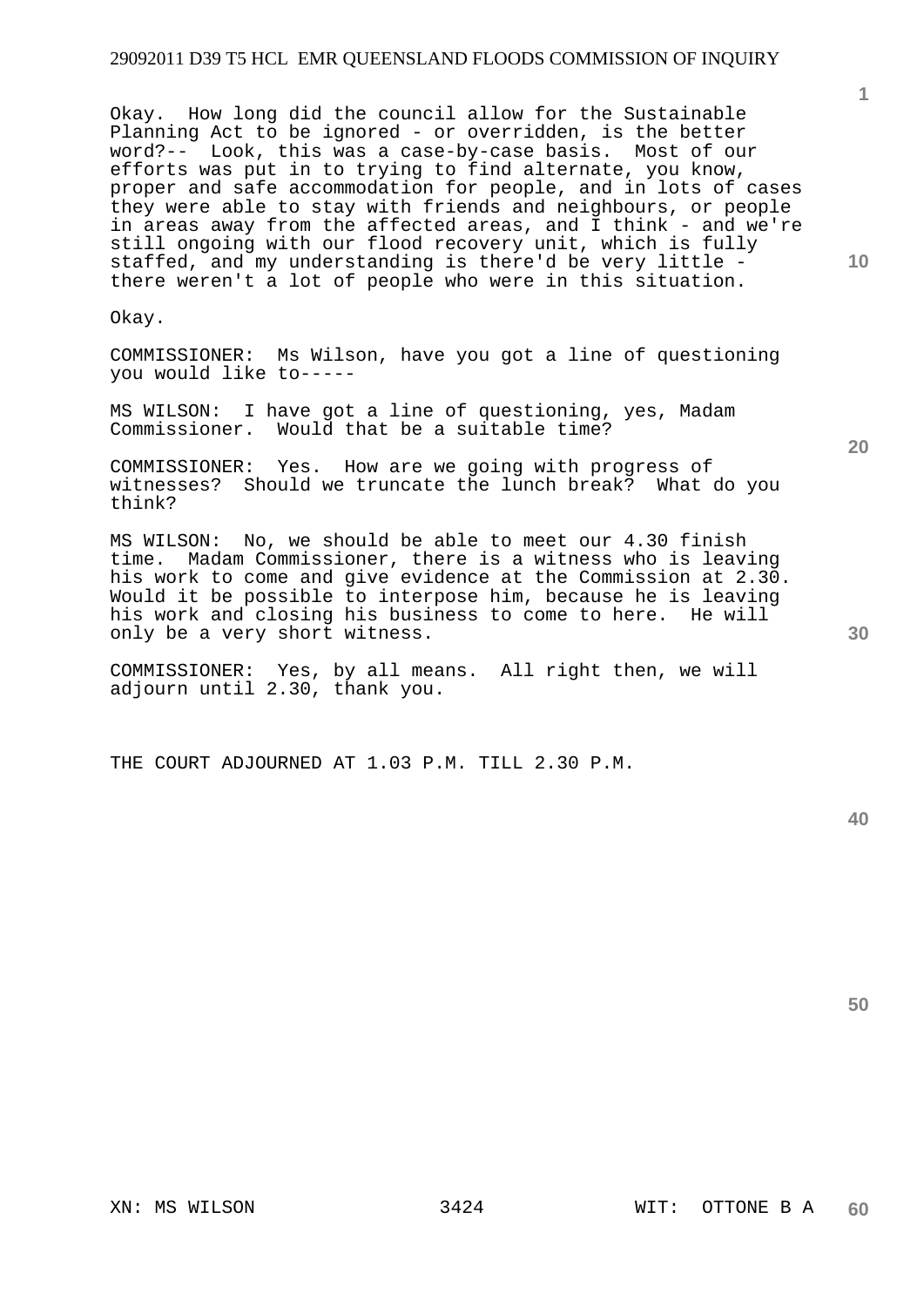Okay. How long did the council allow for the Sustainable Planning Act to be ignored - or overridden, is the better word?-- Look, this was a case-by-case basis. Most of our efforts was put in to trying to find alternate, you know, proper and safe accommodation for people, and in lots of cases they were able to stay with friends and neighbours, or people in areas away from the affected areas, and I think - and we're still ongoing with our flood recovery unit, which is fully staffed, and my understanding is there'd be very little - there weren't a lot of people who were in this situation.

Okay.

COMMISSIONER: Ms Wilson, have you got a line of questioning you would like to-----

MS WILSON: I have got a line of questioning, yes, Madam Commissioner. Would that be a suitable time?

COMMISSIONER: Yes. How are we going with progress of witnesses? Should we truncate the lunch break? What do you think?

MS WILSON: No, we should be able to meet our 4.30 finish time. Madam Commissioner, there is a witness who is leaving his work to come and give evidence at the Commission at 2.30. Would it be possible to interpose him, because he is leaving his work and closing his business to come to here. He will only be a very short witness.

COMMISSIONER: Yes, by all means. All right then, we will adjourn until 2.30, thank you.

THE COURT ADJOURNED AT 1.03 P.M. TILL 2.30 P.M.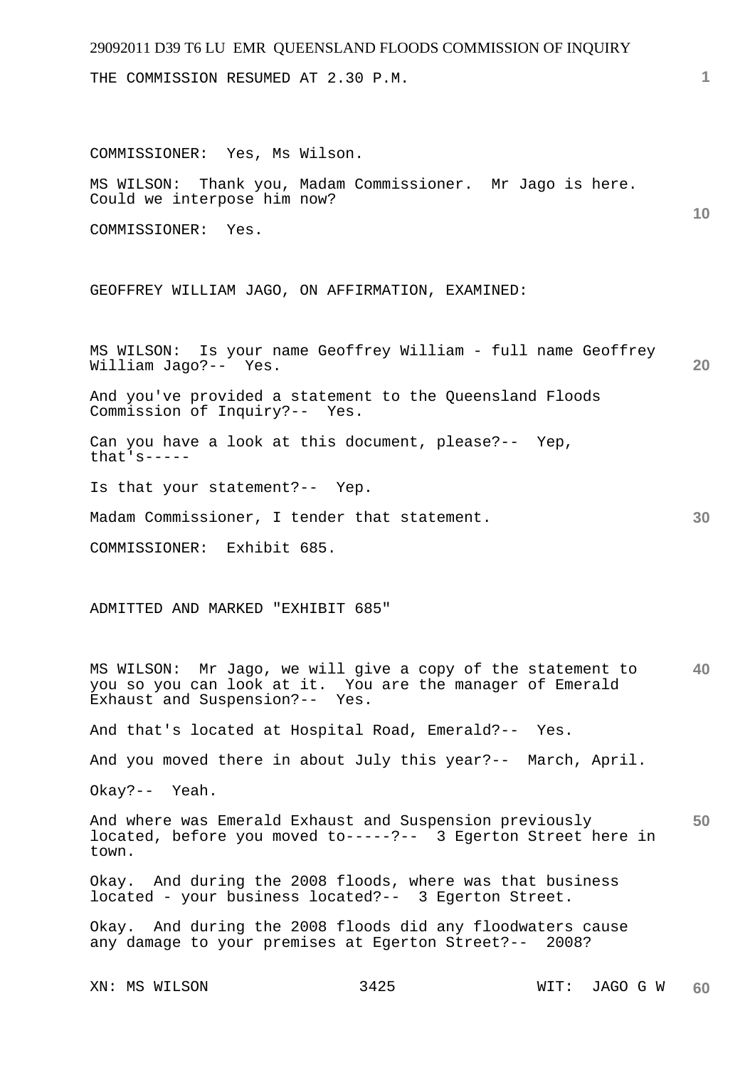THE COMMISSION RESUMED AT 2.30 P.M.

COMMISSIONER: Yes, Ms Wilson.

MS WILSON: Thank you, Madam Commissioner. Mr Jago is here. Could we interpose him now?

COMMISSIONER: Yes.

GEOFFREY WILLIAM JAGO, ON AFFIRMATION, EXAMINED:

MS WILSON: Is your name Geoffrey William - full name Geoffrey William Jago?-- Yes.

And you've provided a statement to the Queensland Floods Commission of Inquiry?-- Yes.

Can you have a look at this document, please?-- Yep, that's-----

Is that your statement?-- Yep.

Madam Commissioner, I tender that statement.

COMMISSIONER: Exhibit 685.

ADMITTED AND MARKED "EXHIBIT 685"

MS WILSON: Mr Jago, we will give a copy of the statement to you so you can look at it. You are the manager of Emerald Exhaust and Suspension?-- Yes.

And that's located at Hospital Road, Emerald?-- Yes.

And you moved there in about July this year?-- March, April.

Okay?-- Yeah.

And where was Emerald Exhaust and Suspension previously located, before you moved to-----?-- 3 Egerton Street here in town.

Okay. And during the 2008 floods, where was that business located - your business located?-- 3 Egerton Street.

Okay. And during the 2008 floods did any floodwaters cause any damage to your premises at Egerton Street?-- 2008?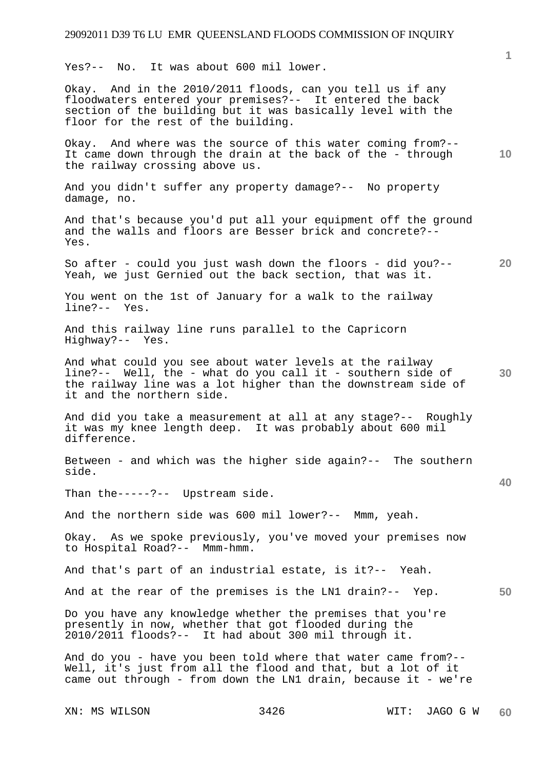Yes?-- No. It was about 600 mil lower.

Okay. And in the 2010/2011 floods, can you tell us if any floodwaters entered your premises?-- It entered the back section of the building but it was basically level with the floor for the rest of the building.

Okay. And where was the source of this water coming from?-- It came down through the drain at the back of the - through the railway crossing above us.

And you didn't suffer any property damage?-- No property damage, no.

And that's because you'd put all your equipment off the ground and the walls and floors are Besser brick and concrete?-- Yes.

So after - could you just wash down the floors - did you?-- Yeah, we just Gernied out the back section, that was it.

You went on the 1st of January for a walk to the railway line?-- Yes.

And this railway line runs parallel to the Capricorn Highway?-- Yes.

And what could you see about water levels at the railway line?-- Well, the - what do you call it - southern side of the railway line was a lot higher than the downstream side of it and the northern side.

And did you take a measurement at all at any stage?-- Roughly it was my knee length deep. It was probably about 600 mil difference.

Between - and which was the higher side again?-- The southern side.

Than the-----?-- Upstream side.

And the northern side was 600 mil lower?-- Mmm, yeah.

Okay. As we spoke previously, you've moved your premises now to Hospital Road?-- Mmm-hmm.

And that's part of an industrial estate, is it?-- Yeah.

And at the rear of the premises is the LN1 drain?-- Yep.

Do you have any knowledge whether the premises that you're presently in now, whether that got flooded during the 2010/2011 floods?-- It had about 300 mil through it.

And do you - have you been told where that water came from?-- Well, it's just from all the flood and that, but a lot of it came out through - from down the LN1 drain, because it - we're

XN: MS WILSON WIT: JAGO G W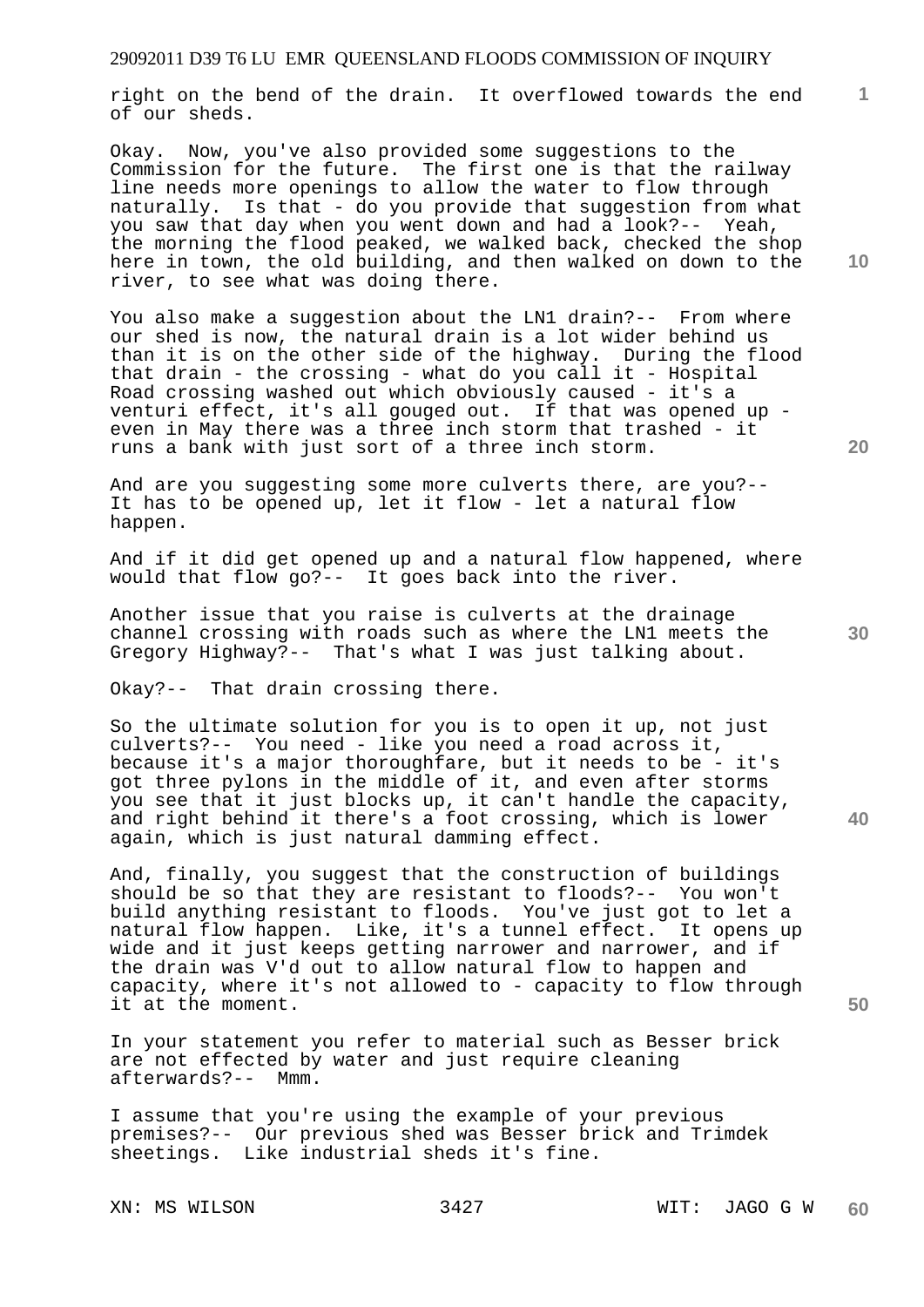right on the bend of the drain. It overflowed towards the end of our sheds.

Okay. Now, you've also provided some suggestions to the Commission for the future. The first one is that the railway line needs more openings to allow the water to flow through naturally. Is that - do you provide that suggestion from what you saw that day when you went down and had a look?-- Yeah, the morning the flood peaked, we walked back, checked the shop here in town, the old building, and then walked on down to the river, to see what was doing there.

You also make a suggestion about the LN1 drain?-- From where our shed is now, the natural drain is a lot wider behind us than it is on the other side of the highway. During the flood that drain - the crossing - what do you call it - Hospital Road crossing washed out which obviously caused - it's a venturi effect, it's all gouged out. If that was opened up - even in May there was a three inch storm that trashed - it runs a bank with just sort of a three inch storm.

And are you suggesting some more culverts there, are you?-- It has to be opened up, let it flow - let a natural flow happen.

And if it did get opened up and a natural flow happened, where would that flow go?-- It goes back into the river.

Another issue that you raise is culverts at the drainage channel crossing with roads such as where the LN1 meets the Gregory Highway?-- That's what I was just talking about.

Okay?-- That drain crossing there.

So the ultimate solution for you is to open it up, not just culverts?-- You need - like you need a road across it, because it's a major thoroughfare, but it needs to be - it's got three pylons in the middle of it, and even after storms you see that it just blocks up, it can't handle the capacity, and right behind it there's a foot crossing, which is lower again, which is just natural damming effect.

And, finally, you suggest that the construction of buildings should be so that they are resistant to floods?-- You won't build anything resistant to floods. You've just got to let a natural flow happen. Like, it's a tunnel effect. It opens up wide and it just keeps getting narrower and narrower, and if the drain was V'd out to allow natural flow to happen and capacity, where it's not allowed to - capacity to flow through it at the moment.

In your statement you refer to material such as Besser brick are not effected by water and just require cleaning afterwards?-- Mmm.

I assume that you're using the example of your previous premises?-- Our previous shed was Besser brick and Trimdek sheetings. Like industrial sheds it's fine.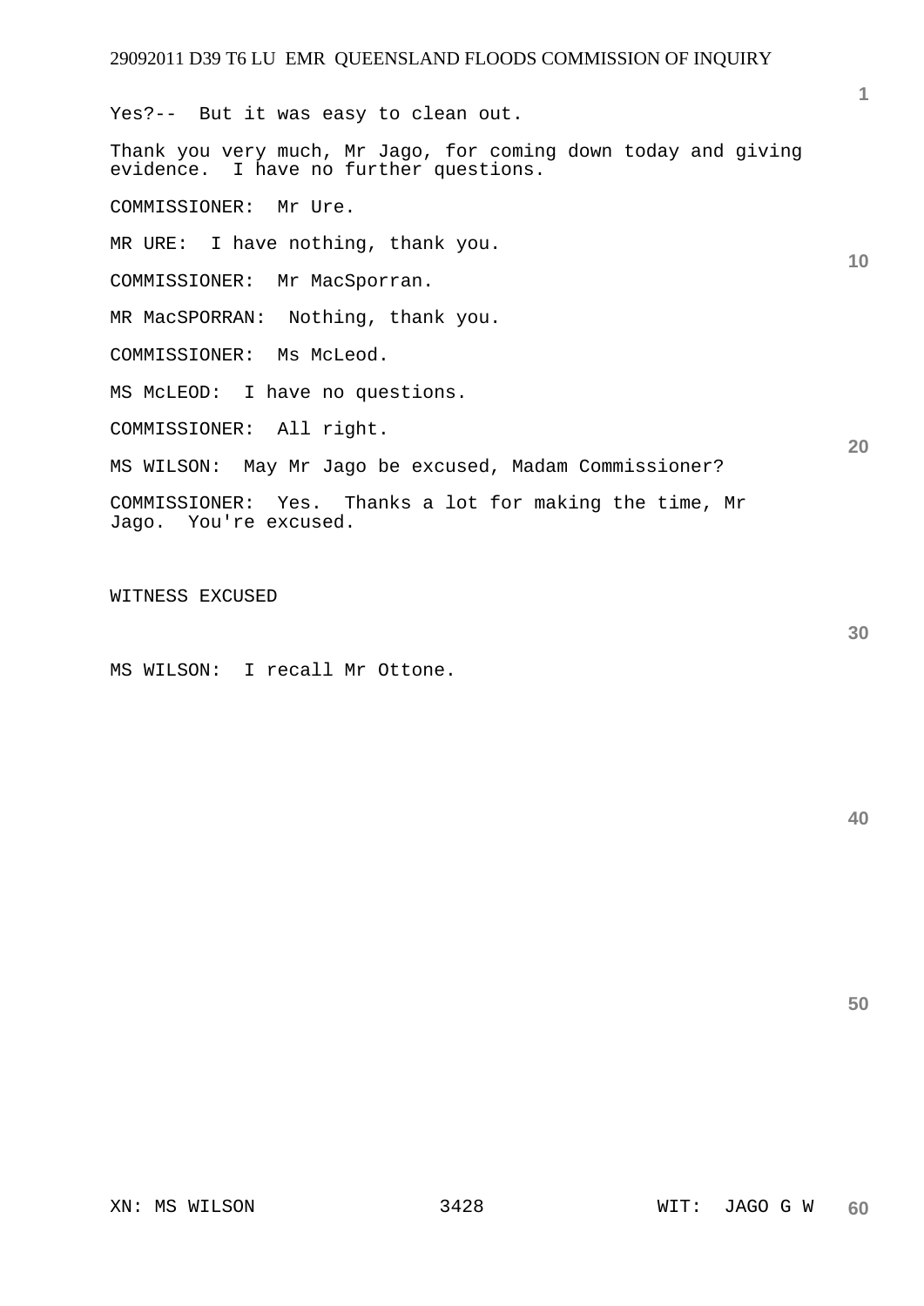Yes?-- But it was easy to clean out.

Thank you very much, Mr Jago, for coming down today and giving evidence. I have no further questions.

COMMISSIONER: Mr Ure.

MR URE: I have nothing, thank you.

COMMISSIONER: Mr MacSporran.

MR MacSPORRAN: Nothing, thank you.

COMMISSIONER: Ms McLeod.

MS McLEOD: I have no questions.

COMMISSIONER: All right.

MS WILSON: May Mr Jago be excused, Madam Commissioner?

COMMISSIONER: Yes. Thanks a lot for making the time, Mr Jago. You're excused.

WITNESS EXCUSED

MS WILSON: I recall Mr Ottone.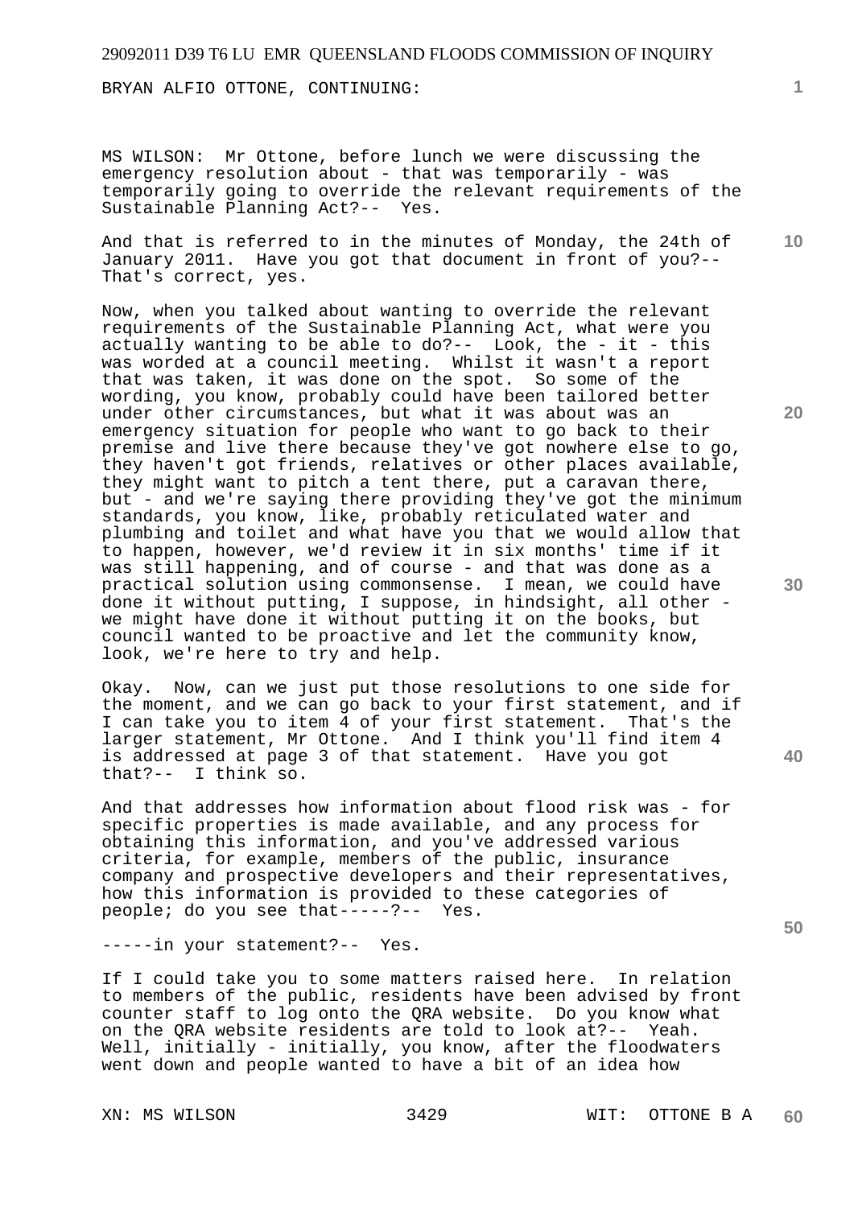BRYAN ALFIO OTTONE, CONTINUING:

MS WILSON: Mr Ottone, before lunch we were discussing the emergency resolution about - that was temporarily - was temporarily going to override the relevant requirements of the Sustainable Planning Act?-- Yes.

And that is referred to in the minutes of Monday, the 24th of January 2011. Have you got that document in front of you?-- That's correct, yes.

Now, when you talked about wanting to override the relevant requirements of the Sustainable Planning Act, what were you actually wanting to be able to do?-- Look, the - it - this was worded at a council meeting. Whilst it wasn't a report that was taken, it was done on the spot. So some of the wording, you know, probably could have been tailored better under other circumstances, but what it was about was an emergency situation for people who want to go back to their premise and live there because they've got nowhere else to go, they haven't got friends, relatives or other places available, they might want to pitch a tent there, put a caravan there, but - and we're saying there providing they've got the minimum standards, you know, like, probably reticulated water and plumbing and toilet and what have you that we would allow that to happen, however, we'd review it in six months' time if it was still happening, and of course - and that was done as a practical solution using commonsense. I mean, we could have done it without putting, I suppose, in hindsight, all other - we might have done it without putting it on the books, but council wanted to be proactive and let the community know, look, we're here to try and help.

Okay. Now, can we just put those resolutions to one side for the moment, and we can go back to your first statement, and if I can take you to item 4 of your first statement. That's the larger statement, Mr Ottone. And I think you'll find item 4 is addressed at page 3 of that statement. Have you got that?-- I think so.

And that addresses how information about flood risk was - for specific properties is made available, and any process for obtaining this information, and you've addressed various criteria, for example, members of the public, insurance company and prospective developers and their representatives, how this information is provided to these categories of people; do you see that-----?-- Yes.

-----in your statement?-- Yes.

If I could take you to some matters raised here. In relation to members of the public, residents have been advised by front counter staff to log onto the QRA website. Do you know what on the QRA website residents are told to look at?-- Yeah. Well, initially - initially, you know, after the floodwaters went down and people wanted to have a bit of an idea how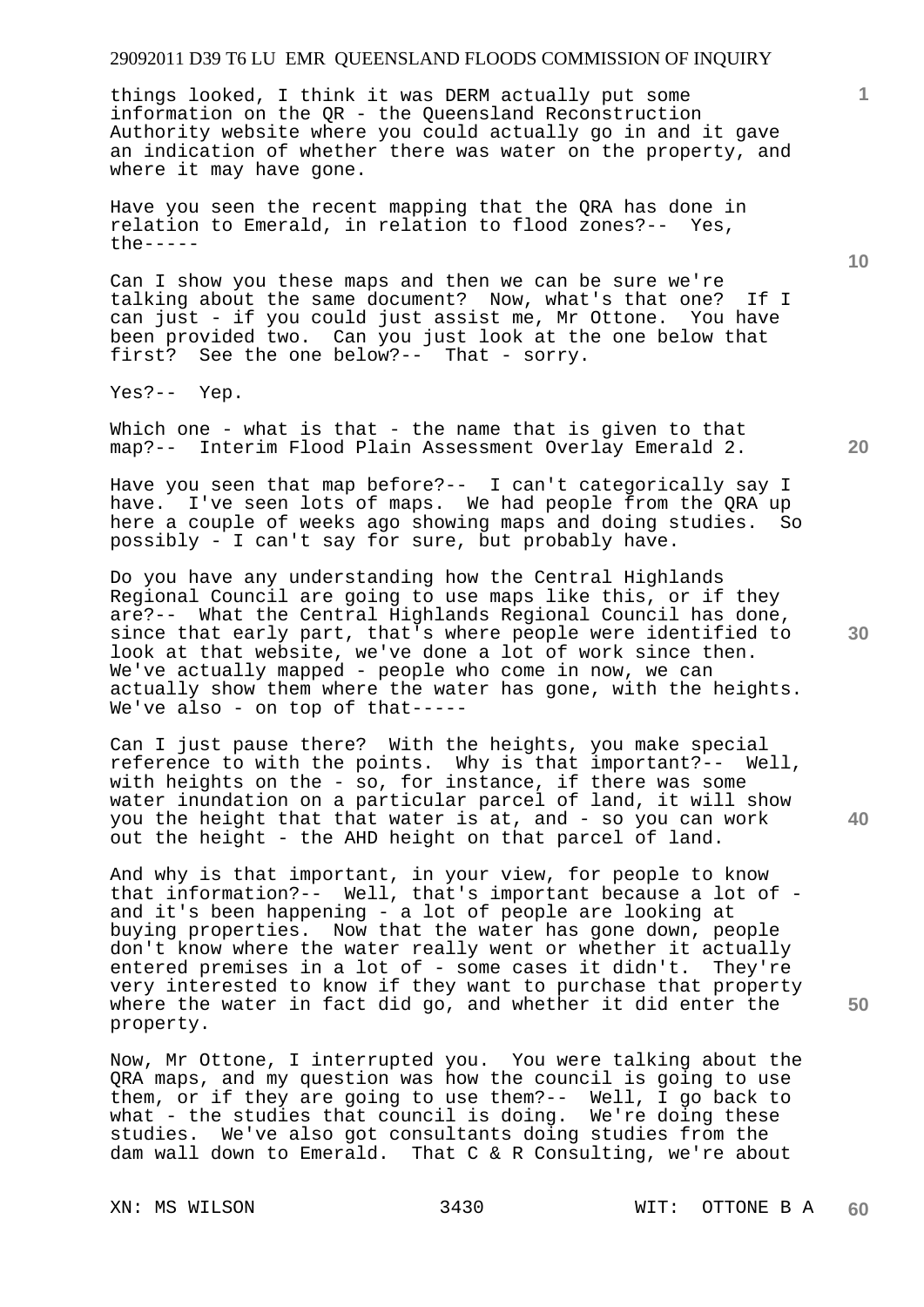things looked, I think it was DERM actually put some information on the QR - the Queensland Reconstruction Authority website where you could actually go in and it gave an indication of whether there was water on the property, and where it may have gone.

Have you seen the recent mapping that the QRA has done in relation to Emerald, in relation to flood zones?-- Yes, the-----

Can I show you these maps and then we can be sure we're talking about the same document? Now, what's that one? If I can just - if you could just assist me, Mr Ottone. You have been provided two. Can you just look at the one below that first? See the one below?-- That - sorry.

Yes?-- Yep.

Which one - what is that - the name that is given to that map?-- Interim Flood Plain Assessment Overlay Emerald 2.

Have you seen that map before?-- I can't categorically say I have. I've seen lots of maps. We had people from the QRA up here a couple of weeks ago showing maps and doing studies. So possibly - I can't say for sure, but probably have.

Do you have any understanding how the Central Highlands Regional Council are going to use maps like this, or if they are?-- What the Central Highlands Regional Council has done, since that early part, that's where people were identified to look at that website, we've done a lot of work since then. We've actually mapped - people who come in now, we can actually show them where the water has gone, with the heights. We've also - on top of that-----

Can I just pause there? With the heights, you make special reference to with the points. Why is that important?-- Well, with heights on the - so, for instance, if there was some water inundation on a particular parcel of land, it will show you the height that that water is at, and - so you can work out the height - the AHD height on that parcel of land.

And why is that important, in your view, for people to know that information?-- Well, that's important because a lot of - and it's been happening - a lot of people are looking at buying properties. Now that the water has gone down, people don't know where the water really went or whether it actually entered premises in a lot of - some cases it didn't. They're very interested to know if they want to purchase that property where the water in fact did go, and whether it did enter the property.

Now, Mr Ottone, I interrupted you. You were talking about the QRA maps, and my question was how the council is going to use them, or if they are going to use them?-- Well, I go back to what - the studies that council is doing. We're doing these studies. We've also got consultants doing studies from the dam wall down to Emerald. That C & R Consulting, we're about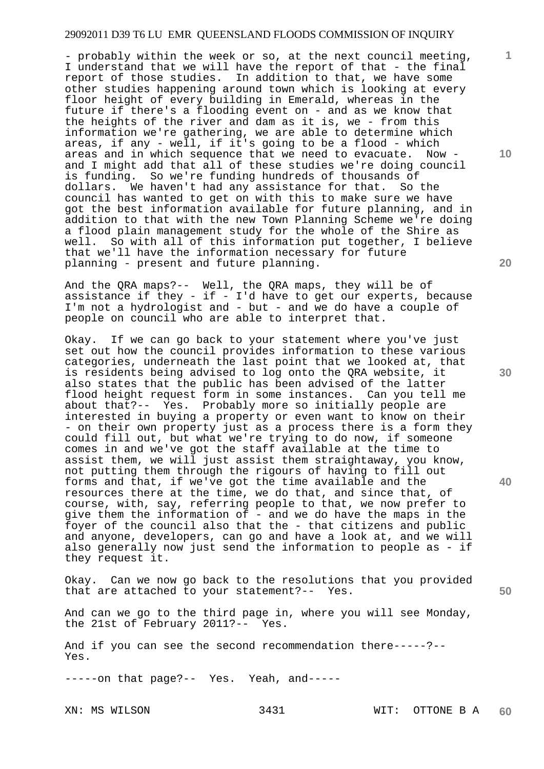- probably within the week or so, at the next council meeting, I understand that we will have the report of that - the final report of those studies. In addition to that, we have some other studies happening around town which is looking at every floor height of every building in Emerald, whereas in the future if there's a flooding event on - and as we know that the heights of the river and dam as it is, we - from this information we're gathering, we are able to determine which areas, if any - well, if it's going to be a flood - which areas and in which sequence that we need to evacuate. Now - and I might add that all of these studies we're doing council is funding. So we're funding hundreds of thousands of dollars. We haven't had any assistance for that. So the council has wanted to get on with this to make sure we have got the best information available for future planning, and in addition to that with the new Town Planning Scheme we're doing a flood plain management study for the whole of the Shire as well. So with all of this information put together, I believe that we'll have the information necessary for future planning - present and future planning.

And the QRA maps?-- Well, the QRA maps, they will be of assistance if they - if - I'd have to get our experts, because I'm not a hydrologist and - but - and we do have a couple of people on council who are able to interpret that.

Okay. If we can go back to your statement where you've just set out how the council provides information to these various categories, underneath the last point that we looked at, that is residents being advised to log onto the QRA website, it also states that the public has been advised of the latter flood height request form in some instances. Can you tell me about that?-- Yes. Probably more so initially people are interested in buying a property or even want to know on their - on their own property just as a process there is a form they could fill out, but what we're trying to do now, if someone comes in and we've got the staff available at the time to assist them, we will just assist them straightaway, you know, not putting them through the rigours of having to fill out forms and that, if we've got the time available and the resources there at the time, we do that, and since that, of course, with, say, referring people to that, we now prefer to give them the information of - and we do have the maps in the foyer of the council also that the - that citizens and public and anyone, developers, can go and have a look at, and we will also generally now just send the information to people as - if they request it.

Okay. Can we now go back to the resolutions that you provided that are attached to your statement?-- Yes.

And can we go to the third page in, where you will see Monday, the 21st of February 2011?-- Yes.

And if you can see the second recommendation there-----?-- Yes.

-----on that page?-- Yes. Yeah, and-----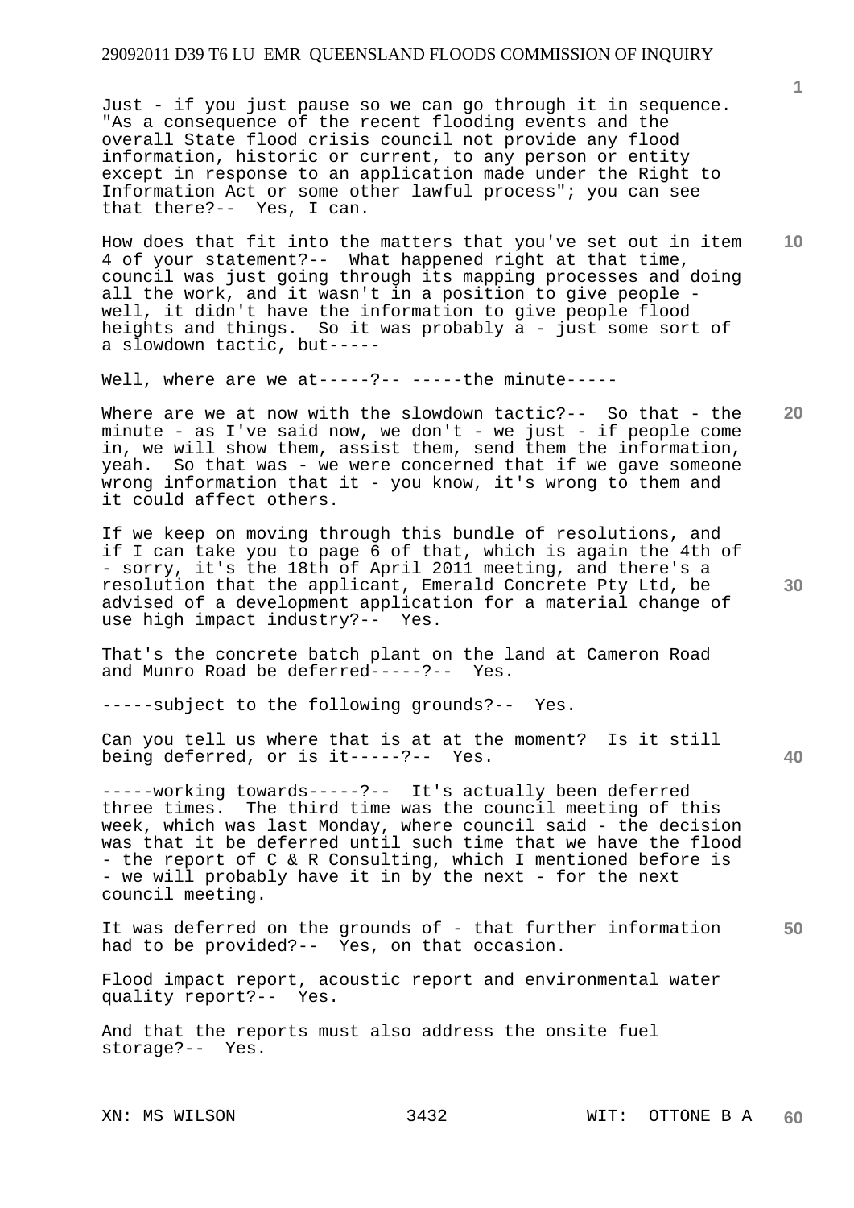Just - if you just pause so we can go through it in sequence. "As a consequence of the recent flooding events and the overall State flood crisis council not provide any flood information, historic or current, to any person or entity except in response to an application made under the Right to Information Act or some other lawful process"; you can see that there?-- Yes, I can.

How does that fit into the matters that you've set out in item 4 of your statement?-- What happened right at that time, council was just going through its mapping processes and doing all the work, and it wasn't in a position to give people - well, it didn't have the information to give people flood heights and things. So it was probably a - just some sort of a slowdown tactic, but-----

Well, where are we at-----?-- -----the minute-----

Where are we at now with the slowdown tactic?-- So that - the minute - as I've said now, we don't - we just - if people come in, we will show them, assist them, send them the information, yeah. So that was - we were concerned that if we gave someone wrong information that it - you know, it's wrong to them and it could affect others.

If we keep on moving through this bundle of resolutions, and if I can take you to page 6 of that, which is again the 4th of - sorry, it's the 18th of April 2011 meeting, and there's a resolution that the applicant, Emerald Concrete Pty Ltd, be advised of a development application for a material change of use high impact industry?-- Yes.

That's the concrete batch plant on the land at Cameron Road and Munro Road be deferred-----?-- Yes.

-----subject to the following grounds?-- Yes.

Can you tell us where that is at at the moment? Is it still being deferred, or is it-----?-- Yes.

-----working towards-----?-- It's actually been deferred three times. The third time was the council meeting of this week, which was last Monday, where council said - the decision was that it be deferred until such time that we have the flood - the report of C & R Consulting, which I mentioned before is - we will probably have it in by the next - for the next council meeting.

It was deferred on the grounds of - that further information had to be provided?-- Yes, on that occasion.

Flood impact report, acoustic report and environmental water quality report?-- Yes.

And that the reports must also address the onsite fuel storage?-- Yes.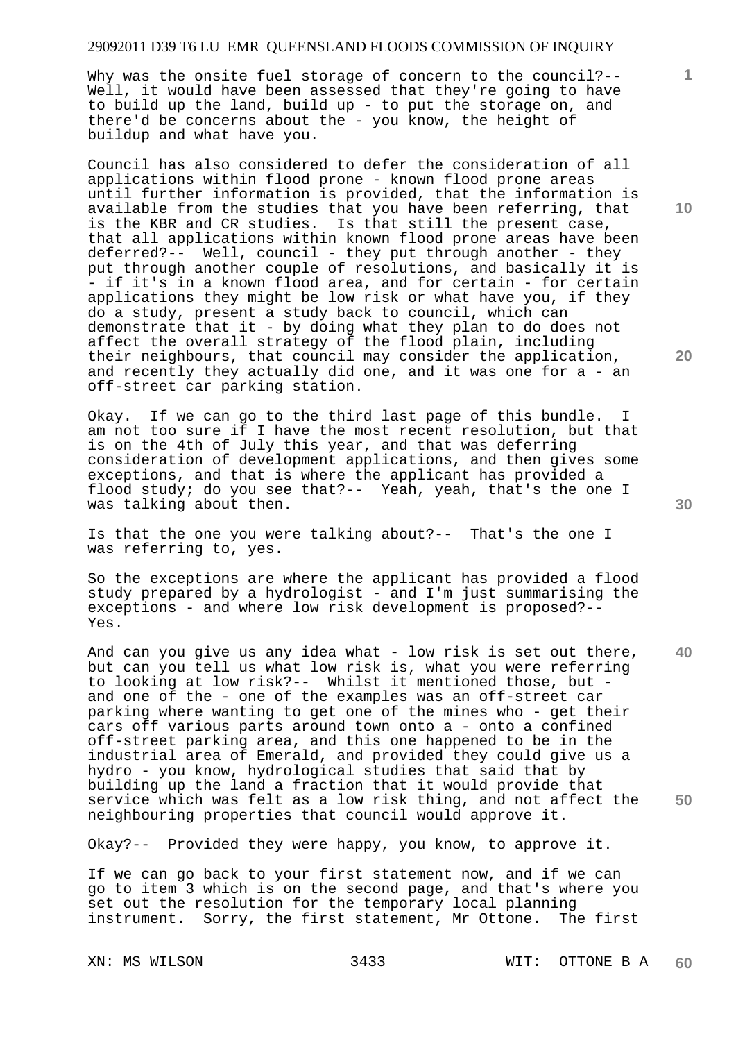Why was the onsite fuel storage of concern to the council?-- Well, it would have been assessed that they're going to have to build up the land, build up - to put the storage on, and there'd be concerns about the - you know, the height of buildup and what have you.

Council has also considered to defer the consideration of all applications within flood prone - known flood prone areas until further information is provided, that the information is available from the studies that you have been referring, that is the KBR and CR studies. Is that still the present case, that all applications within known flood prone areas have been deferred?-- Well, council - they put through another - they put through another couple of resolutions, and basically it is - if it's in a known flood area, and for certain - for certain applications they might be low risk or what have you, if they do a study, present a study back to council, which can demonstrate that it - by doing what they plan to do does not affect the overall strategy of the flood plain, including their neighbours, that council may consider the application, and recently they actually did one, and it was one for a - an off-street car parking station.

Okay. If we can go to the third last page of this bundle. I am not too sure if I have the most recent resolution, but that is on the 4th of July this year, and that was deferring consideration of development applications, and then gives some exceptions, and that is where the applicant has provided a flood study; do you see that?-- Yeah, yeah, that's the one I was talking about then.

Is that the one you were talking about?-- That's the one I was referring to, yes.

So the exceptions are where the applicant has provided a flood study prepared by a hydrologist - and I'm just summarising the exceptions - and where low risk development is proposed?-- Yes.

And can you give us any idea what - low risk is set out there, but can you tell us what low risk is, what you were referring to looking at low risk?-- Whilst it mentioned those, but - and one of the - one of the examples was an off-street car parking where wanting to get one of the mines who - get their cars off various parts around town onto a - onto a confined off-street parking area, and this one happened to be in the industrial area of Emerald, and provided they could give us a hydro - you know, hydrological studies that said that by building up the land a fraction that it would provide that service which was felt as a low risk thing, and not affect the neighbouring properties that council would approve it.

Okay?-- Provided they were happy, you know, to approve it.

If we can go back to your first statement now, and if we can go to item 3 which is on the second page, and that's where you set out the resolution for the temporary local planning instrument. Sorry, the first statement, Mr Ottone. The first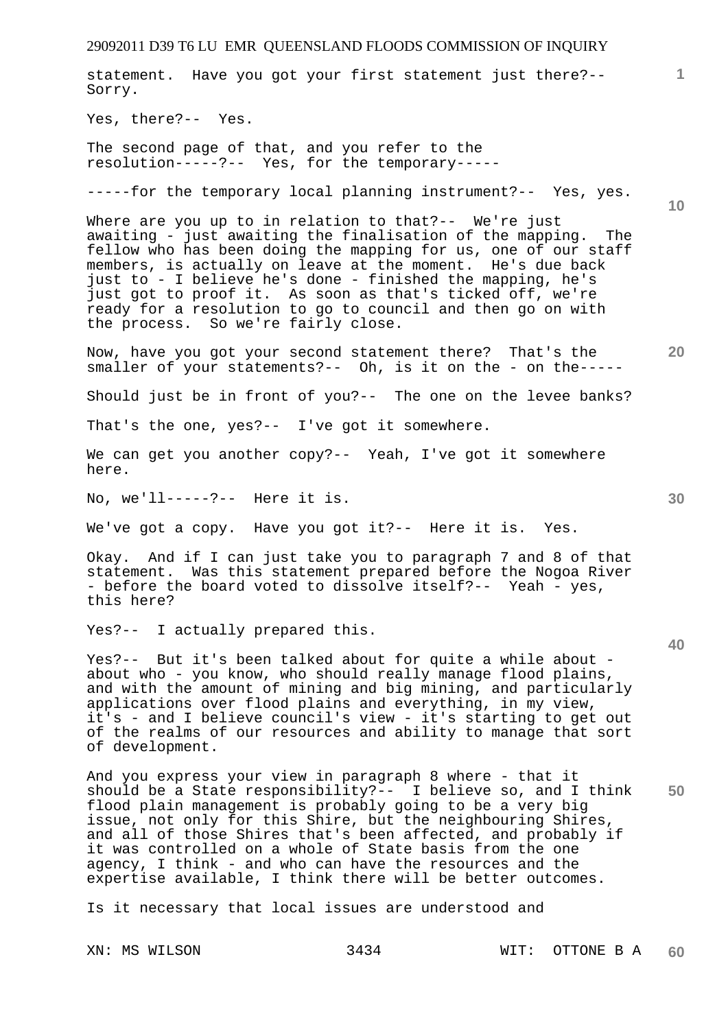statement. Have you got your first statement just there?-- Sorry.

Yes, there?-- Yes.

The second page of that, and you refer to the resolution-----?-- Yes, for the temporary-----

-----for the temporary local planning instrument?-- Yes, yes.

Where are you up to in relation to that?-- We're just awaiting - just awaiting the finalisation of the mapping. The fellow who has been doing the mapping for us, one of our staff members, is actually on leave at the moment. He's due back just to - I believe he's done - finished the mapping, he's just got to proof it. As soon as that's ticked off, we're ready for a resolution to go to council and then go on with the process. So we're fairly close.

Now, have you got your second statement there? That's the smaller of your statements?-- Oh, is it on the - on the-----

Should just be in front of you?-- The one on the levee banks?

That's the one, yes?-- I've got it somewhere.

We can get you another copy?-- Yeah, I've got it somewhere here.

No, we'll-----?-- Here it is.

We've got a copy. Have you got it?-- Here it is. Yes.

Okay. And if I can just take you to paragraph 7 and 8 of that statement. Was this statement prepared before the Nogoa River - before the board voted to dissolve itself?-- Yeah - yes, this here?

Yes?-- I actually prepared this.

Yes?-- But it's been talked about for quite a while about - about who - you know, who should really manage flood plains, and with the amount of mining and big mining, and particularly applications over flood plains and everything, in my view, it's - and I believe council's view - it's starting to get out of the realms of our resources and ability to manage that sort of development.

And you express your view in paragraph 8 where - that it should be a State responsibility?-- I believe so, and I think flood plain management is probably going to be a very big issue, not only for this Shire, but the neighbouring Shires, and all of those Shires that's been affected, and probably if it was controlled on a whole of State basis from the one agency, I think - and who can have the resources and the expertise available, I think there will be better outcomes.

Is it necessary that local issues are understood and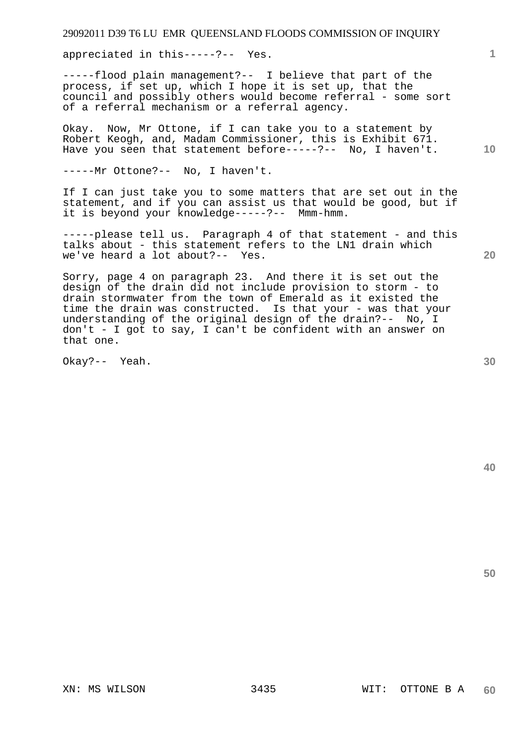appreciated in this-----?-- Yes.

-----flood plain management?-- I believe that part of the process, if set up, which I hope it is set up, that the council and possibly others would become referral - some sort of a referral mechanism or a referral agency.

Okay. Now, Mr Ottone, if I can take you to a statement by Robert Keogh, and, Madam Commissioner, this is Exhibit 671. Have you seen that statement before-----?-- No, I haven't.

-----Mr Ottone?-- No, I haven't.

If I can just take you to some matters that are set out in the statement, and if you can assist us that would be good, but if it is beyond your knowledge-----?-- Mmm-hmm.

-----please tell us. Paragraph 4 of that statement - and this talks about - this statement refers to the LN1 drain which we've heard a lot about?-- Yes.

Sorry, page 4 on paragraph 23. And there it is set out the design of the drain did not include provision to storm - to drain stormwater from the town of Emerald as it existed the time the drain was constructed. Is that your - was that your understanding of the original design of the drain?-- No, I don't - I got to say, I can't be confident with an answer on that one.

Okay?-- Yeah.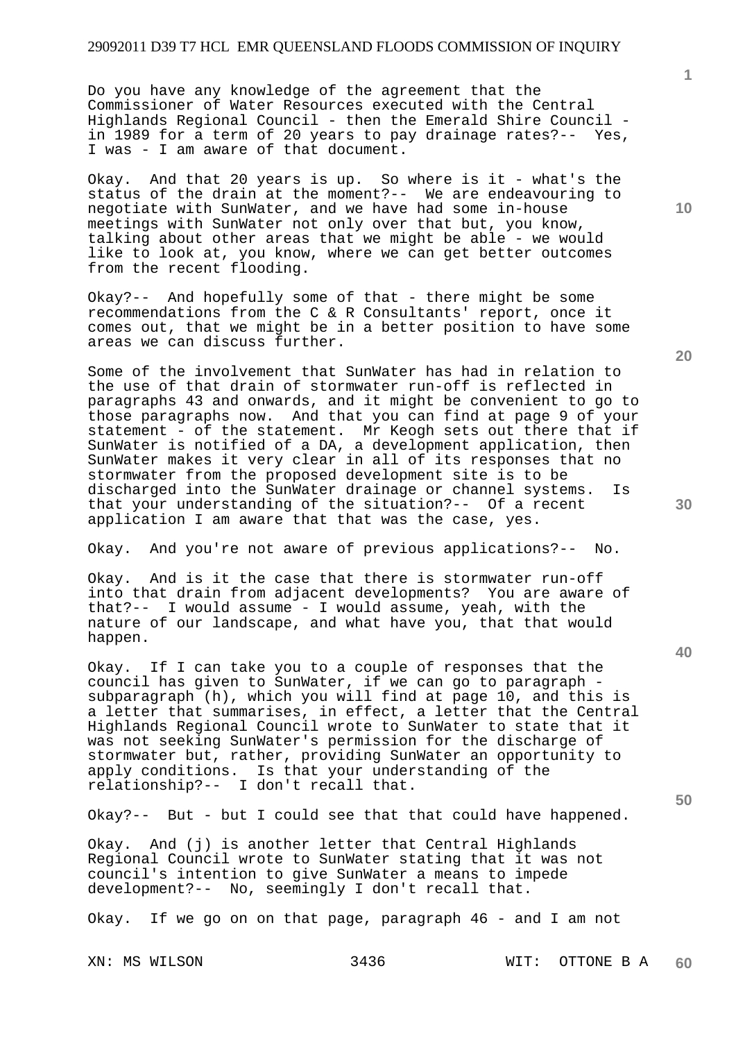Do you have any knowledge of the agreement that the Commissioner of Water Resources executed with the Central Highlands Regional Council - then the Emerald Shire Council - in 1989 for a term of 20 years to pay drainage rates?-- Yes, I was - I am aware of that document.

Okay. And that 20 years is up. So where is it - what's the status of the drain at the moment?-- We are endeavouring to negotiate with SunWater, and we have had some in-house meetings with SunWater not only over that but, you know, talking about other areas that we might be able - we would like to look at, you know, where we can get better outcomes from the recent flooding.

Okay?-- And hopefully some of that - there might be some recommendations from the C & R Consultants' report, once it comes out, that we might be in a better position to have some areas we can discuss further.

Some of the involvement that SunWater has had in relation to the use of that drain of stormwater run-off is reflected in paragraphs 43 and onwards, and it might be convenient to go to those paragraphs now. And that you can find at page 9 of your statement - of the statement. Mr Keogh sets out there that if SunWater is notified of a DA, a development application, then SunWater makes it very clear in all of its responses that no stormwater from the proposed development site is to be discharged into the SunWater drainage or channel systems. Is that your understanding of the situation?-- Of a recent application I am aware that that was the case, yes.

Okay. And you're not aware of previous applications?-- No.

Okay. And is it the case that there is stormwater run-off into that drain from adjacent developments? You are aware of that?-- I would assume - I would assume, yeah, with the nature of our landscape, and what have you, that that would happen.

Okay. If I can take you to a couple of responses that the council has given to SunWater, if we can go to paragraph - subparagraph (h), which you will find at page 10, and this is a letter that summarises, in effect, a letter that the Central Highlands Regional Council wrote to SunWater to state that it was not seeking SunWater's permission for the discharge of stormwater but, rather, providing SunWater an opportunity to apply conditions. Is that your understanding of the relationship?-- I don't recall that.

Okay?-- But - but I could see that that could have happened.

Okay. And (j) is another letter that Central Highlands Regional Council wrote to SunWater stating that it was not council's intention to give SunWater a means to impede development?-- No, seemingly I don't recall that.

Okay. If we go on on that page, paragraph 46 - and I am not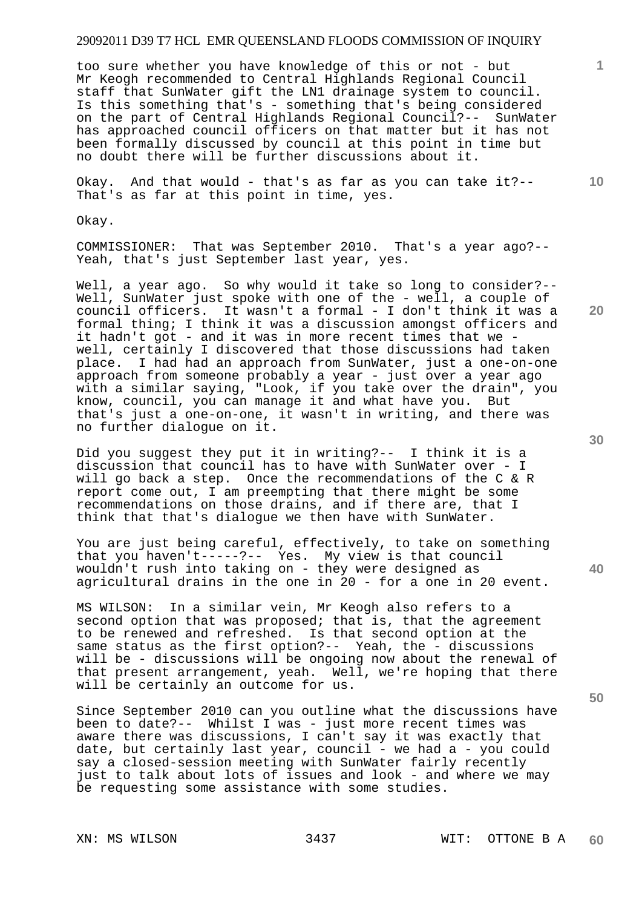too sure whether you have knowledge of this or not - but Mr Keogh recommended to Central Highlands Regional Council staff that SunWater gift the LN1 drainage system to council. Is this something that's - something that's being considered on the part of Central Highlands Regional Council?-- SunWater has approached council officers on that matter but it has not been formally discussed by council at this point in time but no doubt there will be further discussions about it.

Okay. And that would - that's as far as you can take it?-- That's as far at this point in time, yes.

Okay.

COMMISSIONER: That was September 2010. That's a year ago?-- Yeah, that's just September last year, yes.

Well, a year ago. So why would it take so long to consider?-- Well, SunWater just spoke with one of the - well, a couple of council officers. It wasn't a formal - I don't think it was a formal thing; I think it was a discussion amongst officers and it hadn't got - and it was in more recent times that we - well, certainly I discovered that those discussions had taken place. I had had an approach from SunWater, just a one-on-one approach from someone probably a year - just over a year ago with a similar saying, "Look, if you take over the drain", you know, council, you can manage it and what have you. But that's just a one-on-one, it wasn't in writing, and there was no further dialogue on it.

Did you suggest they put it in writing?-- I think it is a discussion that council has to have with SunWater over - I will go back a step. Once the recommendations of the C & R report come out, I am preempting that there might be some recommendations on those drains, and if there are, that I think that that's dialogue we then have with SunWater.

You are just being careful, effectively, to take on something that you haven't-----?-- Yes. My view is that council wouldn't rush into taking on - they were designed as agricultural drains in the one in 20 - for a one in 20 event.

MS WILSON: In a similar vein, Mr Keogh also refers to a second option that was proposed; that is, that the agreement to be renewed and refreshed. Is that second option at the same status as the first option?-- Yeah, the - discussions will be - discussions will be ongoing now about the renewal of that present arrangement, yeah. Well, we're hoping that there will be certainly an outcome for us.

Since September 2010 can you outline what the discussions have been to date?-- Whilst I was - just more recent times was aware there was discussions, I can't say it was exactly that date, but certainly last year, council - we had a - you could say a closed-session meeting with SunWater fairly recently just to talk about lots of issues and look - and where we may be requesting some assistance with some studies.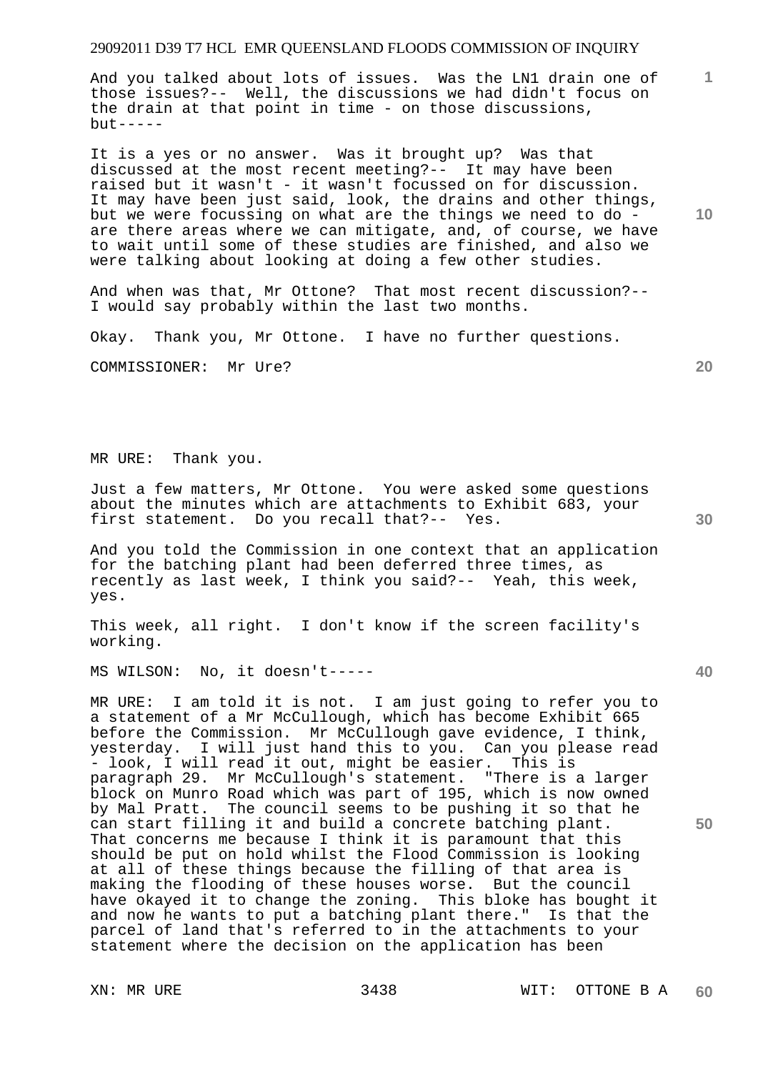And you talked about lots of issues. Was the LN1 drain one of those issues?-- Well, the discussions we had didn't focus on the drain at that point in time - on those discussions, but-----

It is a yes or no answer. Was it brought up? Was that discussed at the most recent meeting?-- It may have been raised but it wasn't - it wasn't focussed on for discussion. It may have been just said, look, the drains and other things, but we were focussing on what are the things we need to do - are there areas where we can mitigate, and, of course, we have to wait until some of these studies are finished, and also we were talking about looking at doing a few other studies.

And when was that, Mr Ottone? That most recent discussion?-- I would say probably within the last two months.

Okay. Thank you, Mr Ottone. I have no further questions.

COMMISSIONER: Mr Ure?

MR URE: Thank you.

Just a few matters, Mr Ottone. You were asked some questions about the minutes which are attachments to Exhibit 683, your first statement. Do you recall that?-- Yes.

And you told the Commission in one context that an application for the batching plant had been deferred three times, as recently as last week, I think you said?-- Yeah, this week, yes.

This week, all right. I don't know if the screen facility's working.

MS WILSON: No, it doesn't-----

MR URE: I am told it is not. I am just going to refer you to a statement of a Mr McCullough, which has become Exhibit 665 before the Commission. Mr McCullough gave evidence, I think, yesterday. I will just hand this to you. Can you please read - look, I will read it out, might be easier. This is paragraph 29. Mr McCullough's statement. "There is a larger block on Munro Road which was part of 195, which is now owned by Mal Pratt. The council seems to be pushing it so that he can start filling it and build a concrete batching plant. That concerns me because I think it is paramount that this should be put on hold whilst the Flood Commission is looking at all of these things because the filling of that area is making the flooding of these houses worse. But the council have okayed it to change the zoning. This bloke has bought it and now he wants to put a batching plant there." Is that the parcel of land that's referred to in the attachments to your statement where the decision on the application has been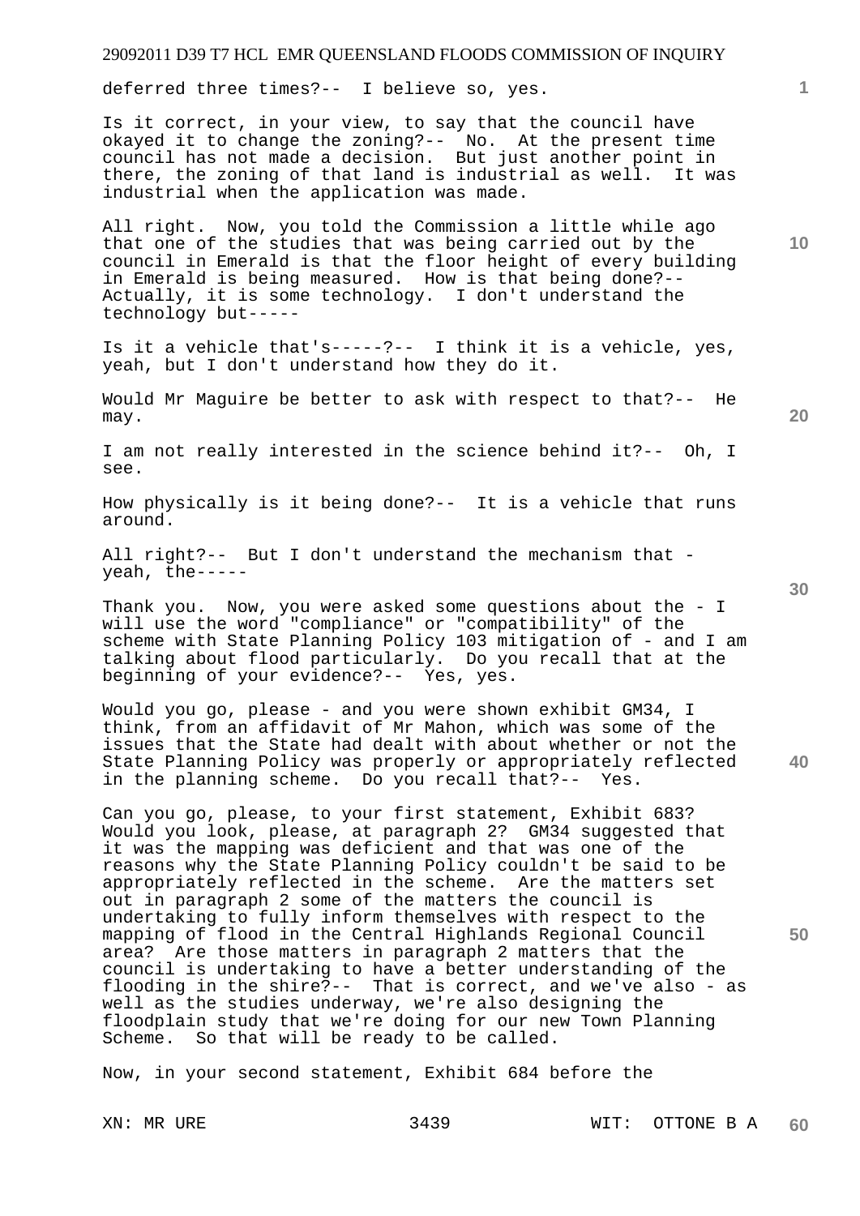deferred three times?-- I believe so, yes.

Is it correct, in your view, to say that the council have okayed it to change the zoning?-- No. At the present time council has not made a decision. But just another point in there, the zoning of that land is industrial as well. It was industrial when the application was made.

All right. Now, you told the Commission a little while ago that one of the studies that was being carried out by the council in Emerald is that the floor height of every building in Emerald is being measured. How is that being done?-- Actually, it is some technology. I don't understand the technology but-----

Is it a vehicle that's-----?-- I think it is a vehicle, yes, yeah, but I don't understand how they do it.

Would Mr Maguire be better to ask with respect to that?-- He may.

I am not really interested in the science behind it?-- Oh, I see.

How physically is it being done?-- It is a vehicle that runs around.

All right?-- But I don't understand the mechanism that - yeah, the-----

Thank you. Now, you were asked some questions about the - I will use the word "compliance" or "compatibility" of the scheme with State Planning Policy 103 mitigation of - and I am talking about flood particularly. Do you recall that at the beginning of your evidence?-- Yes, yes.

Would you go, please - and you were shown exhibit GM34, I think, from an affidavit of Mr Mahon, which was some of the issues that the State had dealt with about whether or not the State Planning Policy was properly or appropriately reflected in the planning scheme. Do you recall that?-- Yes.

Can you go, please, to your first statement, Exhibit 683? Would you look, please, at paragraph 2? GM34 suggested that it was the mapping was deficient and that was one of the reasons why the State Planning Policy couldn't be said to be appropriately reflected in the scheme. Are the matters set out in paragraph 2 some of the matters the council is undertaking to fully inform themselves with respect to the mapping of flood in the Central Highlands Regional Council area? Are those matters in paragraph 2 matters that the council is undertaking to have a better understanding of the flooding in the shire?-- That is correct, and we've also - as well as the studies underway, we're also designing the floodplain study that we're doing for our new Town Planning Scheme. So that will be ready to be called.

Now, in your second statement, Exhibit 684 before the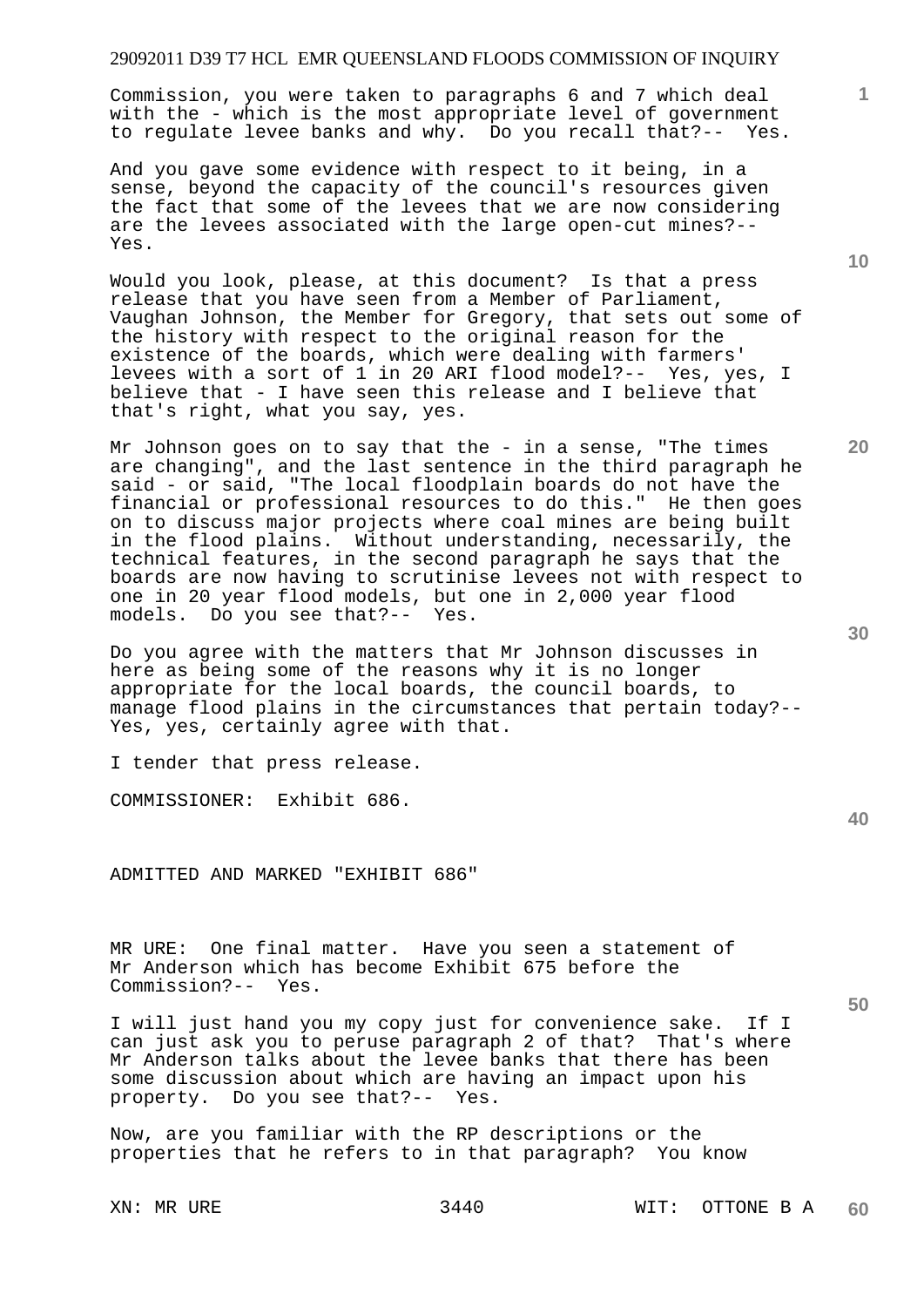Commission, you were taken to paragraphs 6 and 7 which deal with the - which is the most appropriate level of government to regulate levee banks and why. Do you recall that?-- Yes.

And you gave some evidence with respect to it being, in a sense, beyond the capacity of the council's resources given the fact that some of the levees that we are now considering are the levees associated with the large open-cut mines?-- Yes.

Would you look, please, at this document? Is that a press release that you have seen from a Member of Parliament, Vaughan Johnson, the Member for Gregory, that sets out some of the history with respect to the original reason for the existence of the boards, which were dealing with farmers' levees with a sort of 1 in 20 ARI flood model?-- Yes, yes, I believe that - I have seen this release and I believe that that's right, what you say, yes.

Mr Johnson goes on to say that the - in a sense, "The times are changing", and the last sentence in the third paragraph he said - or said, "The local floodplain boards do not have the financial or professional resources to do this." He then goes on to discuss major projects where coal mines are being built in the flood plains. Without understanding, necessarily, the technical features, in the second paragraph he says that the boards are now having to scrutinise levees not with respect to one in 20 year flood models, but one in 2,000 year flood models. Do you see that?-- Yes.

Do you agree with the matters that Mr Johnson discusses in here as being some of the reasons why it is no longer appropriate for the local boards, the council boards, to manage flood plains in the circumstances that pertain today?-- Yes, yes, certainly agree with that.

I tender that press release.

COMMISSIONER: Exhibit 686.

ADMITTED AND MARKED "EXHIBIT 686"

MR URE: One final matter. Have you seen a statement of Mr Anderson which has become Exhibit 675 before the Commission?-- Yes.

I will just hand you my copy just for convenience sake. If I can just ask you to peruse paragraph 2 of that? That's where Mr Anderson talks about the levee banks that there has been some discussion about which are having an impact upon his property. Do you see that?-- Yes.

Now, are you familiar with the RP descriptions or the properties that he refers to in that paragraph? You know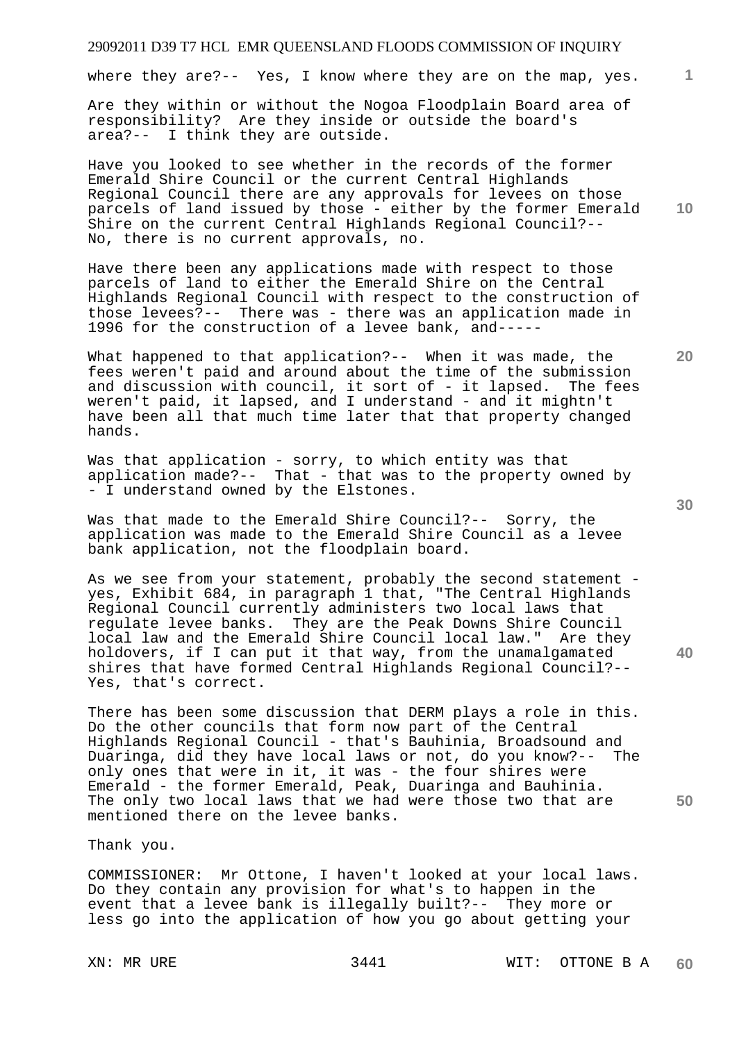where they are?-- Yes, I know where they are on the map, yes.

Are they within or without the Nogoa Floodplain Board area of responsibility? Are they inside or outside the board's area?-- I think they are outside.

Have you looked to see whether in the records of the former Emerald Shire Council or the current Central Highlands Regional Council there are any approvals for levees on those parcels of land issued by those - either by the former Emerald Shire on the current Central Highlands Regional Council?-- No, there is no current approvals, no.

Have there been any applications made with respect to those parcels of land to either the Emerald Shire on the Central Highlands Regional Council with respect to the construction of those levees?-- There was - there was an application made in 1996 for the construction of a levee bank, and-----

What happened to that application?-- When it was made, the fees weren't paid and around about the time of the submission and discussion with council, it sort of - it lapsed. The fees weren't paid, it lapsed, and I understand - and it mightn't have been all that much time later that that property changed hands.

Was that application - sorry, to which entity was that application made?-- That - that was to the property owned by - I understand owned by the Elstones.

Was that made to the Emerald Shire Council?-- Sorry, the application was made to the Emerald Shire Council as a levee bank application, not the floodplain board.

As we see from your statement, probably the second statement - yes, Exhibit 684, in paragraph 1 that, "The Central Highlands Regional Council currently administers two local laws that regulate levee banks. They are the Peak Downs Shire Council local law and the Emerald Shire Council local law." Are they holdovers, if I can put it that way, from the unamalgamated shires that have formed Central Highlands Regional Council?-- Yes, that's correct.

There has been some discussion that DERM plays a role in this. Do the other councils that form now part of the Central Highlands Regional Council - that's Bauhinia, Broadsound and Duaringa, did they have local laws or not, do you know?-- The only ones that were in it, it was - the four shires were Emerald - the former Emerald, Peak, Duaringa and Bauhinia. The only two local laws that we had were those two that are mentioned there on the levee banks.

Thank you.

COMMISSIONER: Mr Ottone, I haven't looked at your local laws. Do they contain any provision for what's to happen in the event that a levee bank is illegally built?-- They more or less go into the application of how you go about getting your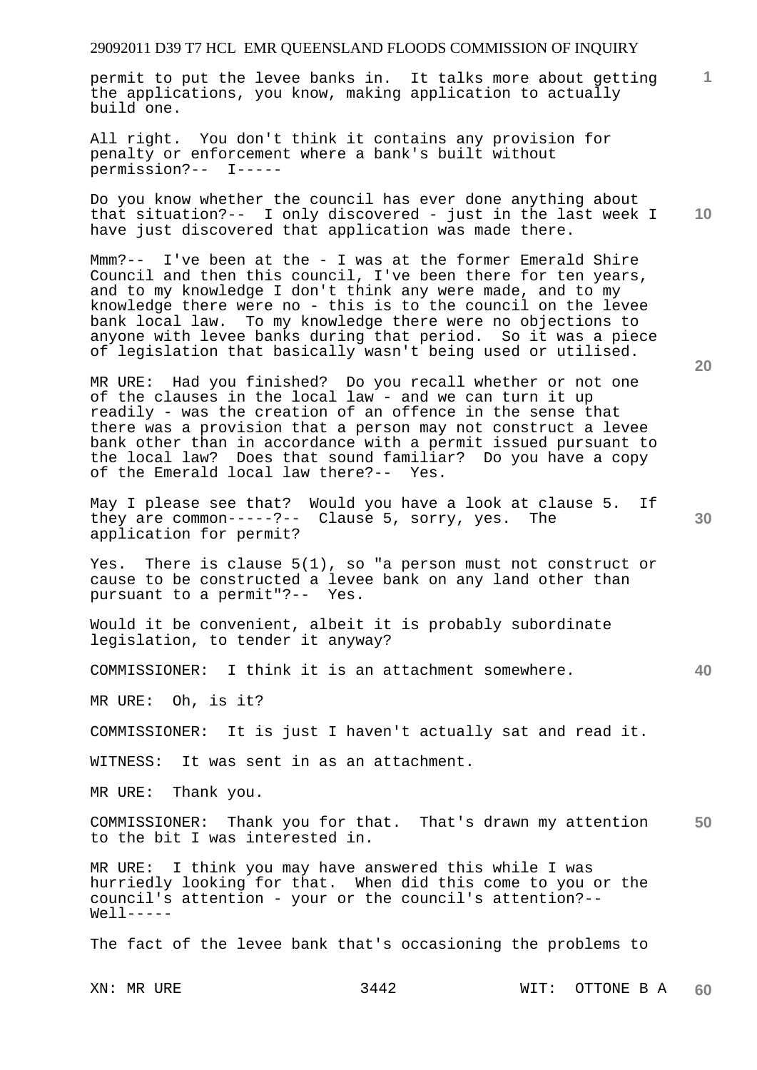permit to put the levee banks in. It talks more about getting the applications, you know, making application to actually build one.

All right. You don't think it contains any provision for penalty or enforcement where a bank's built without permission?-- I-----

Do you know whether the council has ever done anything about that situation?-- I only discovered - just in the last week I have just discovered that application was made there.

Mmm?-- I've been at the - I was at the former Emerald Shire Council and then this council, I've been there for ten years, and to my knowledge I don't think any were made, and to my knowledge there were no - this is to the council on the levee bank local law. To my knowledge there were no objections to anyone with levee banks during that period. So it was a piece of legislation that basically wasn't being used or utilised.

MR URE: Had you finished? Do you recall whether or not one of the clauses in the local law - and we can turn it up readily - was the creation of an offence in the sense that there was a provision that a person may not construct a levee bank other than in accordance with a permit issued pursuant to the local law? Does that sound familiar? Do you have a copy of the Emerald local law there?-- Yes.

May I please see that? Would you have a look at clause 5. If they are common-----?-- Clause 5, sorry, yes. The application for permit?

Yes. There is clause 5(1), so "a person must not construct or cause to be constructed a levee bank on any land other than pursuant to a permit"?-- Yes.

Would it be convenient, albeit it is probably subordinate legislation, to tender it anyway?

COMMISSIONER: I think it is an attachment somewhere.

MR URE: Oh, is it?

COMMISSIONER: It is just I haven't actually sat and read it.

WITNESS: It was sent in as an attachment.

MR URE: Thank you.

COMMISSIONER: Thank you for that. That's drawn my attention to the bit I was interested in.

MR URE: I think you may have answered this while I was hurriedly looking for that. When did this come to you or the council's attention - your or the council's attention?-- Well-----

The fact of the levee bank that's occasioning the problems to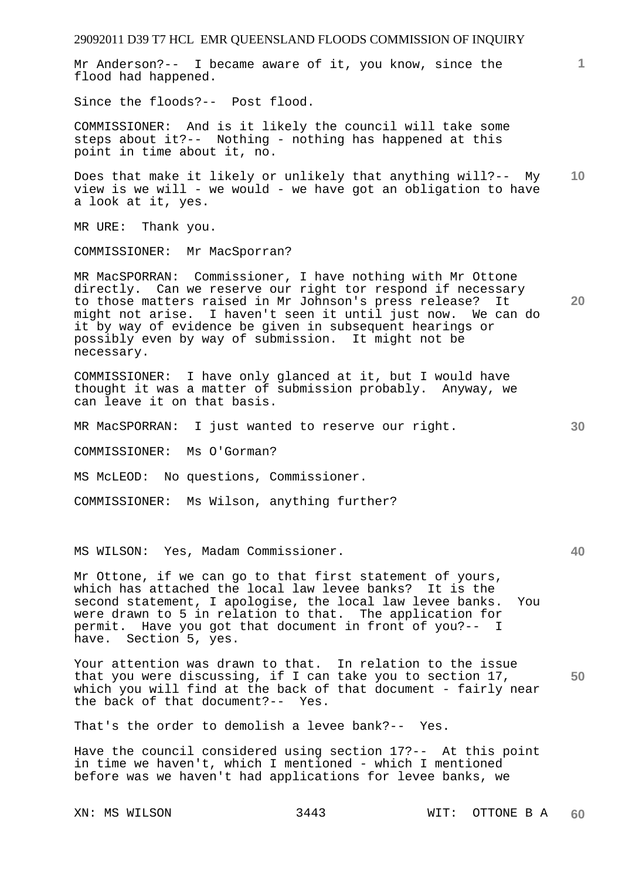Mr Anderson?-- I became aware of it, you know, since the flood had happened.

Since the floods?-- Post flood.

COMMISSIONER: And is it likely the council will take some steps about it?-- Nothing - nothing has happened at this point in time about it, no.

Does that make it likely or unlikely that anything will?-- My view is we will - we would - we have got an obligation to have a look at it, yes.

MR URE: Thank you.

COMMISSIONER: Mr MacSporran?

MR MacSPORRAN: Commissioner, I have nothing with Mr Ottone directly. Can we reserve our right tor respond if necessary to those matters raised in Mr Johnson's press release? It might not arise. I haven't seen it until just now. We can do it by way of evidence be given in subsequent hearings or possibly even by way of submission. It might not be necessary.

COMMISSIONER: I have only glanced at it, but I would have thought it was a matter of submission probably. Anyway, we can leave it on that basis.

MR MacSPORRAN: I just wanted to reserve our right.

COMMISSIONER: Ms O'Gorman?

MS McLEOD: No questions, Commissioner.

COMMISSIONER: Ms Wilson, anything further?

MS WILSON: Yes, Madam Commissioner.

Mr Ottone, if we can go to that first statement of yours, which has attached the local law levee banks? It is the second statement, I apologise, the local law levee banks. You were drawn to 5 in relation to that. The application for permit. Have you got that document in front of you?-- I have. Section 5, yes.

Your attention was drawn to that. In relation to the issue that you were discussing, if I can take you to section 17, which you will find at the back of that document - fairly near the back of that document?-- Yes.

That's the order to demolish a levee bank?-- Yes.

Have the council considered using section 17?-- At this point in time we haven't, which I mentioned - which I mentioned before was we haven't had applications for levee banks, we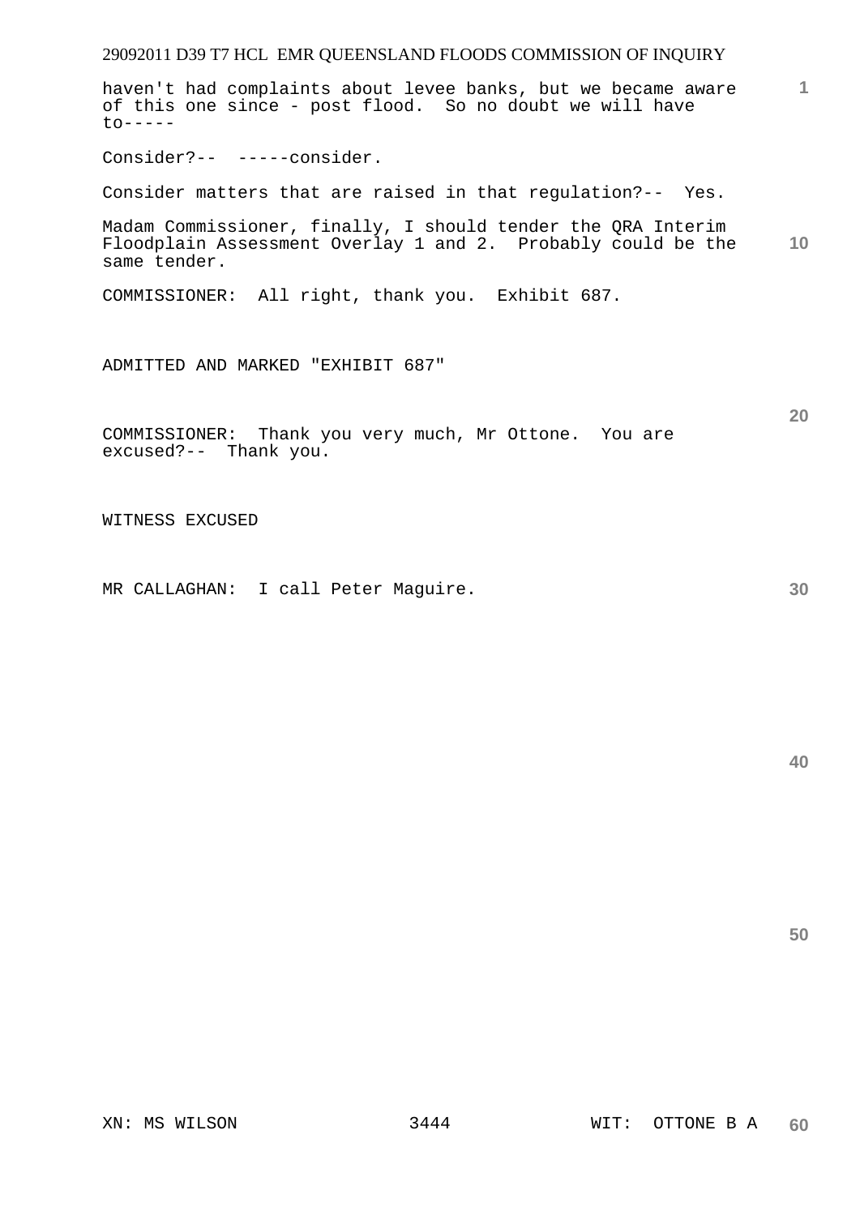haven't had complaints about levee banks, but we became aware of this one since - post flood. So no doubt we will have to-----

Consider?-- -----consider.

Consider matters that are raised in that regulation?-- Yes.

Madam Commissioner, finally, I should tender the QRA Interim Floodplain Assessment Overlay 1 and 2. Probably could be the same tender.

COMMISSIONER: All right, thank you. Exhibit 687.

ADMITTED AND MARKED "EXHIBIT 687"

COMMISSIONER: Thank you very much, Mr Ottone. You are excused?-- Thank you.

WITNESS EXCUSED

MR CALLAGHAN: I call Peter Maguire.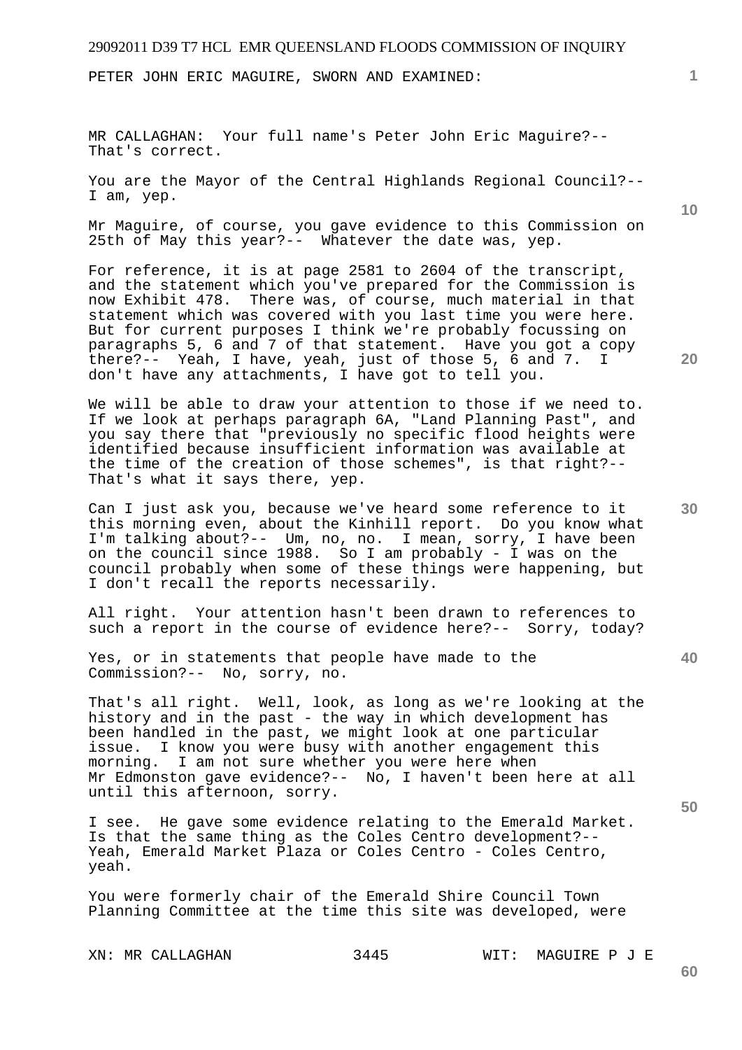PETER JOHN ERIC MAGUIRE, SWORN AND EXAMINED:

MR CALLAGHAN: Your full name's Peter John Eric Maguire?-- That's correct.

You are the Mayor of the Central Highlands Regional Council?-- I am, yep.

Mr Maguire, of course, you gave evidence to this Commission on 25th of May this year?-- Whatever the date was, yep.

For reference, it is at page 2581 to 2604 of the transcript, and the statement which you've prepared for the Commission is now Exhibit 478. There was, of course, much material in that statement which was covered with you last time you were here. But for current purposes I think we're probably focussing on paragraphs 5, 6 and 7 of that statement. Have you got a copy there?-- Yeah, I have, yeah, just of those 5, 6 and 7. I don't have any attachments, I have got to tell you.

We will be able to draw your attention to those if we need to. If we look at perhaps paragraph 6A, "Land Planning Past", and you say there that "previously no specific flood heights were identified because insufficient information was available at the time of the creation of those schemes", is that right?-- That's what it says there, yep.

Can I just ask you, because we've heard some reference to it this morning even, about the Kinhill report. Do you know what I'm talking about?-- Um, no, no. I mean, sorry, I have been on the council since 1988. So I am probably - I was on the council probably when some of these things were happening, but I don't recall the reports necessarily.

All right. Your attention hasn't been drawn to references to such a report in the course of evidence here?-- Sorry, today?

Yes, or in statements that people have made to the Commission?-- No, sorry, no.

That's all right. Well, look, as long as we're looking at the history and in the past - the way in which development has been handled in the past, we might look at one particular issue. I know you were busy with another engagement this morning. I am not sure whether you were here when Mr Edmonston gave evidence?-- No, I haven't been here at all until this afternoon, sorry.

I see. He gave some evidence relating to the Emerald Market. Is that the same thing as the Coles Centro development?-- Yeah, Emerald Market Plaza or Coles Centro - Coles Centro, yeah.

You were formerly chair of the Emerald Shire Council Town Planning Committee at the time this site was developed, were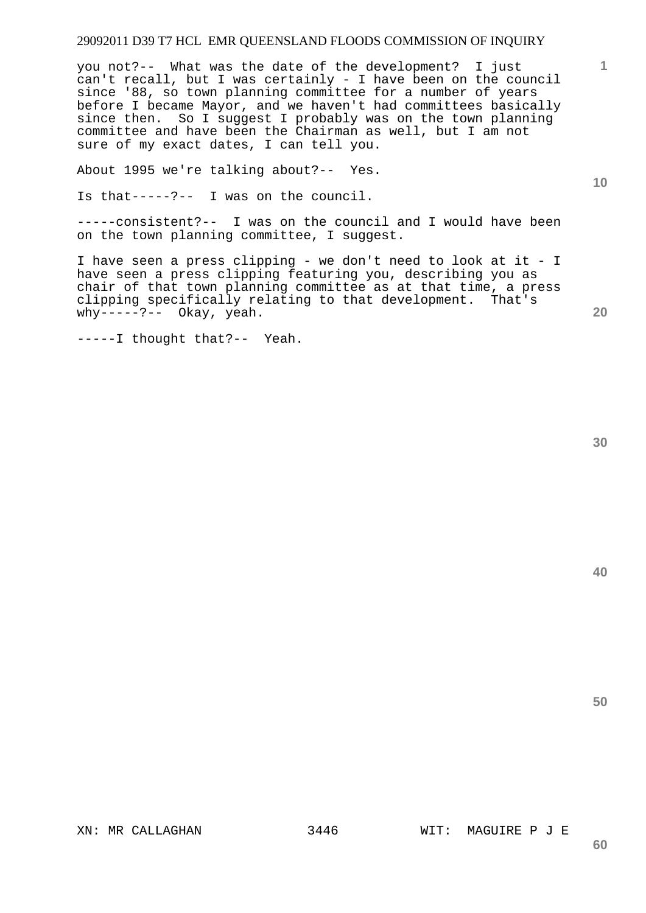you not?-- What was the date of the development? I just can't recall, but I was certainly - I have been on the council since '88, so town planning committee for a number of years before I became Mayor, and we haven't had committees basically since then. So I suggest I probably was on the town planning committee and have been the Chairman as well, but I am not sure of my exact dates, I can tell you.

About 1995 we're talking about?-- Yes.

Is that-----?-- I was on the council.

-----consistent?-- I was on the council and I would have been on the town planning committee, I suggest.

I have seen a press clipping - we don't need to look at it - I have seen a press clipping featuring you, describing you as chair of that town planning committee as at that time, a press clipping specifically relating to that development. That's why-----?-- Okay, yeah.

-----I thought that?-- Yeah.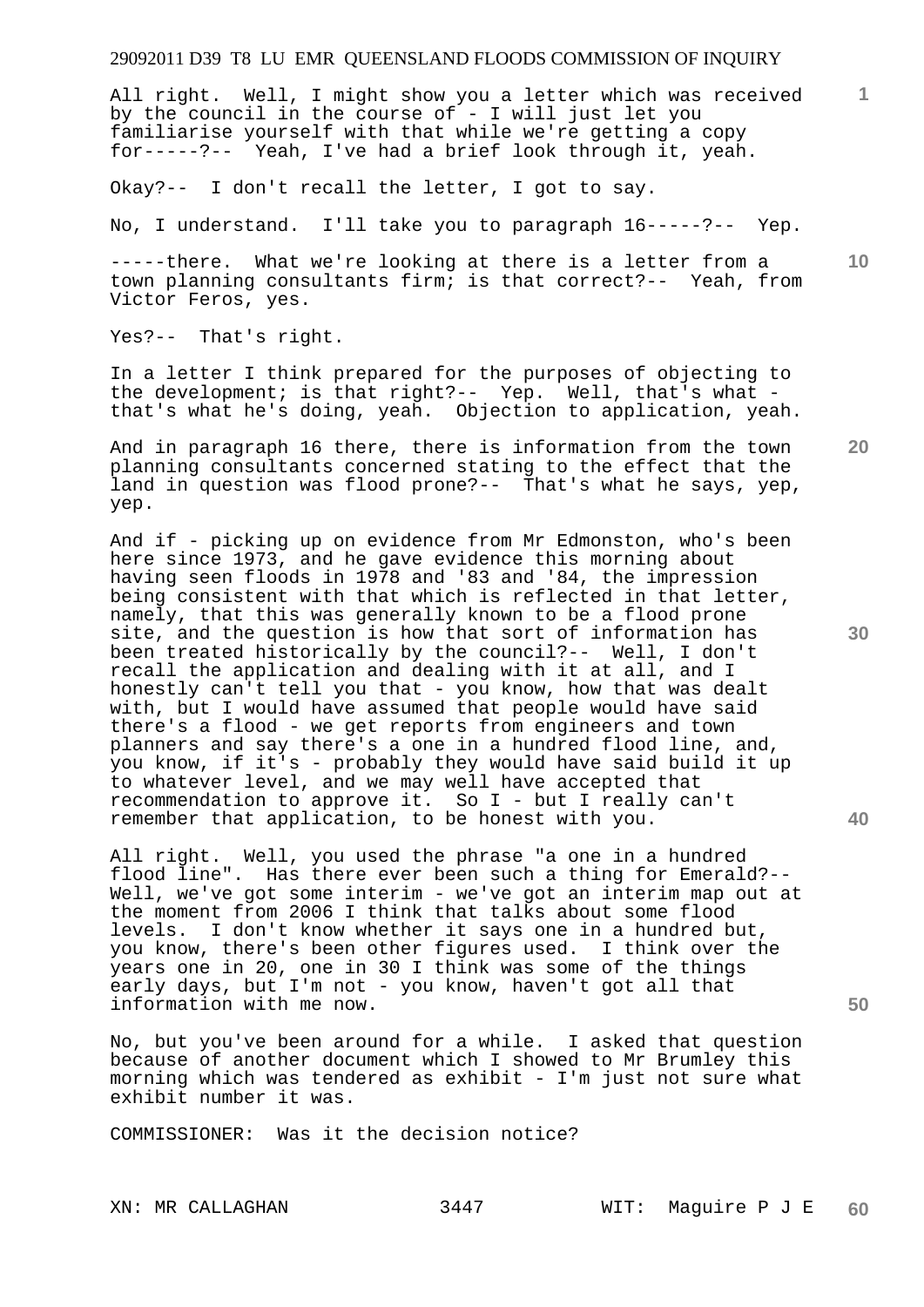All right. Well, I might show you a letter which was received by the council in the course of - I will just let you familiarise yourself with that while we're getting a copy for-----?-- Yeah, I've had a brief look through it, yeah.

Okay?-- I don't recall the letter, I got to say.

No, I understand. I'll take you to paragraph 16-----?-- Yep.

-----there. What we're looking at there is a letter from a town planning consultants firm; is that correct?-- Yeah, from Victor Feros, yes.

Yes?-- That's right.

In a letter I think prepared for the purposes of objecting to the development; is that right?-- Yep. Well, that's what - that's what he's doing, yeah. Objection to application, yeah.

And in paragraph 16 there, there is information from the town planning consultants concerned stating to the effect that the land in question was flood prone?-- That's what he says, yep, yep.

And if - picking up on evidence from Mr Edmonston, who's been here since 1973, and he gave evidence this morning about having seen floods in 1978 and '83 and '84, the impression being consistent with that which is reflected in that letter, namely, that this was generally known to be a flood prone site, and the question is how that sort of information has been treated historically by the council?-- Well, I don't recall the application and dealing with it at all, and I honestly can't tell you that - you know, how that was dealt with, but I would have assumed that people would have said there's a flood - we get reports from engineers and town planners and say there's a one in a hundred flood line, and, you know, if it's - probably they would have said build it up to whatever level, and we may well have accepted that recommendation to approve it. So I - but I really can't remember that application, to be honest with you.

All right. Well, you used the phrase "a one in a hundred flood line". Has there ever been such a thing for Emerald?-- Well, we've got some interim - we've got an interim map out at the moment from 2006 I think that talks about some flood levels. I don't know whether it says one in a hundred but, you know, there's been other figures used. I think over the years one in 20, one in 30 I think was some of the things early days, but I'm not - you know, haven't got all that information with me now.

No, but you've been around for a while. I asked that question because of another document which I showed to Mr Brumley this morning which was tendered as exhibit - I'm just not sure what exhibit number it was.

COMMISSIONER: Was it the decision notice?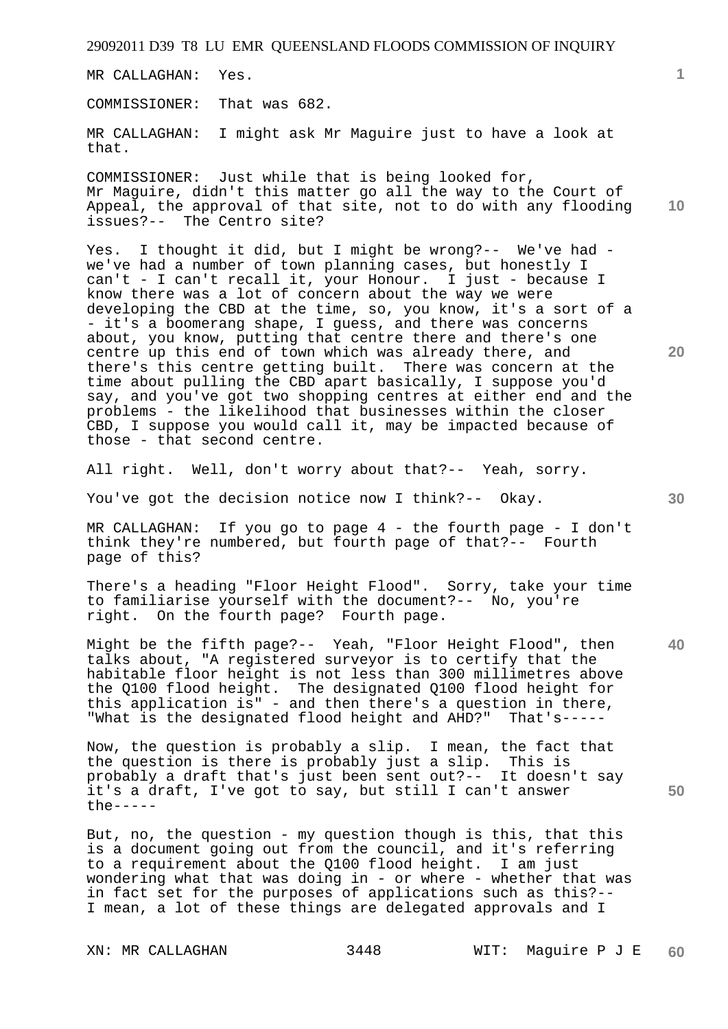MR CALLAGHAN: Yes.

COMMISSIONER: That was 682.

MR CALLAGHAN: I might ask Mr Maguire just to have a look at that.

COMMISSIONER: Just while that is being looked for, Mr Maguire, didn't this matter go all the way to the Court of Appeal, the approval of that site, not to do with any flooding issues?-- The Centro site?

Yes. I thought it did, but I might be wrong?-- We've had - we've had a number of town planning cases, but honestly I can't - I can't recall it, your Honour. I just - because I know there was a lot of concern about the way we were developing the CBD at the time, so, you know, it's a sort of a - it's a boomerang shape, I guess, and there was concerns about, you know, putting that centre there and there's one centre up this end of town which was already there, and there's this centre getting built. There was concern at the time about pulling the CBD apart basically, I suppose you'd say, and you've got two shopping centres at either end and the problems - the likelihood that businesses within the closer CBD, I suppose you would call it, may be impacted because of those - that second centre.

All right. Well, don't worry about that?-- Yeah, sorry.

You've got the decision notice now I think?-- Okay.

MR CALLAGHAN: If you go to page 4 - the fourth page - I don't think they're numbered, but fourth page of that?-- Fourth page of this?

There's a heading "Floor Height Flood". Sorry, take your time to familiarise yourself with the document?-- No, you're right. On the fourth page? Fourth page.

Might be the fifth page?-- Yeah, "Floor Height Flood", then talks about, "A registered surveyor is to certify that the habitable floor height is not less than 300 millimetres above the Q100 flood height. The designated Q100 flood height for this application is" - and then there's a question in there, "What is the designated flood height and AHD?" That's-----

Now, the question is probably a slip. I mean, the fact that the question is there is probably just a slip. This is probably a draft that's just been sent out?-- It doesn't say it's a draft, I've got to say, but still I can't answer the-----

But, no, the question - my question though is this, that this is a document going out from the council, and it's referring to a requirement about the Q100 flood height. I am just wondering what that was doing in - or where - whether that was in fact set for the purposes of applications such as this?-- I mean, a lot of these things are delegated approvals and I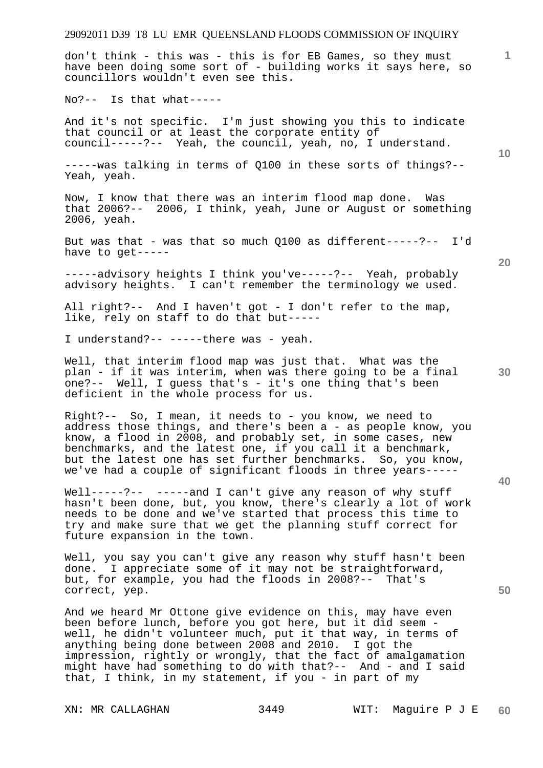don't think - this was - this is for EB Games, so they must have been doing some sort of - building works it says here, so councillors wouldn't even see this.

No?-- Is that what-----

And it's not specific. I'm just showing you this to indicate that council or at least the corporate entity of council-----?-- Yeah, the council, yeah, no, I understand.

-----was talking in terms of Q100 in these sorts of things?-- Yeah, yeah.

Now, I know that there was an interim flood map done. Was that 2006?-- 2006, I think, yeah, June or August or something 2006, yeah.

But was that - was that so much Q100 as different-----?-- I'd have to get-----

-----advisory heights I think you've-----?-- Yeah, probably advisory heights. I can't remember the terminology we used.

All right?-- And I haven't got - I don't refer to the map, like, rely on staff to do that but-----

I understand?-- -----there was - yeah.

Well, that interim flood map was just that. What was the plan - if it was interim, when was there going to be a final one?-- Well, I guess that's - it's one thing that's been deficient in the whole process for us.

Right?-- So, I mean, it needs to - you know, we need to address those things, and there's been a - as people know, you know, a flood in 2008, and probably set, in some cases, new benchmarks, and the latest one, if you call it a benchmark, but the latest one has set further benchmarks. So, you know, we've had a couple of significant floods in three years-----

Well-----?-- -----and I can't give any reason of why stuff hasn't been done, but, you know, there's clearly a lot of work needs to be done and we've started that process this time to try and make sure that we get the planning stuff correct for future expansion in the town.

Well, you say you can't give any reason why stuff hasn't been done. I appreciate some of it may not be straightforward, but, for example, you had the floods in 2008?-- That's correct, yep.

And we heard Mr Ottone give evidence on this, may have even been before lunch, before you got here, but it did seem - well, he didn't volunteer much, put it that way, in terms of anything being done between 2008 and 2010. I got the impression, rightly or wrongly, that the fact of amalgamation might have had something to do with that?-- And - and I said that, I think, in my statement, if you - in part of my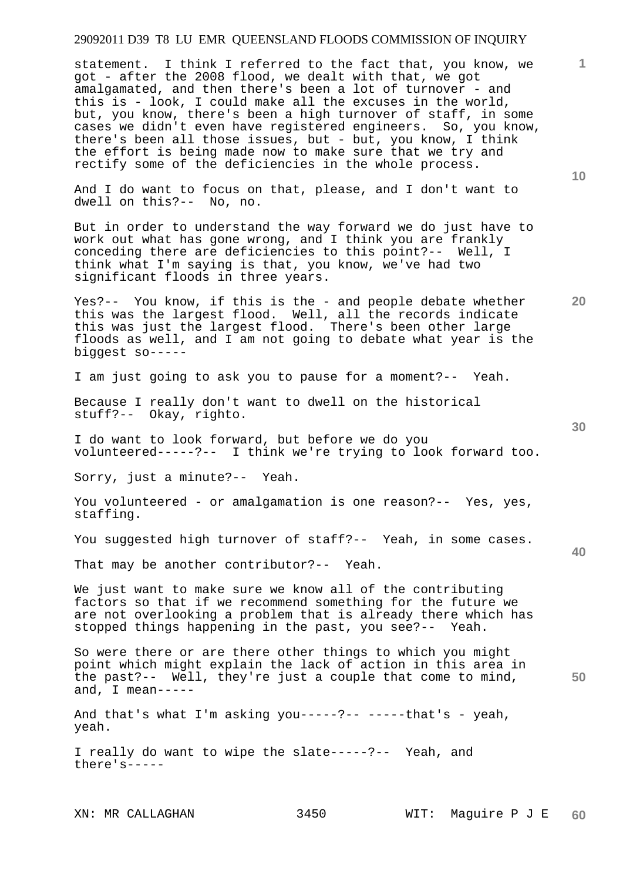statement. I think I referred to the fact that, you know, we got - after the 2008 flood, we dealt with that, we got amalgamated, and then there's been a lot of turnover - and this is - look, I could make all the excuses in the world, but, you know, there's been a high turnover of staff, in some cases we didn't even have registered engineers. So, you know, there's been all those issues, but - but, you know, I think the effort is being made now to make sure that we try and rectify some of the deficiencies in the whole process.

And I do want to focus on that, please, and I don't want to dwell on this?-- No, no.

But in order to understand the way forward we do just have to work out what has gone wrong, and I think you are frankly conceding there are deficiencies to this point?-- Well, I think what I'm saying is that, you know, we've had two significant floods in three years.

Yes?-- You know, if this is the - and people debate whether this was the largest flood. Well, all the records indicate this was just the largest flood. There's been other large floods as well, and I am not going to debate what year is the biggest so-----

I am just going to ask you to pause for a moment?-- Yeah.

Because I really don't want to dwell on the historical stuff?-- Okay, righto.

I do want to look forward, but before we do you volunteered-----?-- I think we're trying to look forward too.

Sorry, just a minute?-- Yeah.

You volunteered - or amalgamation is one reason?-- Yes, yes, staffing.

You suggested high turnover of staff?-- Yeah, in some cases.

That may be another contributor?-- Yeah.

We just want to make sure we know all of the contributing factors so that if we recommend something for the future we are not overlooking a problem that is already there which has stopped things happening in the past, you see?-- Yeah.

So were there or are there other things to which you might point which might explain the lack of action in this area in the past?-- Well, they're just a couple that come to mind, and, I mean-----

And that's what I'm asking you-----?-- -----that's - yeah, yeah.

I really do want to wipe the slate-----?-- Yeah, and there's-----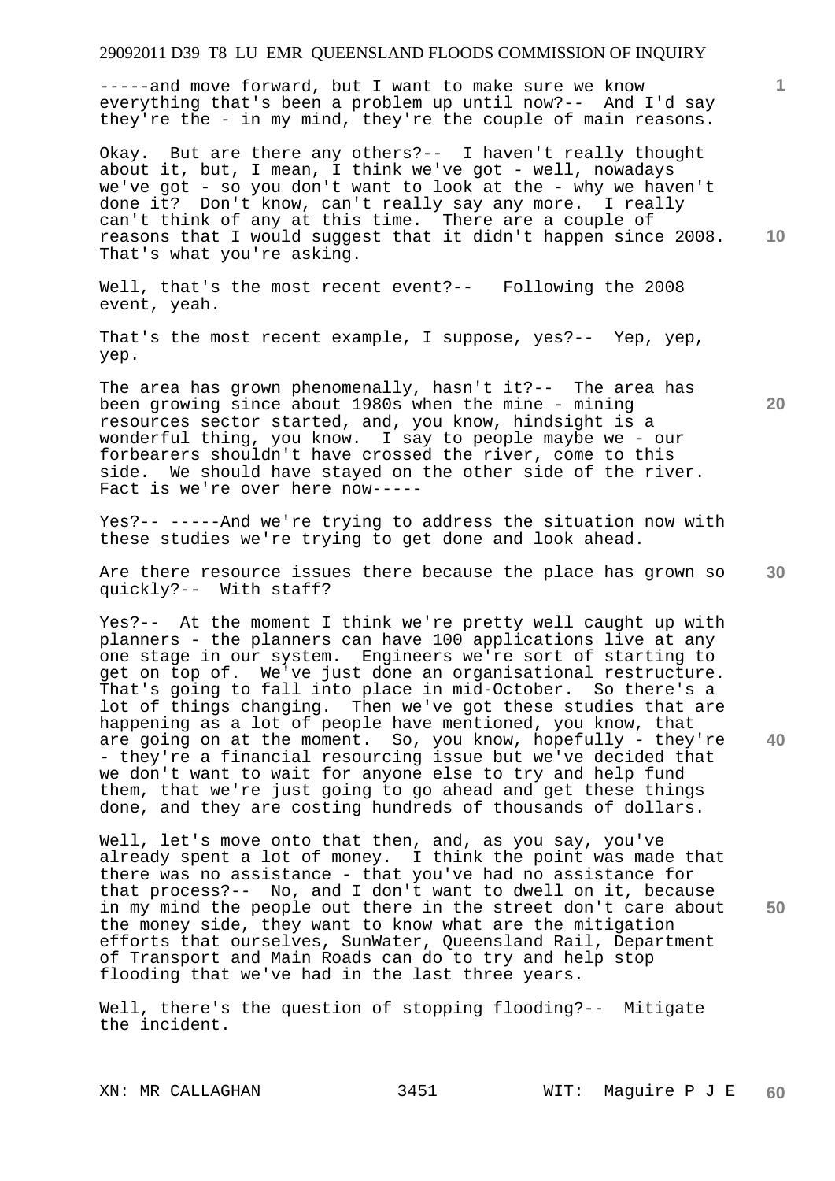-----and move forward, but I want to make sure we know everything that's been a problem up until now?-- And I'd say they're the - in my mind, they're the couple of main reasons.

Okay. But are there any others?-- I haven't really thought about it, but, I mean, I think we've got - well, nowadays we've got - so you don't want to look at the - why we haven't done it? Don't know, can't really say any more. I really can't think of any at this time. There are a couple of reasons that I would suggest that it didn't happen since 2008. That's what you're asking.

Well, that's the most recent event?-- Following the 2008 event, yeah.

That's the most recent example, I suppose, yes?-- Yep, yep, yep.

The area has grown phenomenally, hasn't it?-- The area has been growing since about 1980s when the mine - mining resources sector started, and, you know, hindsight is a wonderful thing, you know. I say to people maybe we - our forbearers shouldn't have crossed the river, come to this side. We should have stayed on the other side of the river. Fact is we're over here now-----

Yes?-- -----And we're trying to address the situation now with these studies we're trying to get done and look ahead.

Are there resource issues there because the place has grown so quickly?-- With staff?

Yes?-- At the moment I think we're pretty well caught up with planners - the planners can have 100 applications live at any one stage in our system. Engineers we're sort of starting to get on top of. We've just done an organisational restructure. That's going to fall into place in mid-October. So there's a lot of things changing. Then we've got these studies that are happening as a lot of people have mentioned, you know, that are going on at the moment. So, you know, hopefully - they're - they're a financial resourcing issue but we've decided that we don't want to wait for anyone else to try and help fund them, that we're just going to go ahead and get these things done, and they are costing hundreds of thousands of dollars.

Well, let's move onto that then, and, as you say, you've already spent a lot of money. I think the point was made that there was no assistance - that you've had no assistance for that process?-- No, and I don't want to dwell on it, because in my mind the people out there in the street don't care about the money side, they want to know what are the mitigation efforts that ourselves, SunWater, Queensland Rail, Department of Transport and Main Roads can do to try and help stop flooding that we've had in the last three years.

Well, there's the question of stopping flooding?-- Mitigate the incident.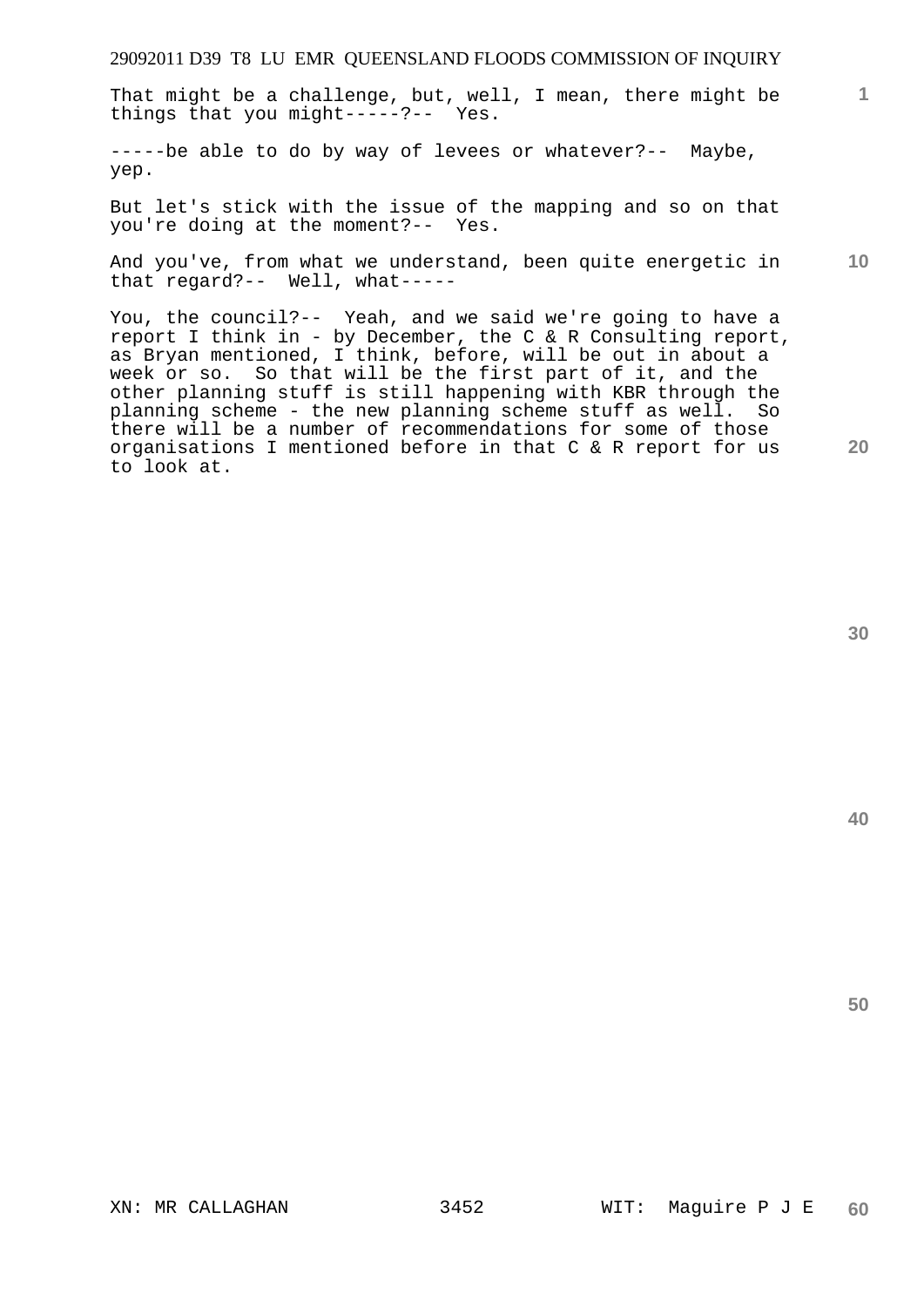That might be a challenge, but, well, I mean, there might be things that you might-----?-- Yes.

-----be able to do by way of levees or whatever?-- Maybe, yep.

But let's stick with the issue of the mapping and so on that you're doing at the moment?-- Yes.

And you've, from what we understand, been quite energetic in that regard?-- Well, what-----

You, the council?-- Yeah, and we said we're going to have a report I think in - by December, the C & R Consulting report, as Bryan mentioned, I think, before, will be out in about a week or so. So that will be the first part of it, and the other planning stuff is still happening with KBR through the planning scheme - the new planning scheme stuff as well. So there will be a number of recommendations for some of those organisations I mentioned before in that C & R report for us to look at.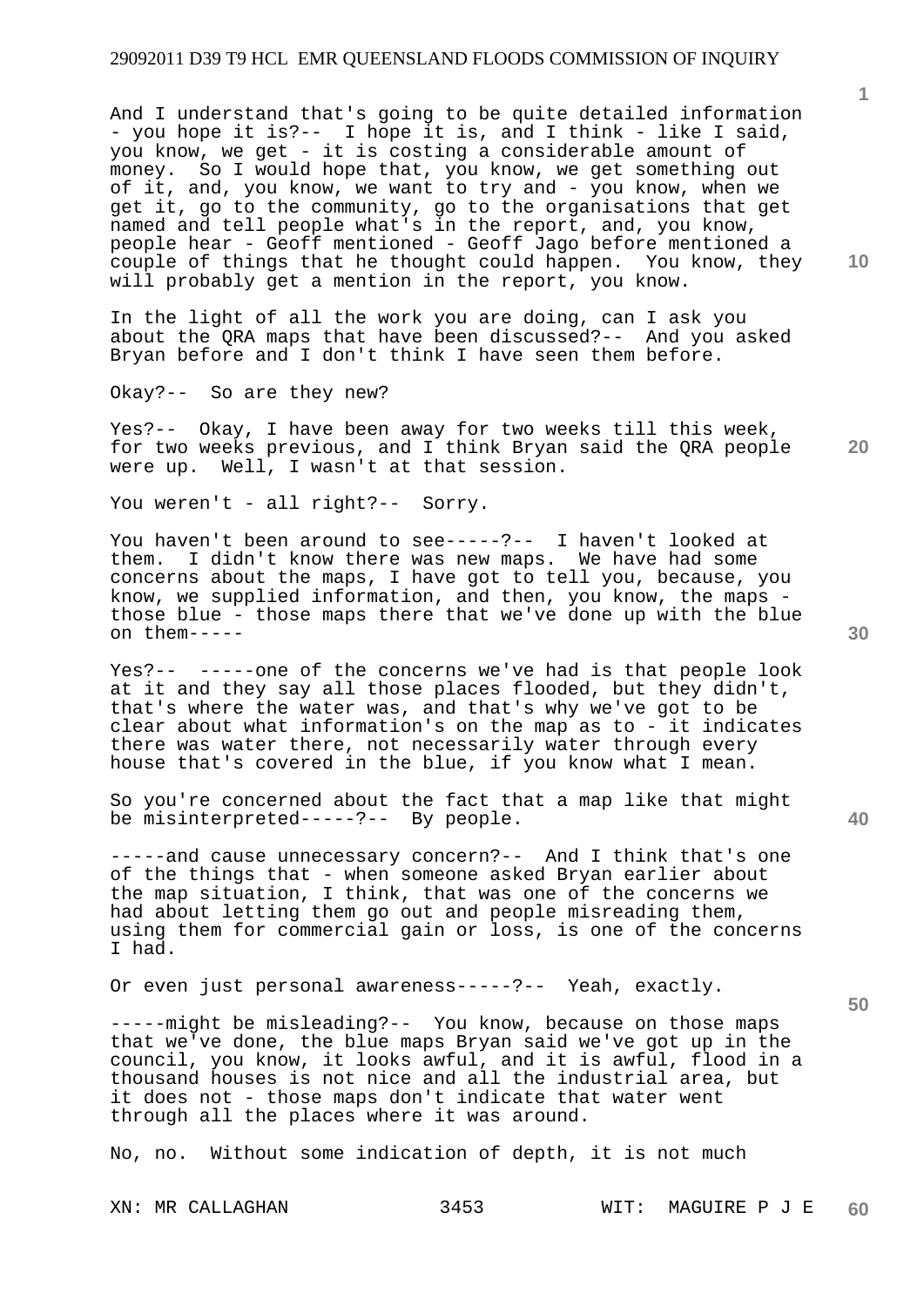And I understand that's going to be quite detailed information - you hope it is?-- I hope it is, and I think - like I said, you know, we get - it is costing a considerable amount of money. So I would hope that, you know, we get something out of it, and, you know, we want to try and - you know, when we get it, go to the community, go to the organisations that get named and tell people what's in the report, and, you know, people hear - Geoff mentioned - Geoff Jago before mentioned a couple of things that he thought could happen. You know, they will probably get a mention in the report, you know.

In the light of all the work you are doing, can I ask you about the QRA maps that have been discussed?-- And you asked Bryan before and I don't think I have seen them before.

Okay?-- So are they new?

Yes?-- Okay, I have been away for two weeks till this week, for two weeks previous, and I think Bryan said the QRA people were up. Well, I wasn't at that session.

You weren't - all right?-- Sorry.

You haven't been around to see-----?-- I haven't looked at them. I didn't know there was new maps. We have had some concerns about the maps, I have got to tell you, because, you know, we supplied information, and then, you know, the maps - those blue - those maps there that we've done up with the blue on them-----

Yes?-- -----one of the concerns we've had is that people look at it and they say all those places flooded, but they didn't, that's where the water was, and that's why we've got to be clear about what information's on the map as to - it indicates there was water there, not necessarily water through every house that's covered in the blue, if you know what I mean.

So you're concerned about the fact that a map like that might be misinterpreted-----?-- By people.

-----and cause unnecessary concern?-- And I think that's one of the things that - when someone asked Bryan earlier about the map situation, I think, that was one of the concerns we had about letting them go out and people misreading them, using them for commercial gain or loss, is one of the concerns I had.

Or even just personal awareness-----?-- Yeah, exactly.

-----might be misleading?-- You know, because on those maps that we've done, the blue maps Bryan said we've got up in the council, you know, it looks awful, and it is awful, flood in a thousand houses is not nice and all the industrial area, but it does not - those maps don't indicate that water went through all the places where it was around.

No, no. Without some indication of depth, it is not much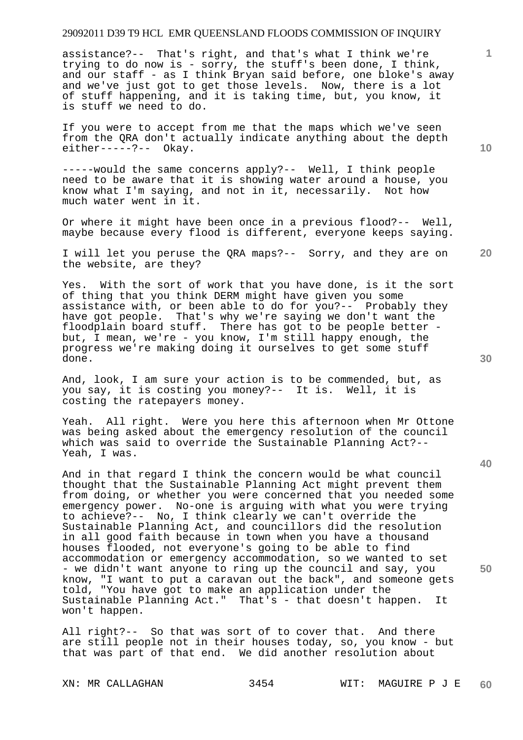assistance?-- That's right, and that's what I think we're trying to do now is - sorry, the stuff's been done, I think, and our staff - as I think Bryan said before, one bloke's away and we've just got to get those levels. Now, there is a lot of stuff happening, and it is taking time, but, you know, it is stuff we need to do.

If you were to accept from me that the maps which we've seen from the QRA don't actually indicate anything about the depth either-----?-- Okay.

-----would the same concerns apply?-- Well, I think people need to be aware that it is showing water around a house, you know what I'm saying, and not in it, necessarily. Not how much water went in it.

Or where it might have been once in a previous flood?-- Well, maybe because every flood is different, everyone keeps saying.

I will let you peruse the QRA maps?-- Sorry, and they are on the website, are they?

Yes. With the sort of work that you have done, is it the sort of thing that you think DERM might have given you some assistance with, or been able to do for you?-- Probably they have got people. That's why we're saying we don't want the floodplain board stuff. There has got to be people better - but, I mean, we're - you know, I'm still happy enough, the progress we're making doing it ourselves to get some stuff done.

And, look, I am sure your action is to be commended, but, as you say, it is costing you money?-- It is. Well, it is costing the ratepayers money.

Yeah. All right. Were you here this afternoon when Mr Ottone was being asked about the emergency resolution of the council which was said to override the Sustainable Planning Act?-- Yeah, I was.

And in that regard I think the concern would be what council thought that the Sustainable Planning Act might prevent them from doing, or whether you were concerned that you needed some emergency power. No-one is arguing with what you were trying to achieve?-- No, I think clearly we can't override the Sustainable Planning Act, and councillors did the resolution in all good faith because in town when you have a thousand houses flooded, not everyone's going to be able to find accommodation or emergency accommodation, so we wanted to set - we didn't want anyone to ring up the council and say, you know, "I want to put a caravan out the back", and someone gets told, "You have got to make an application under the Sustainable Planning Act." That's - that doesn't happen. It won't happen.

All right?-- So that was sort of to cover that. And there are still people not in their houses today, so, you know - but that was part of that end. We did another resolution about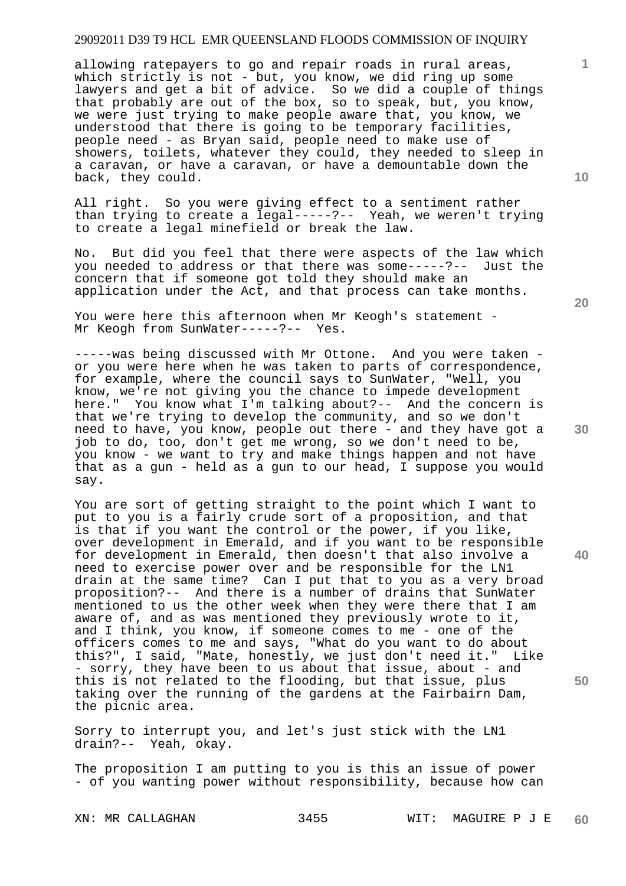allowing ratepayers to go and repair roads in rural areas, which strictly is not - but, you know, we did ring up some lawyers and get a bit of advice. So we did a couple of things that probably are out of the box, so to speak, but, you know, we were just trying to make people aware that, you know, we understood that there is going to be temporary facilities, people need - as Bryan said, people need to make use of showers, toilets, whatever they could, they needed to sleep in a caravan, or have a caravan, or have a demountable down the back, they could.

All right. So you were giving effect to a sentiment rather than trying to create a legal-----?-- Yeah, we weren't trying to create a legal minefield or break the law.

No. But did you feel that there were aspects of the law which you needed to address or that there was some-----?-- Just the concern that if someone got told they should make an application under the Act, and that process can take months.

You were here this afternoon when Mr Keogh's statement - Mr Keogh from SunWater-----?-- Yes.

-----was being discussed with Mr Ottone. And you were taken - or you were here when he was taken to parts of correspondence, for example, where the council says to SunWater, "Well, you know, we're not giving you the chance to impede development here." You know what I'm talking about?-- And the concern is that we're trying to develop the community, and so we don't need to have, you know, people out there - and they have got a job to do, too, don't get me wrong, so we don't need to be, you know - we want to try and make things happen and not have that as a gun - held as a gun to our head, I suppose you would say.

You are sort of getting straight to the point which I want to put to you is a fairly crude sort of a proposition, and that is that if you want the control or the power, if you like, over development in Emerald, and if you want to be responsible for development in Emerald, then doesn't that also involve a need to exercise power over and be responsible for the LN1 drain at the same time? Can I put that to you as a very broad proposition?-- And there is a number of drains that SunWater mentioned to us the other week when they were there that I am aware of, and as was mentioned they previously wrote to it, and I think, you know, if someone comes to me - one of the officers comes to me and says, "What do you want to do about this?", I said, "Mate, honestly, we just don't need it." Like - sorry, they have been to us about that issue, about - and this is not related to the flooding, but that issue, plus taking over the running of the gardens at the Fairbairn Dam, the picnic area.

Sorry to interrupt you, and let's just stick with the LN1 drain?-- Yeah, okay.

The proposition I am putting to you is this an issue of power - of you wanting power without responsibility, because how can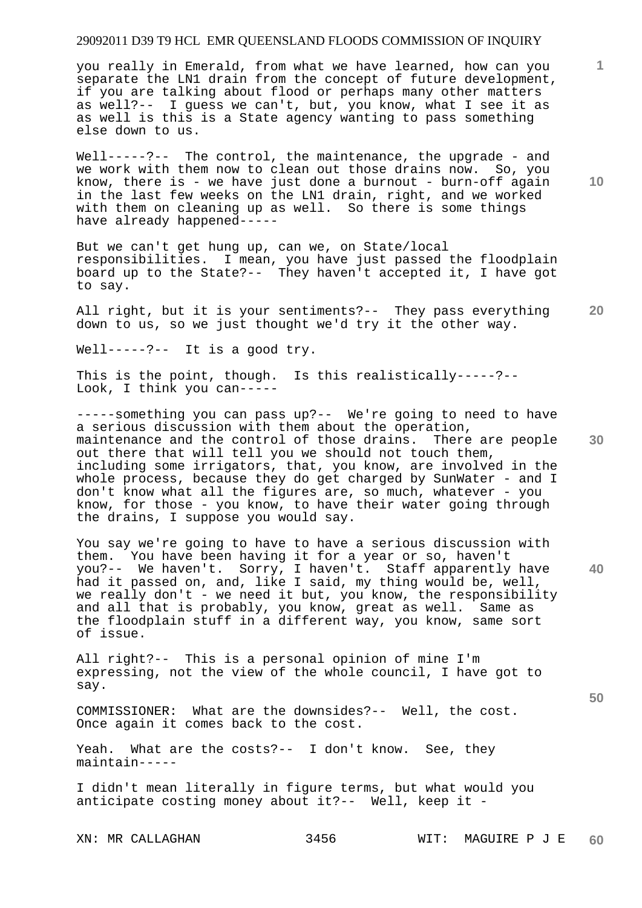you really in Emerald, from what we have learned, how can you separate the LN1 drain from the concept of future development, if you are talking about flood or perhaps many other matters as well?-- I guess we can't, but, you know, what I see it as as well is this is a State agency wanting to pass something else down to us.

Well-----?-- The control, the maintenance, the upgrade - and we work with them now to clean out those drains now. So, you know, there is - we have just done a burnout - burn-off again in the last few weeks on the LN1 drain, right, and we worked with them on cleaning up as well. So there is some things have already happened-----

But we can't get hung up, can we, on State/local responsibilities. I mean, you have just passed the floodplain board up to the State?-- They haven't accepted it, I have got to say.

All right, but it is your sentiments?-- They pass everything down to us, so we just thought we'd try it the other way.

Well-----?-- It is a good try.

This is the point, though. Is this realistically-----?-- Look, I think you can-----

-----something you can pass up?-- We're going to need to have a serious discussion with them about the operation, maintenance and the control of those drains. There are people out there that will tell you we should not touch them, including some irrigators, that, you know, are involved in the whole process, because they do get charged by SunWater - and I don't know what all the figures are, so much, whatever - you know, for those - you know, to have their water going through the drains, I suppose you would say.

You say we're going to have to have a serious discussion with them. You have been having it for a year or so, haven't you?-- We haven't. Sorry, I haven't. Staff apparently have had it passed on, and, like I said, my thing would be, well, we really don't - we need it but, you know, the responsibility and all that is probably, you know, great as well. Same as the floodplain stuff in a different way, you know, same sort of issue.

All right?-- This is a personal opinion of mine I'm expressing, not the view of the whole council, I have got to say.

COMMISSIONER: What are the downsides?-- Well, the cost. Once again it comes back to the cost.

Yeah. What are the costs?-- I don't know. See, they maintain-----

I didn't mean literally in figure terms, but what would you anticipate costing money about it?-- Well, keep it -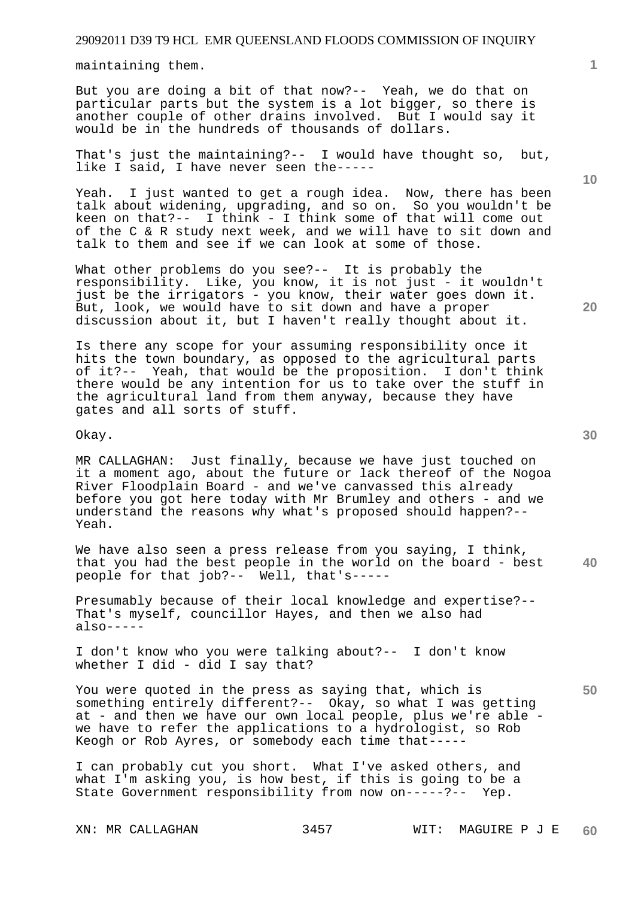maintaining them.

But you are doing a bit of that now?-- Yeah, we do that on particular parts but the system is a lot bigger, so there is another couple of other drains involved. But I would say it would be in the hundreds of thousands of dollars.

That's just the maintaining?-- I would have thought so, but, like I said, I have never seen the-----

Yeah. I just wanted to get a rough idea. Now, there has been talk about widening, upgrading, and so on. So you wouldn't be keen on that?-- I think - I think some of that will come out of the C & R study next week, and we will have to sit down and talk to them and see if we can look at some of those.

What other problems do you see?-- It is probably the responsibility. Like, you know, it is not just - it wouldn't just be the irrigators - you know, their water goes down it. But, look, we would have to sit down and have a proper discussion about it, but I haven't really thought about it.

Is there any scope for your assuming responsibility once it hits the town boundary, as opposed to the agricultural parts of it?-- Yeah, that would be the proposition. I don't think there would be any intention for us to take over the stuff in the agricultural land from them anyway, because they have gates and all sorts of stuff.

Okay.

MR CALLAGHAN: Just finally, because we have just touched on it a moment ago, about the future or lack thereof of the Nogoa River Floodplain Board - and we've canvassed this already before you got here today with Mr Brumley and others - and we understand the reasons why what's proposed should happen?-- Yeah.

We have also seen a press release from you saying, I think, that you had the best people in the world on the board - best people for that job?-- Well, that's-----

Presumably because of their local knowledge and expertise?-- That's myself, councillor Hayes, and then we also had also-----

I don't know who you were talking about?-- I don't know whether I did - did I say that?

You were quoted in the press as saying that, which is something entirely different?-- Okay, so what I was getting at - and then we have our own local people, plus we're able - we have to refer the applications to a hydrologist, so Rob Keogh or Rob Ayres, or somebody each time that-----

I can probably cut you short. What I've asked others, and what I'm asking you, is how best, if this is going to be a State Government responsibility from now on-----?-- Yep.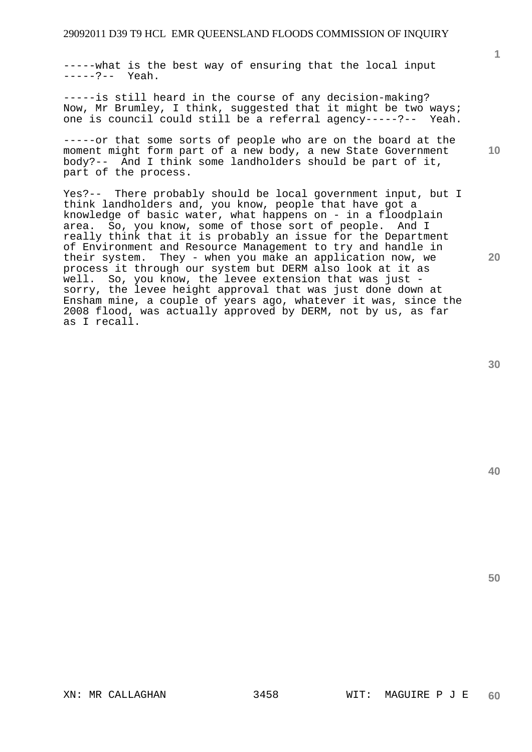-----what is the best way of ensuring that the local input -----?-- Yeah.

-----is still heard in the course of any decision-making? Now, Mr Brumley, I think, suggested that it might be two ways; one is council could still be a referral agency-----?-- Yeah.

-----or that some sorts of people who are on the board at the moment might form part of a new body, a new State Government body?-- And I think some landholders should be part of it, part of the process.

Yes?-- There probably should be local government input, but I think landholders and, you know, people that have got a knowledge of basic water, what happens on - in a floodplain area. So, you know, some of those sort of people. And I really think that it is probably an issue for the Department of Environment and Resource Management to try and handle in their system. They - when you make an application now, we process it through our system but DERM also look at it as well. So, you know, the levee extension that was just - sorry, the levee height approval that was just done down at Ensham mine, a couple of years ago, whatever it was, since the 2008 flood, was actually approved by DERM, not by us, as far as I recall.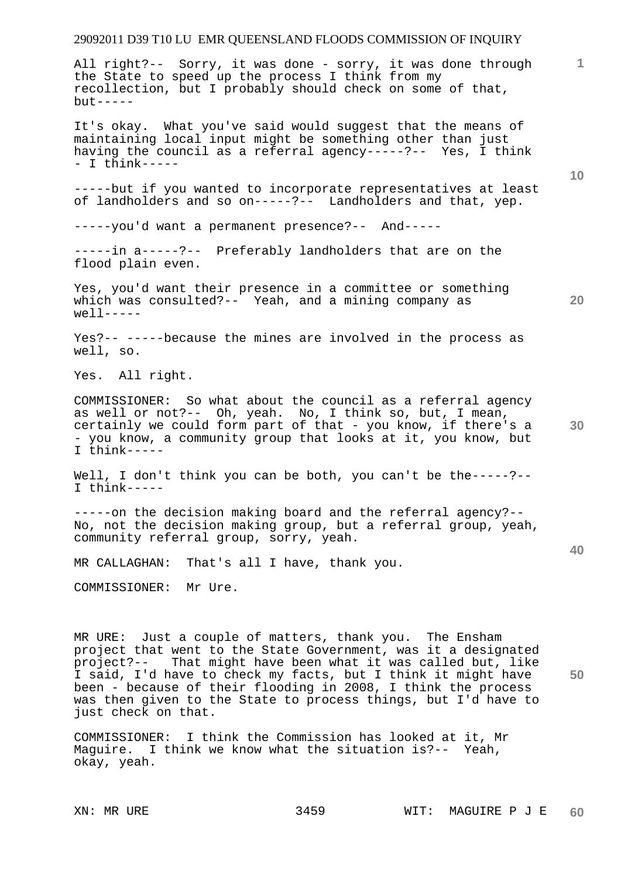All right?-- Sorry, it was done - sorry, it was done through the State to speed up the process I think from my recollection, but I probably should check on some of that, but-----

It's okay. What you've said would suggest that the means of maintaining local input might be something other than just having the council as a referral agency-----?-- Yes, I think - I think-----

-----but if you wanted to incorporate representatives at least of landholders and so on-----?-- Landholders and that, yep.

-----you'd want a permanent presence?-- And-----

-----in a-----?-- Preferably landholders that are on the flood plain even.

Yes, you'd want their presence in a committee or something which was consulted?-- Yeah, and a mining company as well-----

Yes?-- -----because the mines are involved in the process as well, so.

Yes. All right.

COMMISSIONER: So what about the council as a referral agency as well or not?-- Oh, yeah. No, I think so, but, I mean, certainly we could form part of that - you know, if there's a - you know, a community group that looks at it, you know, but I think-----

Well, I don't think you can be both, you can't be the-----?-- I think-----

-----on the decision making board and the referral agency?-- No, not the decision making group, but a referral group, yeah, community referral group, sorry, yeah.

MR CALLAGHAN: That's all I have, thank you.

COMMISSIONER: Mr Ure.

MR URE: Just a couple of matters, thank you. The Ensham project that went to the State Government, was it a designated project?-- That might have been what it was called but, like I said, I'd have to check my facts, but I think it might have been - because of their flooding in 2008, I think the process was then given to the State to process things, but I'd have to just check on that.

COMMISSIONER: I think the Commission has looked at it, Mr Maguire. I think we know what the situation is?-- Yeah, okay, yeah.

XN: MR URE WIT: MAGUIRE P J E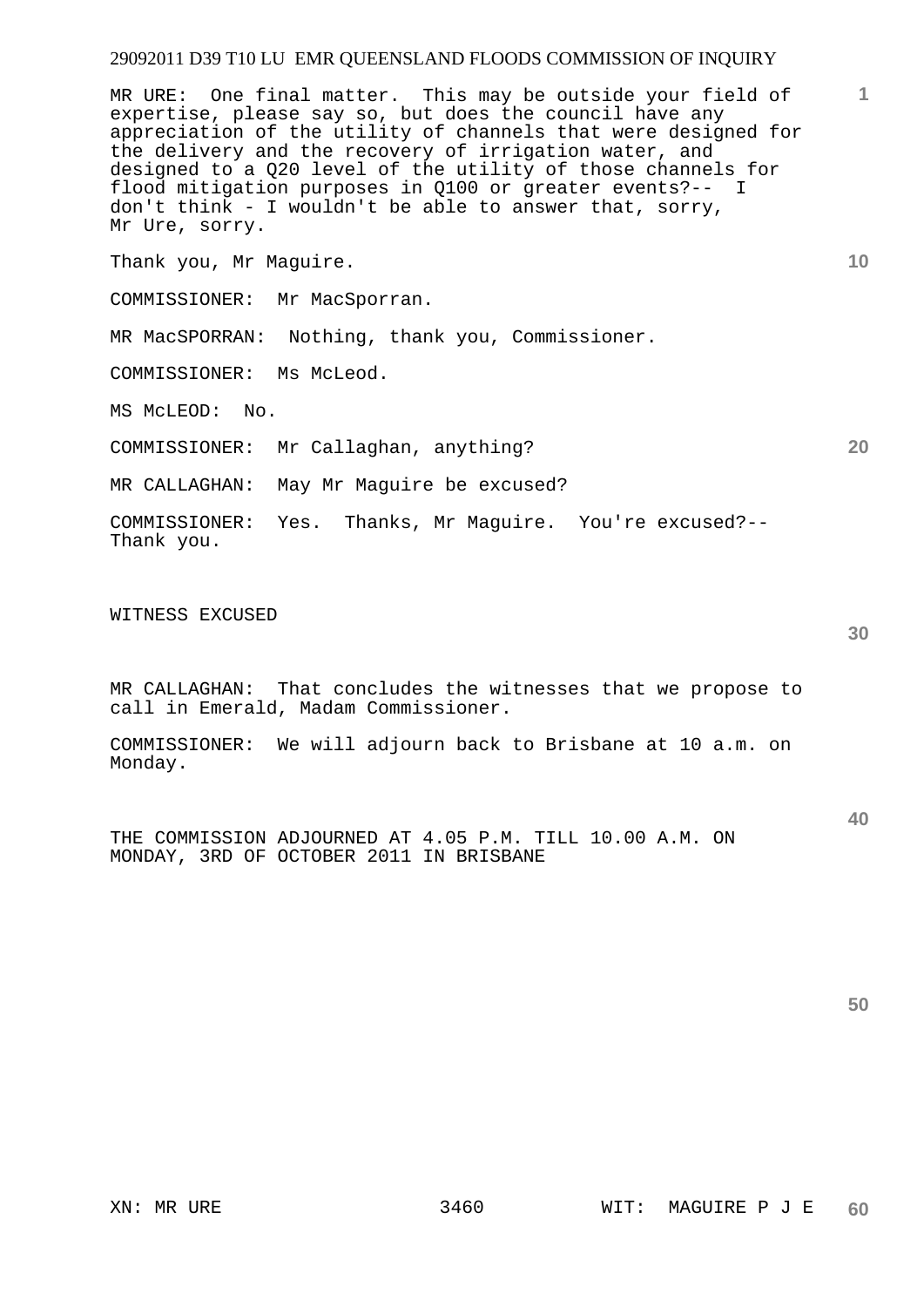MR URE: One final matter. This may be outside your field of expertise, please say so, but does the council have any appreciation of the utility of channels that were designed for the delivery and the recovery of irrigation water, and designed to a Q20 level of the utility of those channels for flood mitigation purposes in Q100 or greater events?-- I don't think - I wouldn't be able to answer that, sorry, Mr Ure, sorry.

Thank you, Mr Maguire.

COMMISSIONER: Mr MacSporran.

MR MacSPORRAN: Nothing, thank you, Commissioner.

COMMISSIONER: Ms McLeod.

MS McLEOD: No.

COMMISSIONER: Mr Callaghan, anything?

MR CALLAGHAN: May Mr Maguire be excused?

COMMISSIONER: Yes. Thanks, Mr Maguire. You're excused?-- Thank you.

WITNESS EXCUSED

MR CALLAGHAN: That concludes the witnesses that we propose to call in Emerald, Madam Commissioner.

COMMISSIONER: We will adjourn back to Brisbane at 10 a.m. on Monday.

THE COMMISSION ADJOURNED AT 4.05 P.M. TILL 10.00 A.M. ON MONDAY, 3RD OF OCTOBER 2011 IN BRISBANE